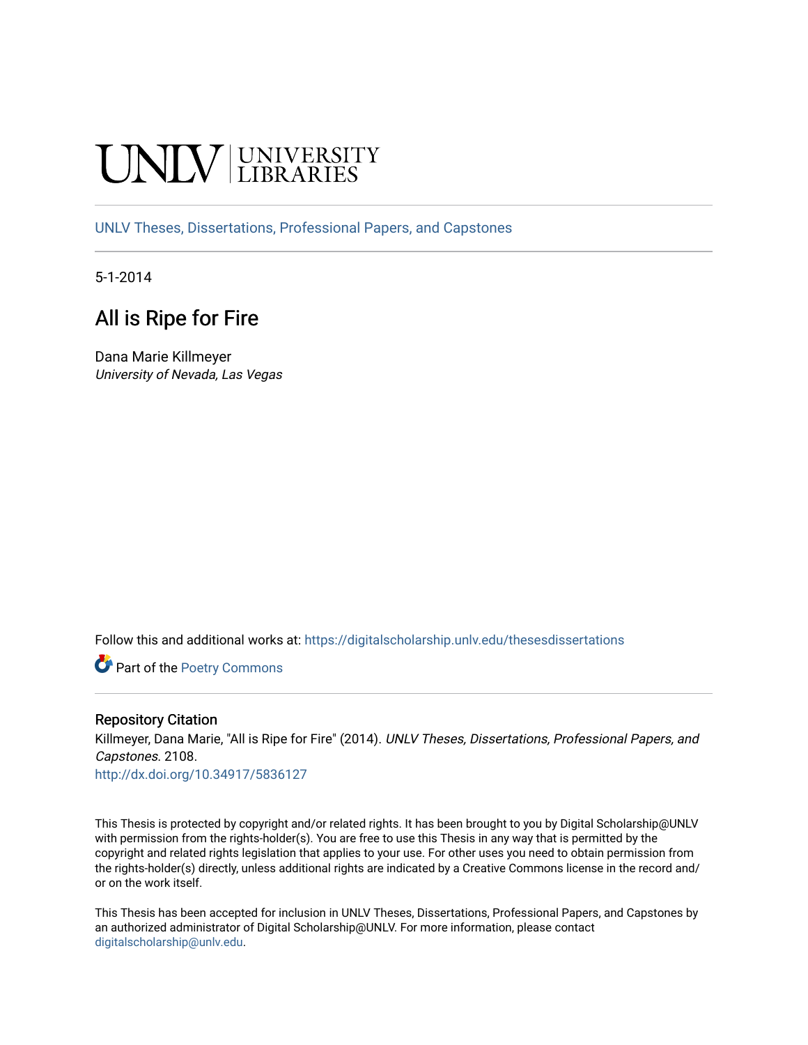UNLV | UNIVERSITY LIBRARIES

UNLV Theses, Dissertations, Professional Papers, and Capstones

5-1-2014

# All is Ripe for Fire

Dana Marie Killmeyer
*University of Nevada, Las Vegas*

Follow this and additional works at: https://digitalscholarship.unlv.edu/thesesdissertations

Part of the Poetry Commons

### Repository Citation

Killmeyer, Dana Marie, "All is Ripe for Fire" (2014). *UNLV Theses, Dissertations, Professional Papers, and Capstones*. 2108.
http://dx.doi.org/10.34917/5836127

This Thesis is protected by copyright and/or related rights. It has been brought to you by Digital Scholarship@UNLV with permission from the rights-holder(s). You are free to use this Thesis in any way that is permitted by the copyright and related rights legislation that applies to your use. For other uses you need to obtain permission from the rights-holder(s) directly, unless additional rights are indicated by a Creative Commons license in the record and/or on the work itself.

This Thesis has been accepted for inclusion in UNLV Theses, Dissertations, Professional Papers, and Capstones by an authorized administrator of Digital Scholarship@UNLV. For more information, please contact digitalscholarship@unlv.edu.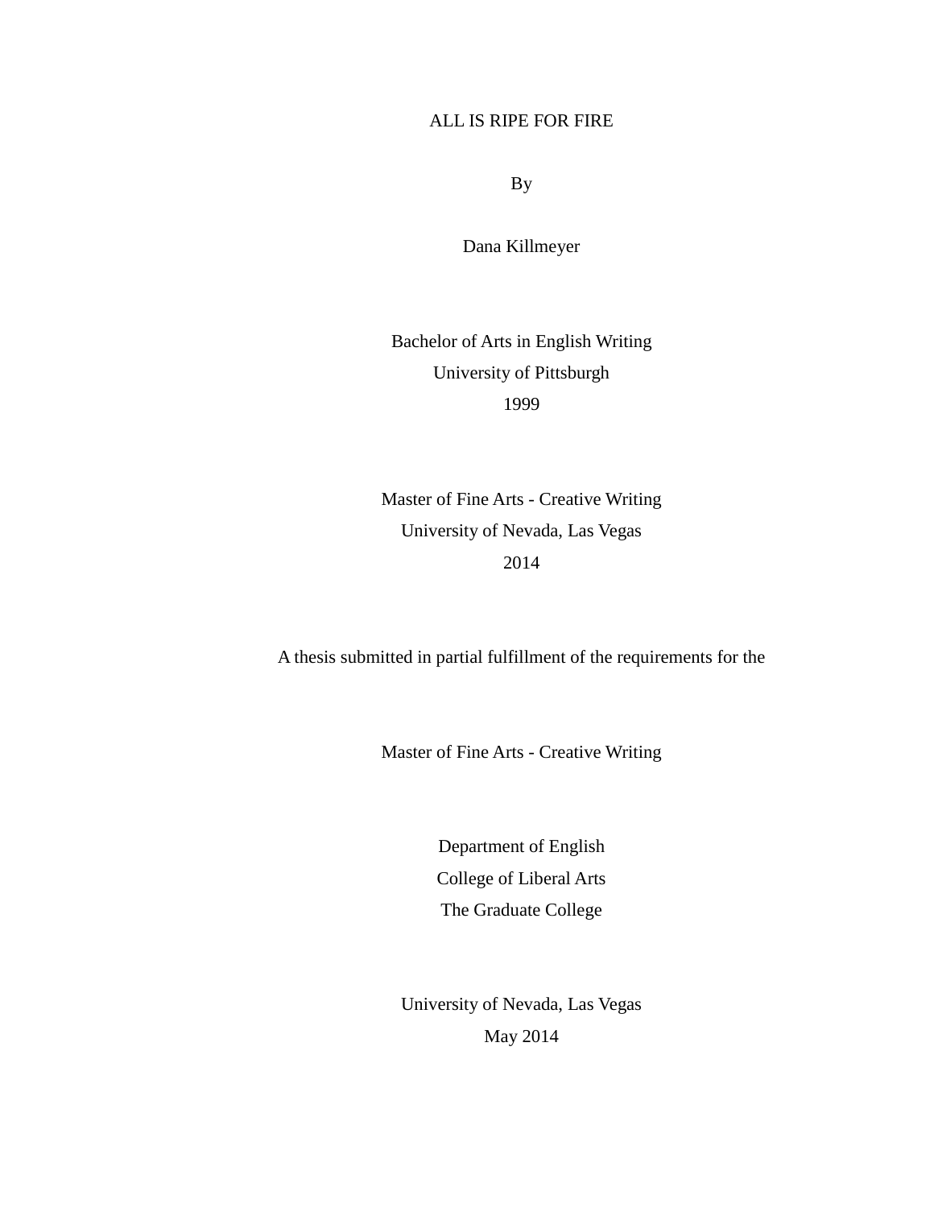# ALL IS RIPE FOR FIRE

By

Dana Killmeyer

Bachelor of Arts in English Writing
University of Pittsburgh
1999

Master of Fine Arts - Creative Writing
University of Nevada, Las Vegas
2014

A thesis submitted in partial fulfillment of the requirements for the

Master of Fine Arts - Creative Writing

Department of English
College of Liberal Arts
The Graduate College

University of Nevada, Las Vegas
May 2014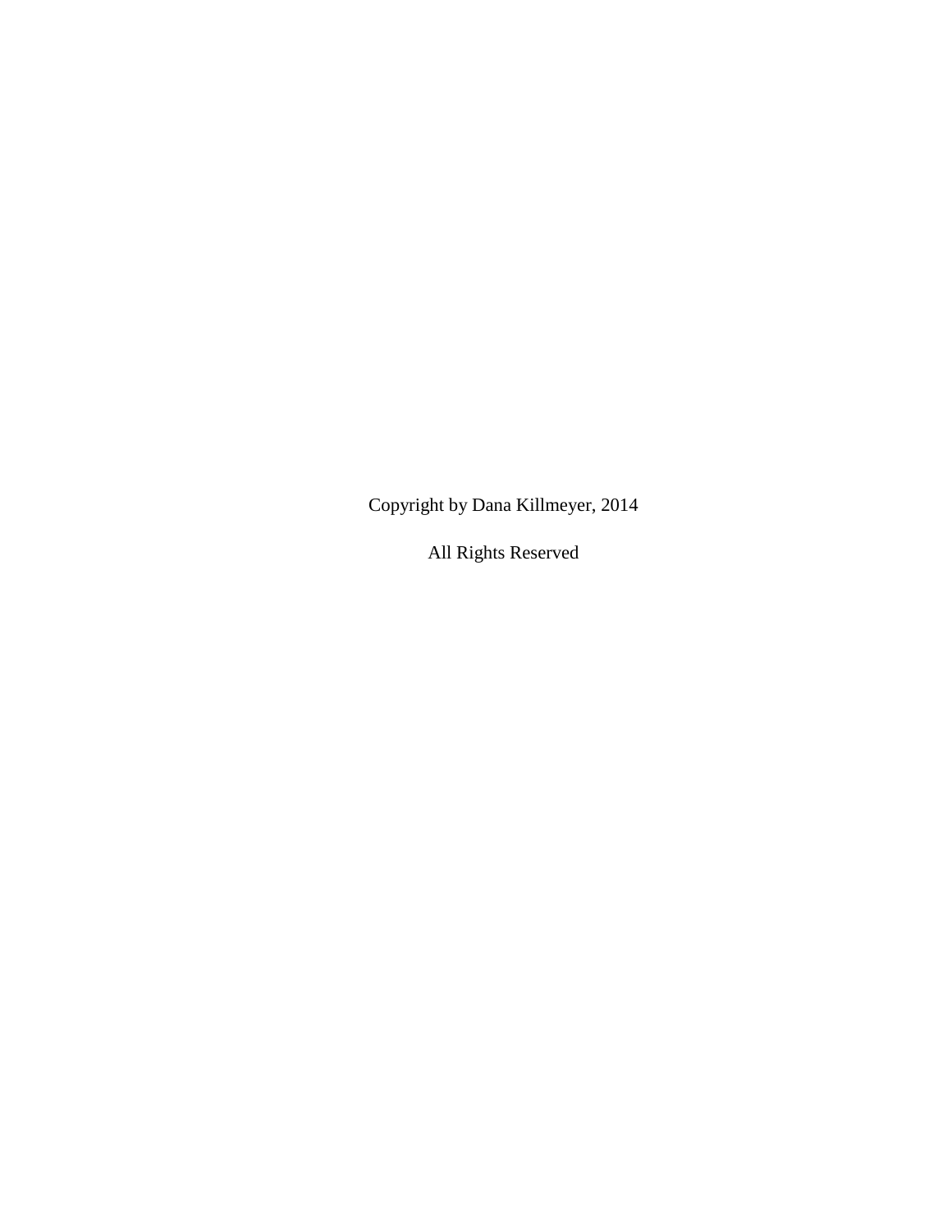Copyright by Dana Killmeyer, 2014

All Rights Reserved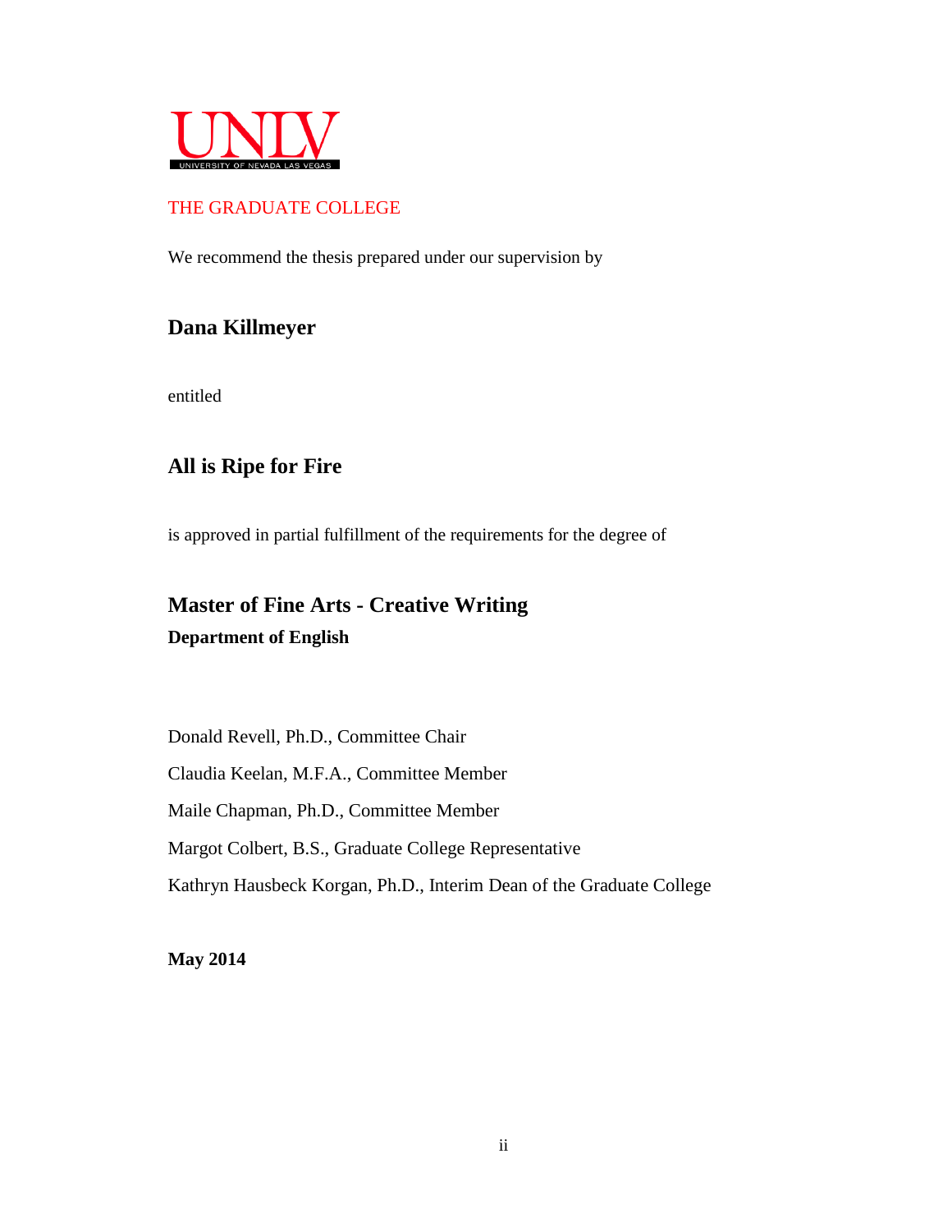UNLV

UNIVERSITY OF NEVADA LAS VEGAS

THE GRADUATE COLLEGE

We recommend the thesis prepared under our supervision by

**Dana Killmeyer**

entitled

**All is Ripe for Fire**

is approved in partial fulfillment of the requirements for the degree of

**Master of Fine Arts - Creative Writing**
**Department of English**

Donald Revell, Ph.D., Committee Chair

Claudia Keelan, M.F.A., Committee Member

Maile Chapman, Ph.D., Committee Member

Margot Colbert, B.S., Graduate College Representative

Kathryn Hausbeck Korgan, Ph.D., Interim Dean of the Graduate College

**May 2014**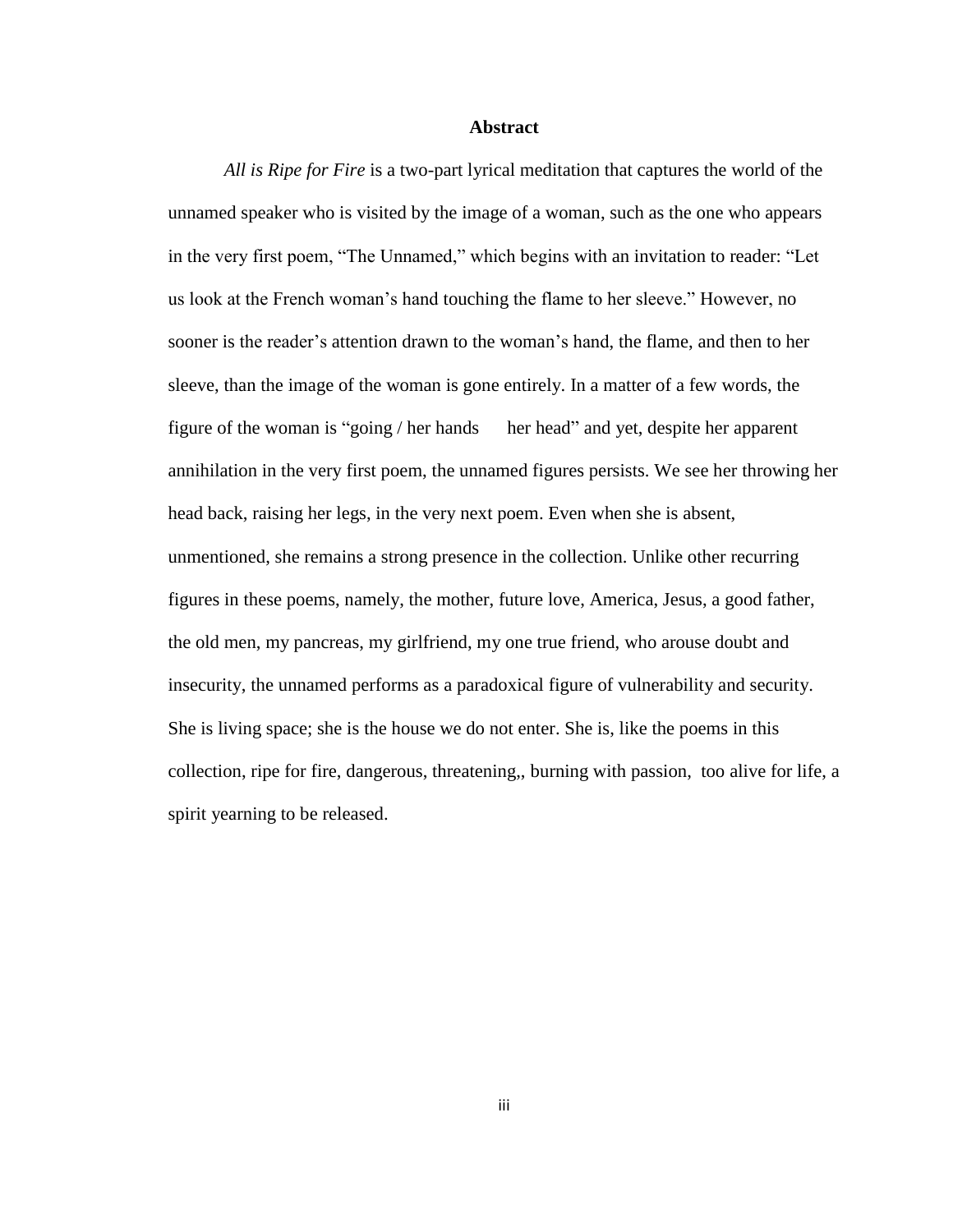## Abstract

*All is Ripe for Fire* is a two-part lyrical meditation that captures the world of the unnamed speaker who is visited by the image of a woman, such as the one who appears in the very first poem, "The Unnamed," which begins with an invitation to reader: "Let us look at the French woman's hand touching the flame to her sleeve." However, no sooner is the reader's attention drawn to the woman's hand, the flame, and then to her sleeve, than the image of the woman is gone entirely. In a matter of a few words, the figure of the woman is "going / her hands      her head" and yet, despite her apparent annihilation in the very first poem, the unnamed figures persists. We see her throwing her head back, raising her legs, in the very next poem. Even when she is absent, unmentioned, she remains a strong presence in the collection. Unlike other recurring figures in these poems, namely, the mother, future love, America, Jesus, a good father, the old men, my pancreas, my girlfriend, my one true friend, who arouse doubt and insecurity, the unnamed performs as a paradoxical figure of vulnerability and security. She is living space; she is the house we do not enter. She is, like the poems in this collection, ripe for fire, dangerous, threatening,, burning with passion,  too alive for life, a spirit yearning to be released.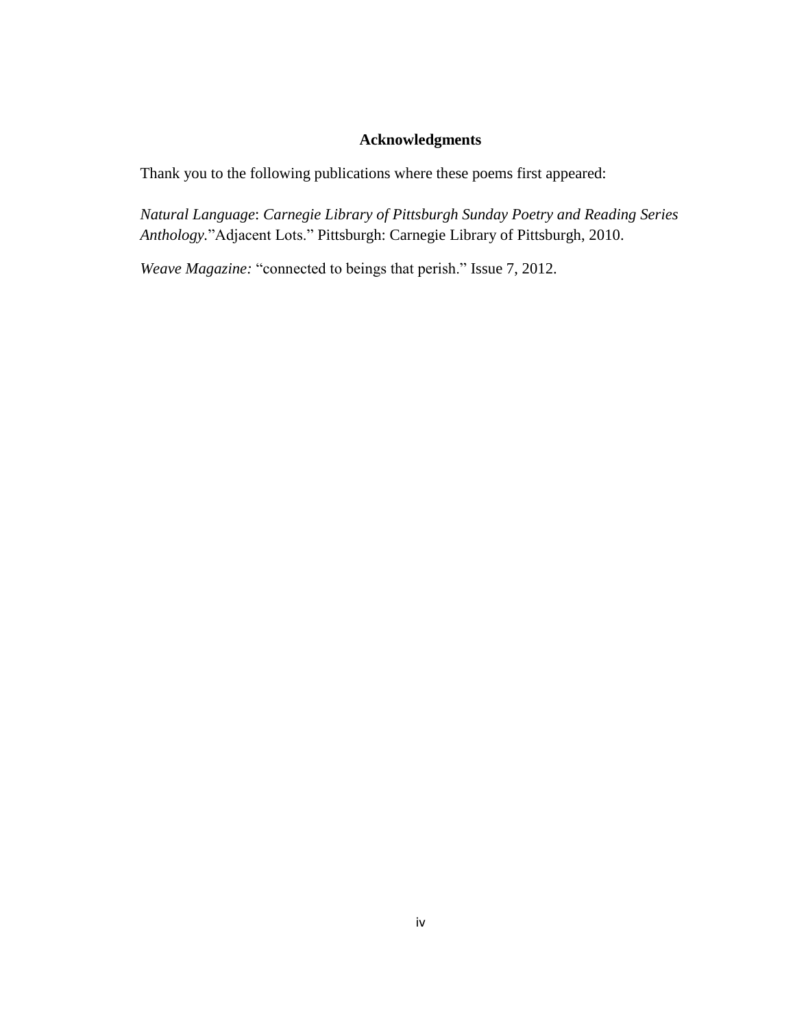# Acknowledgments

Thank you to the following publications where these poems first appeared:

*Natural Language*: *Carnegie Library of Pittsburgh Sunday Poetry and Reading Series Anthology.*"Adjacent Lots." Pittsburgh: Carnegie Library of Pittsburgh, 2010.

*Weave Magazine:* "connected to beings that perish." Issue 7, 2012.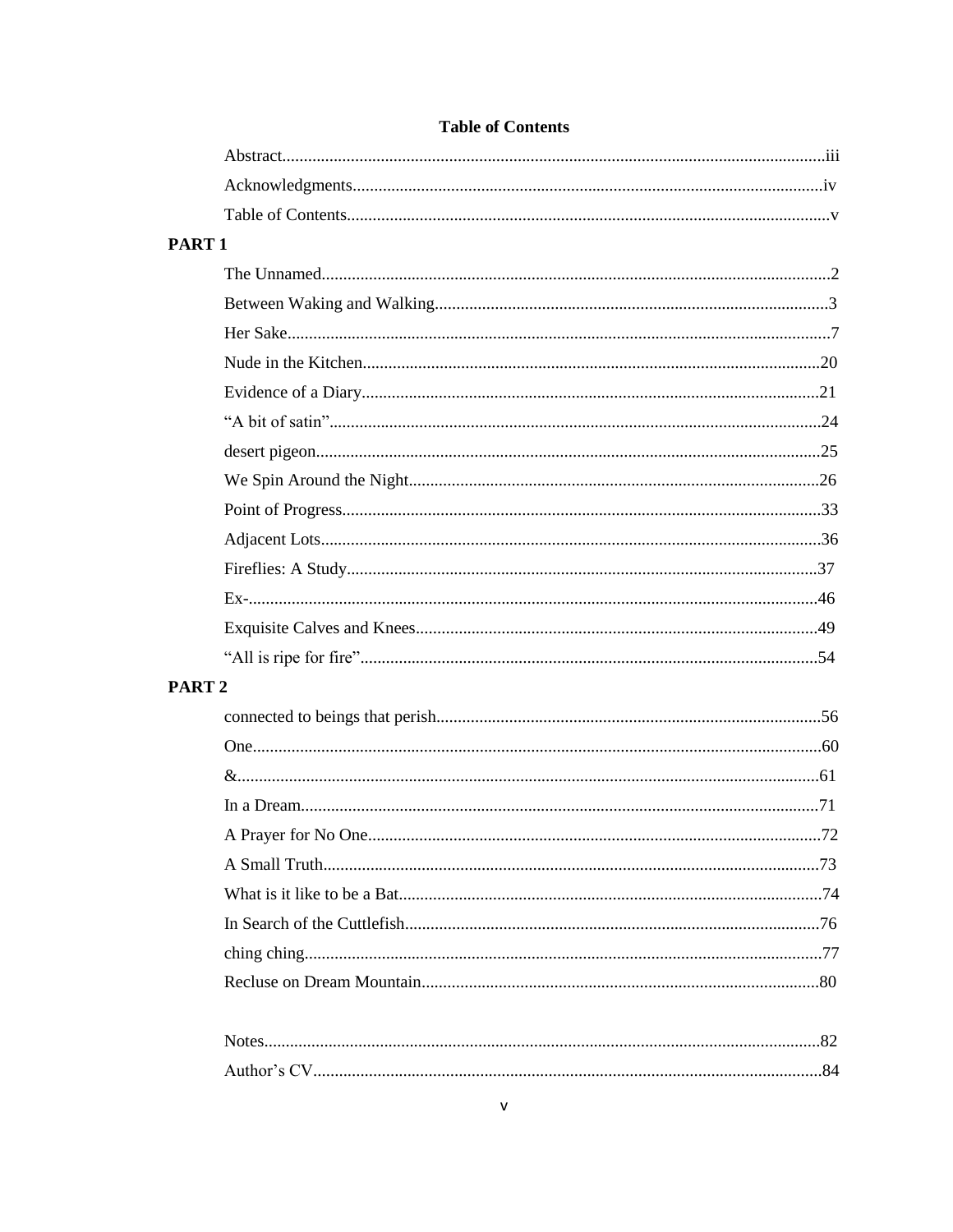# Table of Contents

Abstract....................iii

Acknowledgments....................iv

Table of Contents....................v

**PART 1**

The Unnamed....................2

Between Waking and Walking....................3

Her Sake....................7

Nude in the Kitchen....................20

Evidence of a Diary....................21

"A bit of satin"....................24

desert pigeon....................25

We Spin Around the Night....................26

Point of Progress....................33

Adjacent Lots....................36

Fireflies: A Study....................37

Ex-....................46

Exquisite Calves and Knees....................49

"All is ripe for fire"....................54

**PART 2**

connected to beings that perish....................56

One....................60

&....................61

In a Dream....................71

A Prayer for No One....................72

A Small Truth....................73

What is it like to be a Bat....................74

In Search of the Cuttlefish....................76

ching ching....................77

Recluse on Dream Mountain....................80

Notes....................82

Author's CV....................84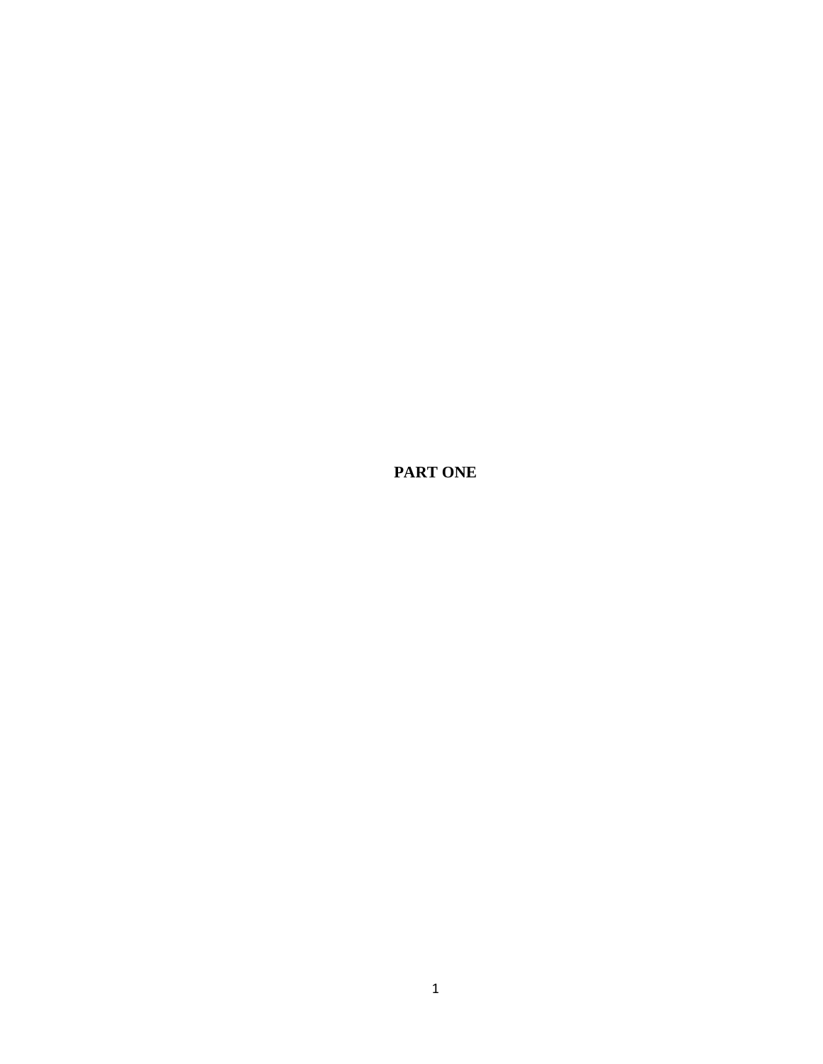# PART ONE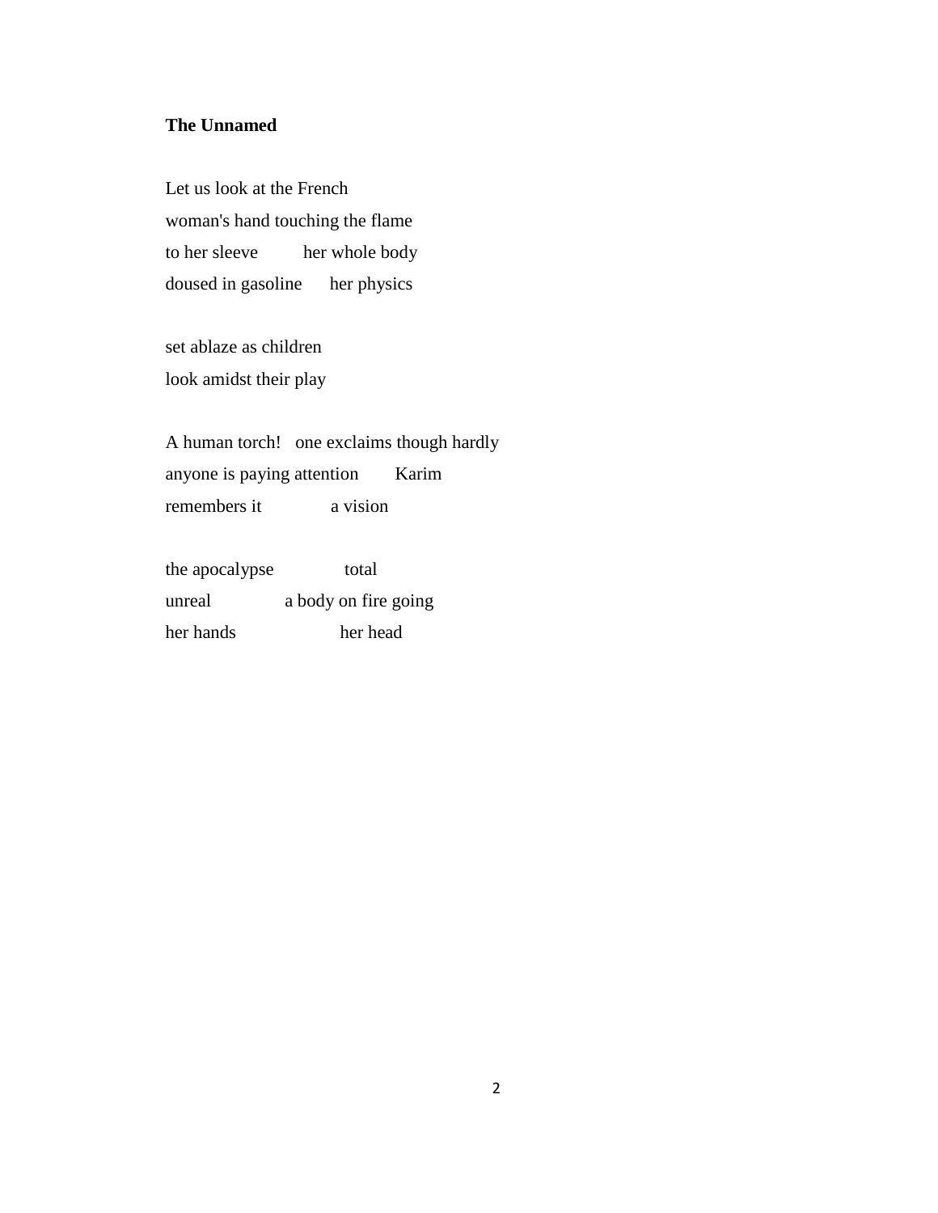**The Unnamed**

Let us look at the French
woman's hand touching the flame
to her sleeve        her whole body
doused in gasoline      her physics

set ablaze as children
look amidst their play

A human torch!   one exclaims though hardly
anyone is paying attention       Karim
remembers it            a vision

the apocalypse            total
unreal            a body on fire going
her hands                her head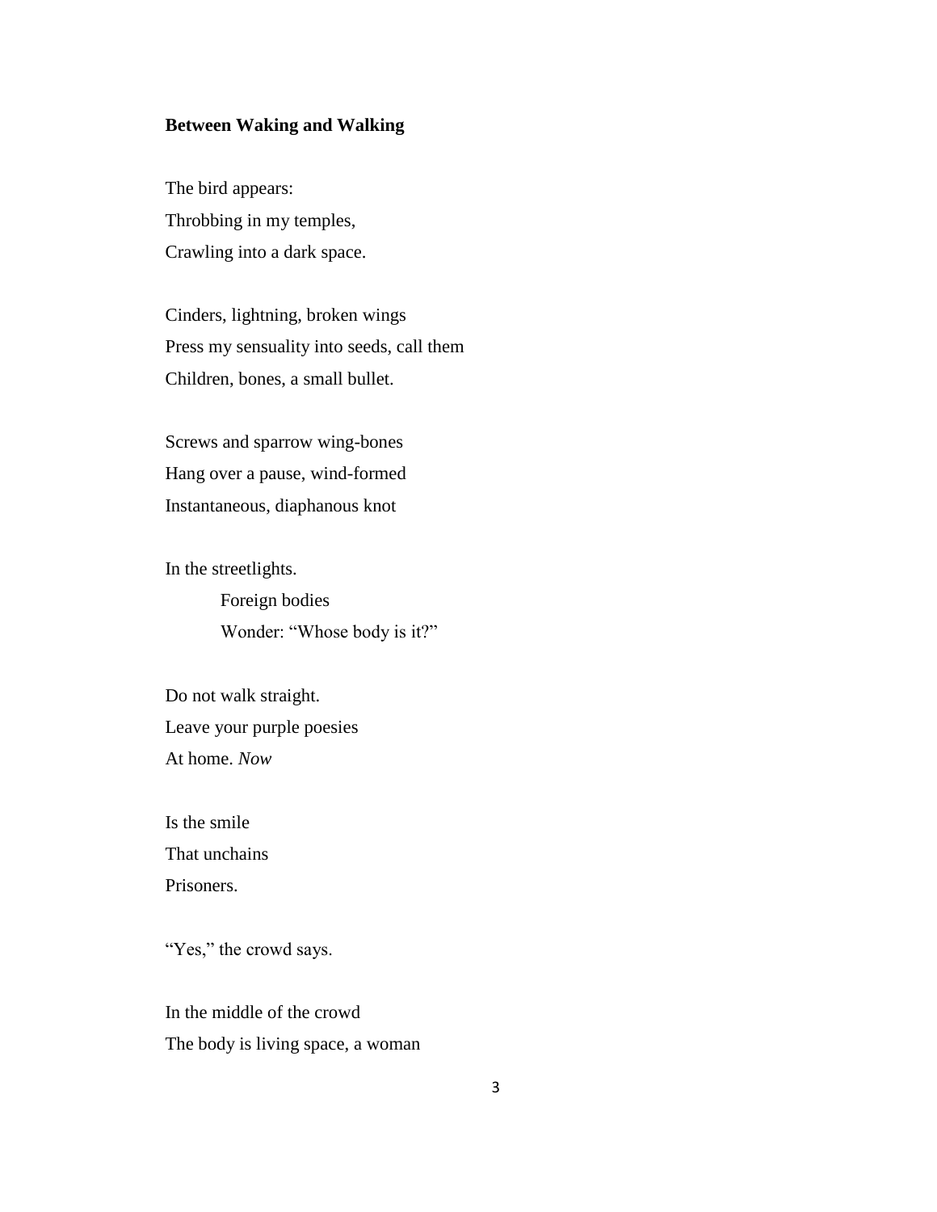**Between Waking and Walking**

The bird appears:  
Throbbing in my temples,  
Crawling into a dark space.

Cinders, lightning, broken wings  
Press my sensuality into seeds, call them  
Children, bones, a small bullet.

Screws and sparrow wing-bones  
Hang over a pause, wind-formed  
Instantaneous, diaphanous knot

In the streetlights.  
&nbsp;&nbsp;&nbsp;&nbsp;&nbsp;&nbsp;&nbsp;&nbsp;Foreign bodies  
&nbsp;&nbsp;&nbsp;&nbsp;&nbsp;&nbsp;&nbsp;&nbsp;Wonder: "Whose body is it?"

Do not walk straight.  
Leave your purple poesies  
At home. *Now*

Is the smile  
That unchains  
Prisoners.

"Yes," the crowd says.

In the middle of the crowd  
The body is living space, a woman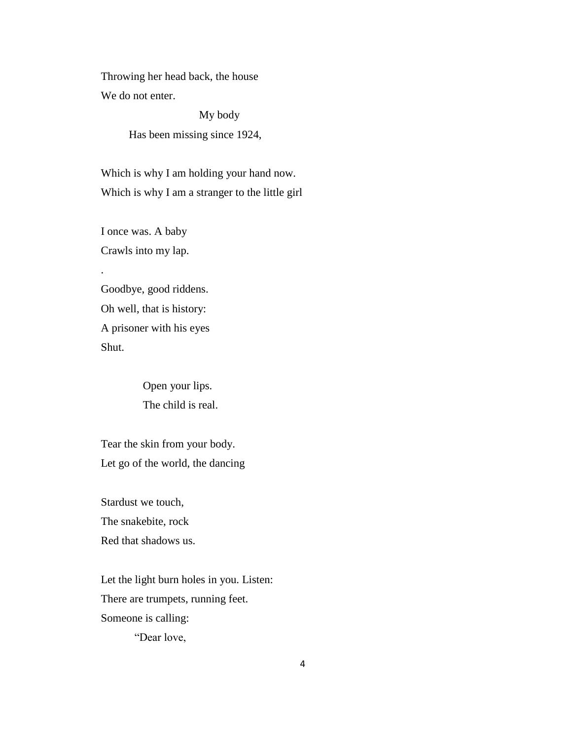Throwing her head back, the house
We do not enter.

                                        My body
        Has been missing since 1924,

Which is why I am holding your hand now.
Which is why I am a stranger to the little girl

I once was. A baby
Crawls into my lap.

.

Goodbye, good riddens.
Oh well, that is history:
A prisoner with his eyes
Shut.

            Open your lips.
            The child is real.

Tear the skin from your body.
Let go of the world, the dancing

Stardust we touch,
The snakebite, rock
Red that shadows us.

Let the light burn holes in you. Listen:
There are trumpets, running feet.
Someone is calling:
        "Dear love,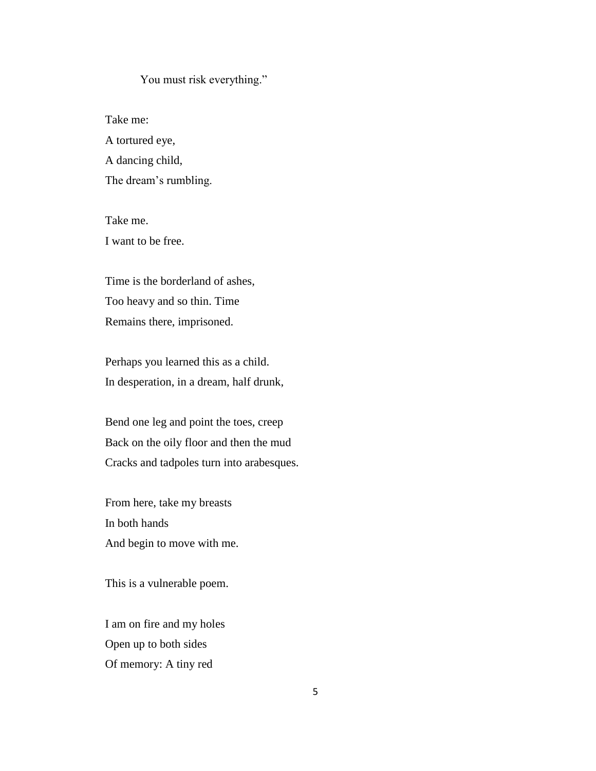You must risk everything."

Take me:  
A tortured eye,  
A dancing child,  
The dream's rumbling.

Take me.  
I want to be free.

Time is the borderland of ashes,  
Too heavy and so thin. Time  
Remains there, imprisoned.

Perhaps you learned this as a child.  
In desperation, in a dream, half drunk,

Bend one leg and point the toes, creep  
Back on the oily floor and then the mud  
Cracks and tadpoles turn into arabesques.

From here, take my breasts  
In both hands  
And begin to move with me.

This is a vulnerable poem.

I am on fire and my holes  
Open up to both sides  
Of memory: A tiny red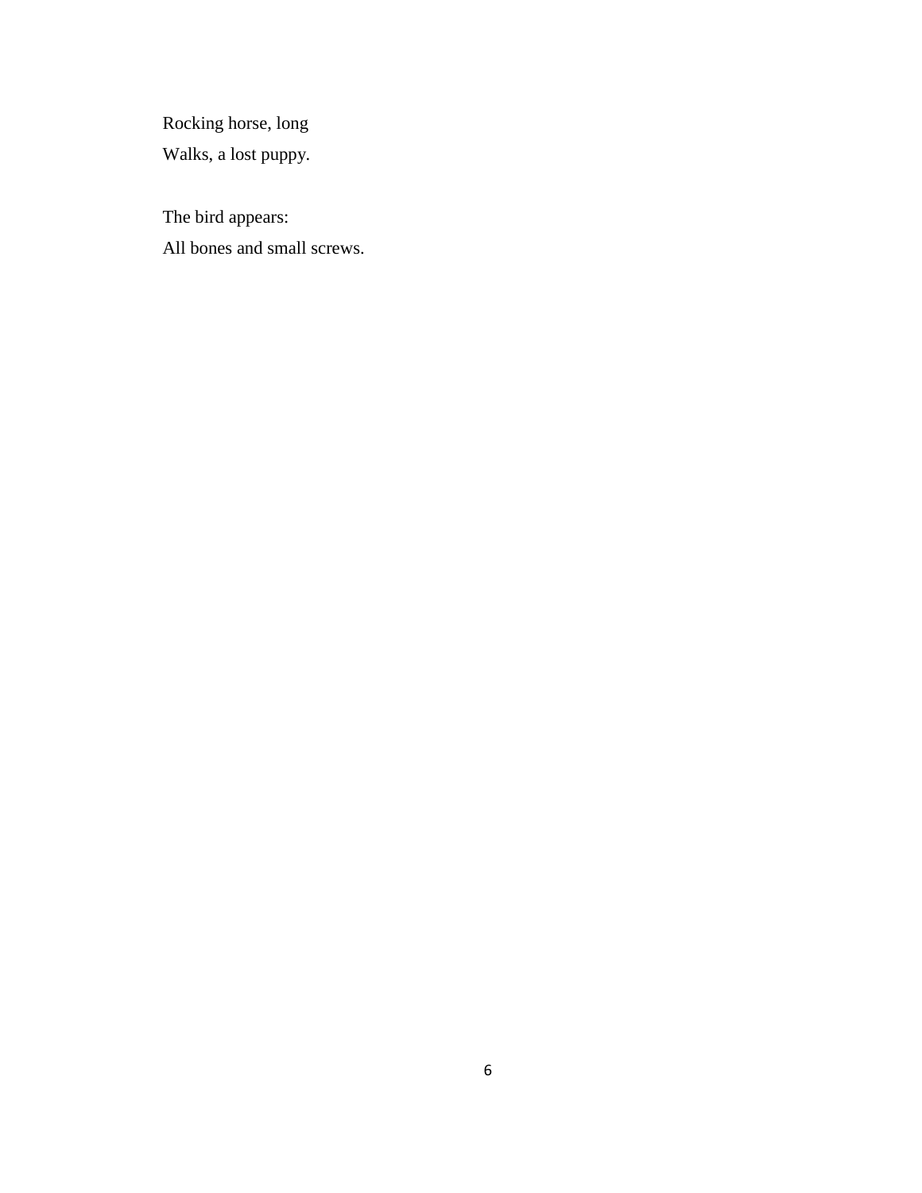Rocking horse, long  
Walks, a lost puppy.

The bird appears:  
All bones and small screws.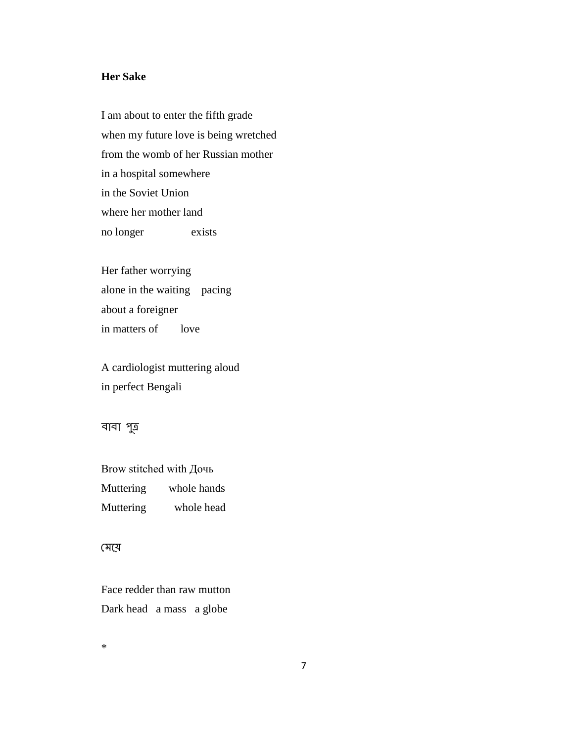**Her Sake**

I am about to enter the fifth grade  
when my future love is being wretched  
from the womb of her Russian mother  
in a hospital somewhere  
in the Soviet Union  
where her mother land  
no longer        exists

Her father worrying  
alone in the waiting    pacing  
about a foreigner  
in matters of      love

A cardiologist muttering aloud  
in perfect Bengali

বাবা পুত্র

Brow stitched with Дочь  
Muttering      whole hands  
Muttering       whole head

মেয়ে

Face redder than raw mutton  
Dark head   a mass   a globe

*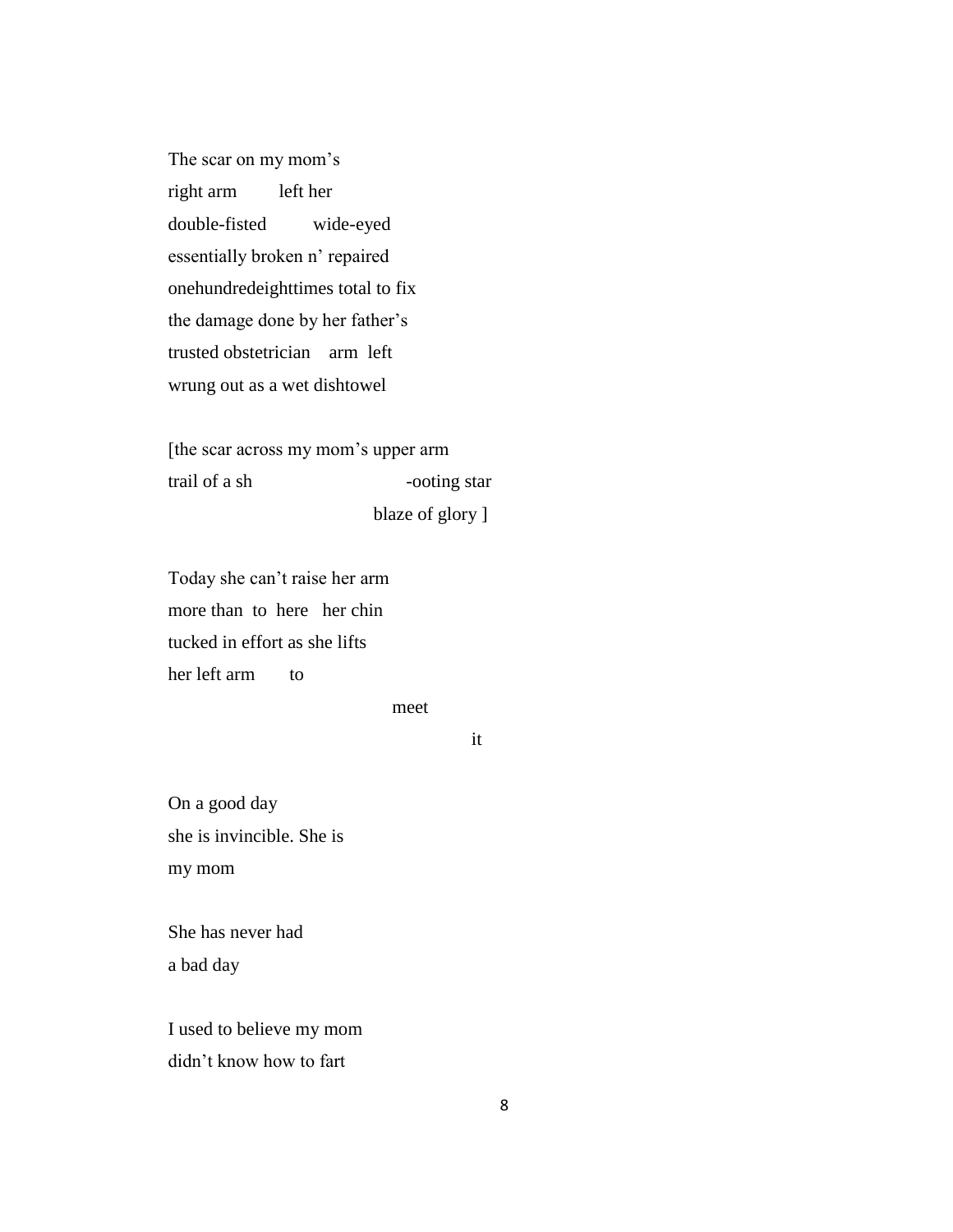The scar on my mom's  
right arm     left her  
double-fisted     wide-eyed  
essentially broken n' repaired  
onehundredeighttimes total to fix  
the damage done by her father's  
trusted obstetrician   arm  left  
wrung out as a wet dishtowel

[the scar across my mom's upper arm  
trail of a sh                    -ooting star  
                    blaze of glory ]

Today she can't raise her arm  
more than  to  here   her chin  
tucked in effort as she lifts  
her left arm     to

                    meet

                         it

On a good day  
she is invincible. She is  
my mom

She has never had  
a bad day

I used to believe my mom  
didn't know how to fart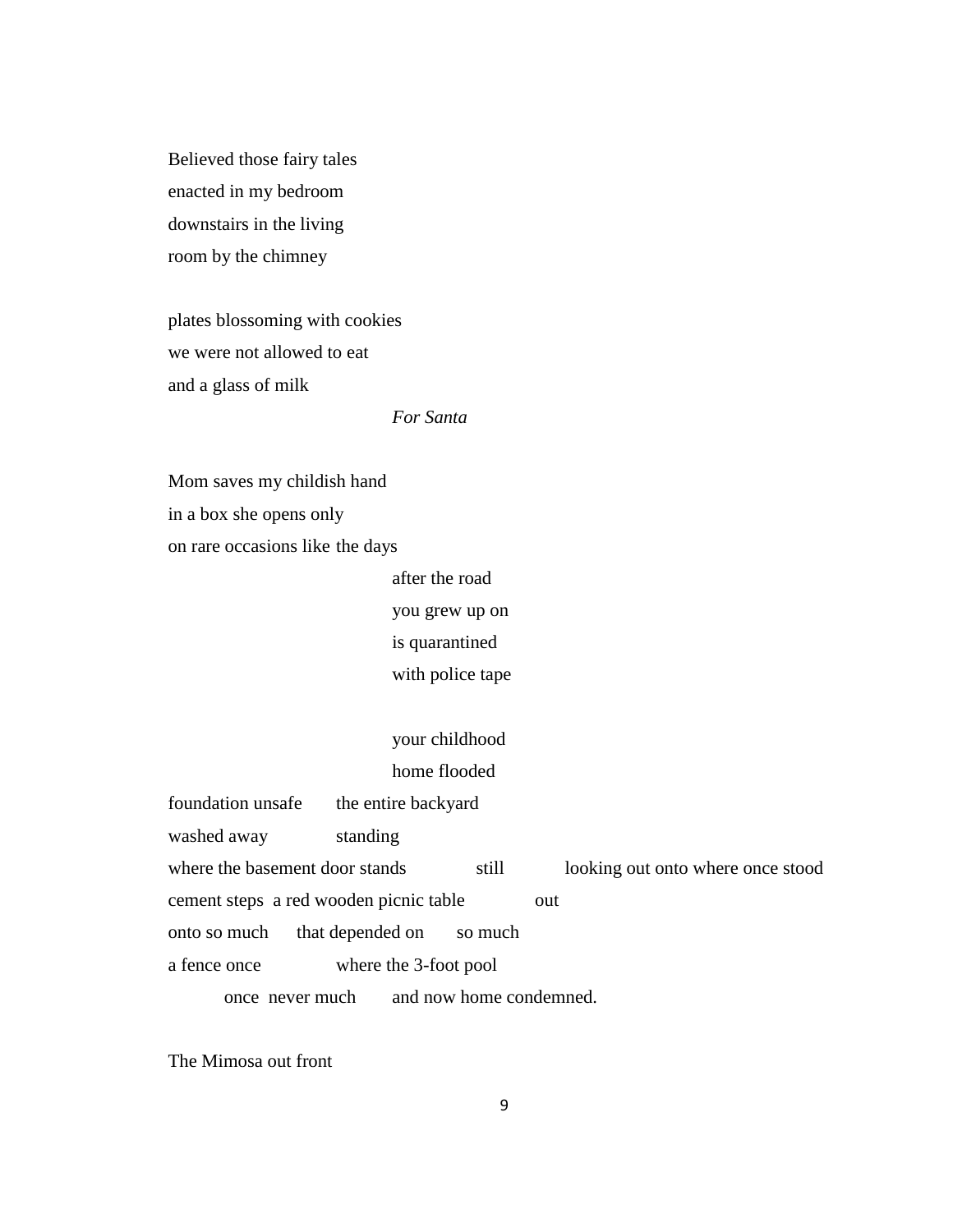Believed those fairy tales  
enacted in my bedroom  
downstairs in the living  
room by the chimney

plates blossoming with cookies  
we were not allowed to eat  
and a glass of milk  
                    *For Santa*

Mom saves my childish hand  
in a box she opens only  
on rare occasions like the days  
                    after the road  
                    you grew up on  
                    is quarantined  
                    with police tape

                    your childhood  
                    home flooded  
foundation unsafe       the entire backyard  
washed away       standing  
where the basement door stands       still       looking out onto where once stood  
cement steps  a red wooden picnic table       out  
onto so much      that depended on      so much  
a fence once       where the 3-foot pool  
      once  never much       and now home condemned.

The Mimosa out front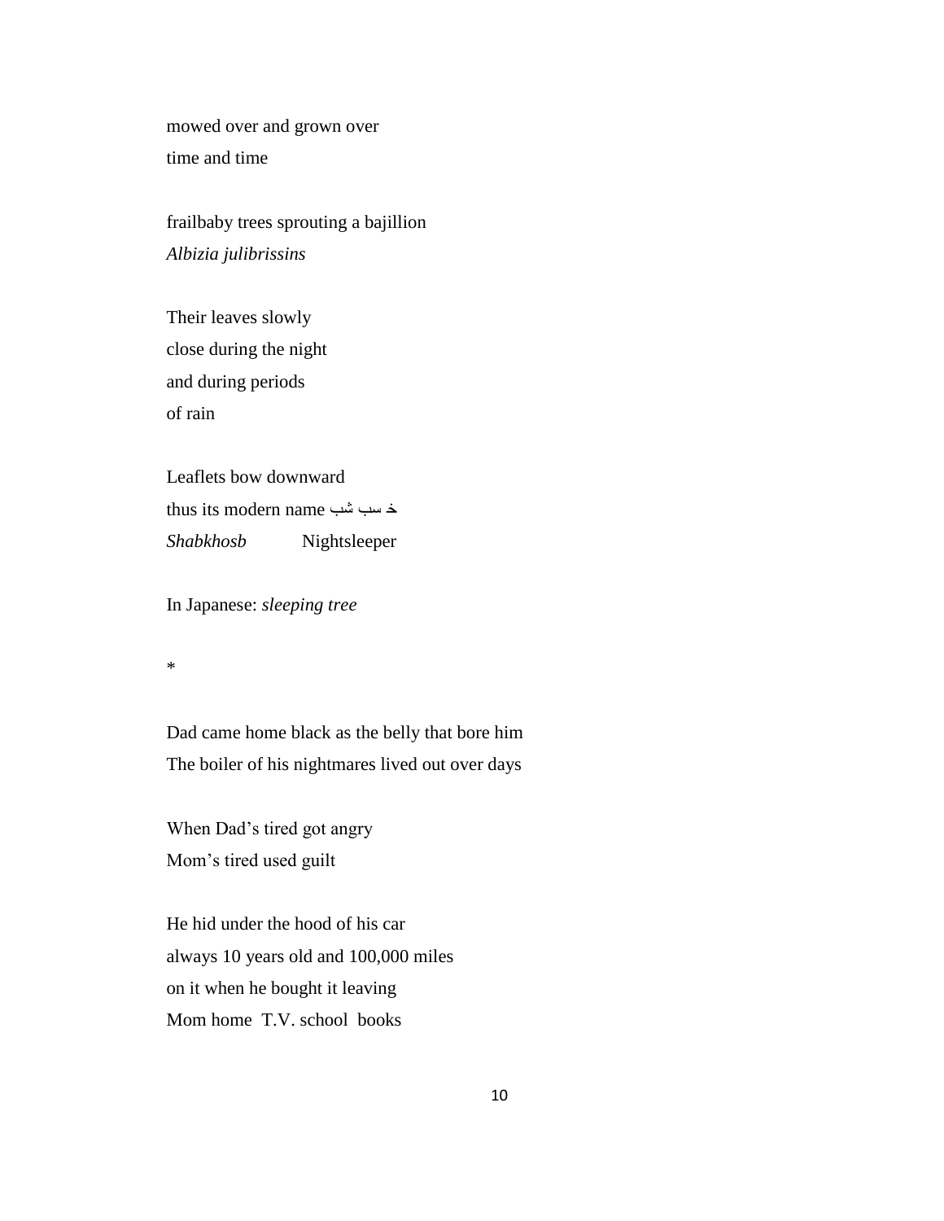mowed over and grown over
time and time

frailbaby trees sprouting a bajillion
*Albizia julibrissins*

Their leaves slowly
close during the night
and during periods
of rain

Leaflets bow downward
thus its modern name شب خسب
*Shabkhosb*          Nightsleeper

In Japanese: *sleeping tree*

*

Dad came home black as the belly that bore him
The boiler of his nightmares lived out over days

When Dad's tired got angry
Mom's tired used guilt

He hid under the hood of his car
always 10 years old and 100,000 miles
on it when he bought it leaving
Mom home  T.V. school  books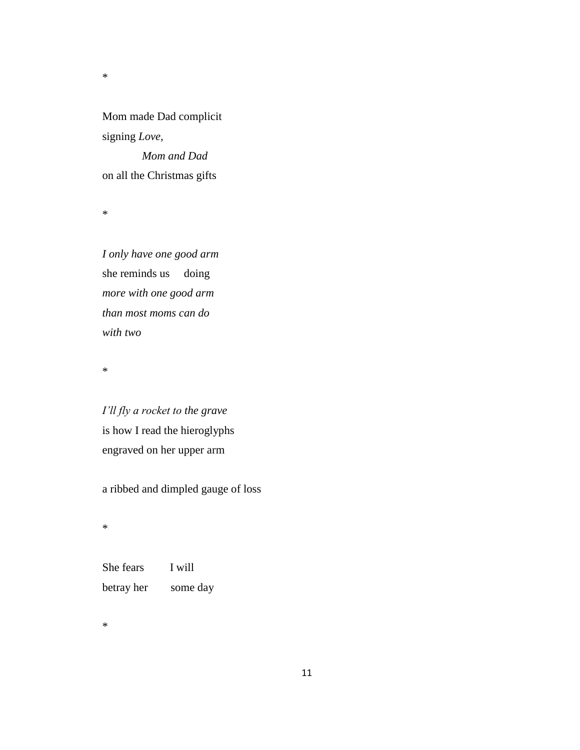*

Mom made Dad complicit  
signing *Love,*  
&emsp;&emsp;&emsp;&emsp;*Mom and Dad*  
on all the Christmas gifts

*

*I only have one good arm*  
she reminds us&emsp;doing  
*more with one good arm*  
*than most moms can do*  
*with two*

*

*I'll fly a rocket to the grave*  
is how I read the hieroglyphs  
engraved on her upper arm

a ribbed and dimpled gauge of loss

*

She fears&emsp;&emsp;I will  
betray her&emsp;&emsp;some day

*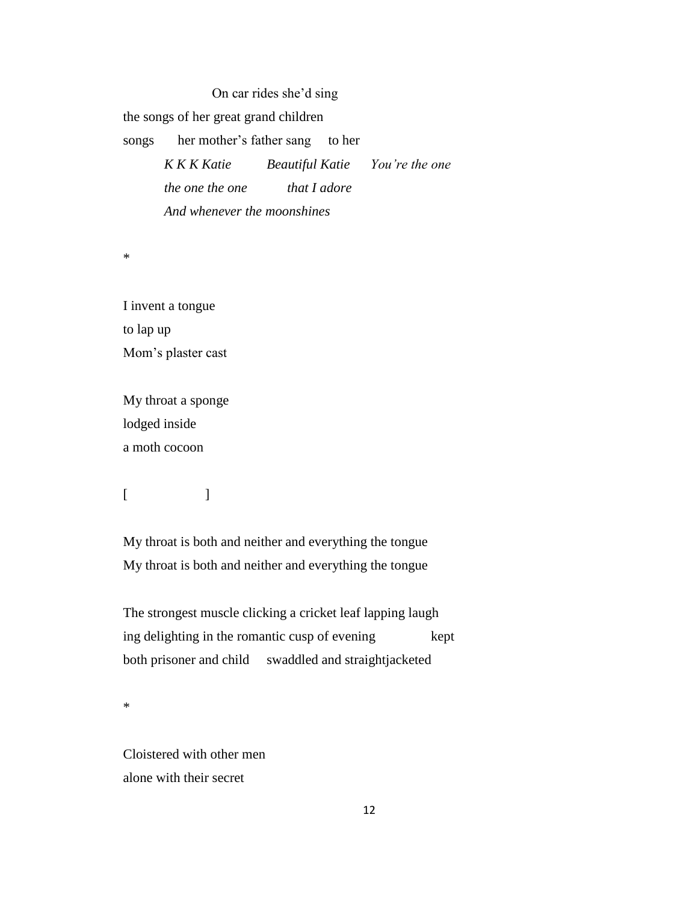On car rides she'd sing
the songs of her great grand children
songs     her mother's father sang     to her

*K K K Katie          Beautiful Katie     You're the one*
*the one the one          that I adore*
*And whenever the moonshines*

*

I invent a tongue
to lap up
Mom's plaster cast

My throat a sponge
lodged inside
a moth cocoon

[                    ]

My throat is both and neither and everything the tongue
My throat is both and neither and everything the tongue

The strongest muscle clicking a cricket leaf lapping laugh
ing delighting in the romantic cusp of evening          kept
both prisoner and child     swaddled and straightjacketed

*

Cloistered with other men
alone with their secret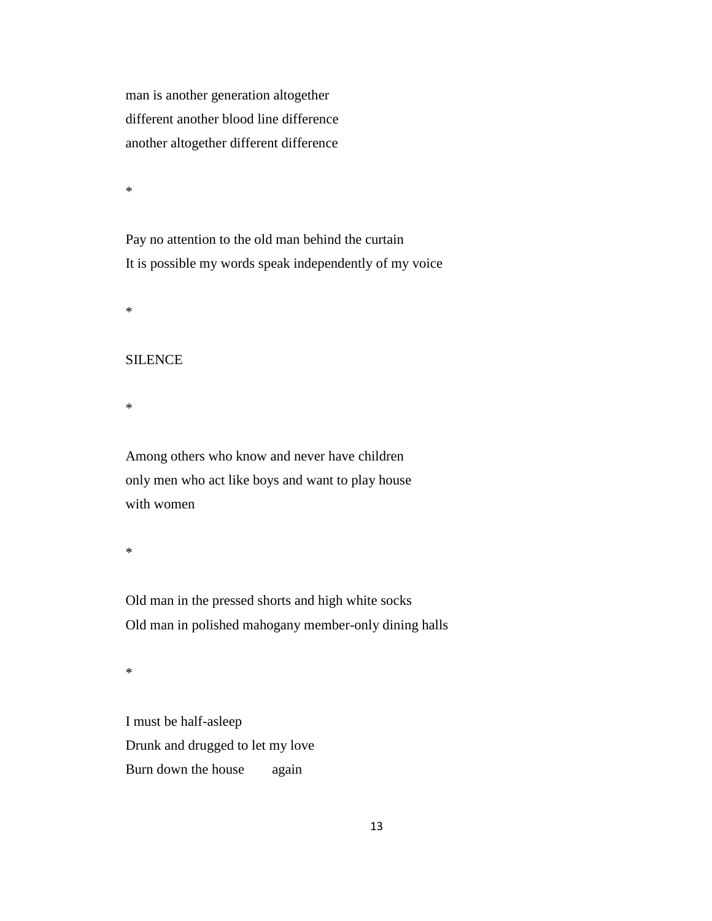man is another generation altogether
different another blood line difference
another altogether different difference

*

Pay no attention to the old man behind the curtain
It is possible my words speak independently of my voice

*

SILENCE

*

Among others who know and never have children
only men who act like boys and want to play house
with women

*

Old man in the pressed shorts and high white socks
Old man in polished mahogany member-only dining halls

*

I must be half-asleep
Drunk and drugged to let my love
Burn down the house again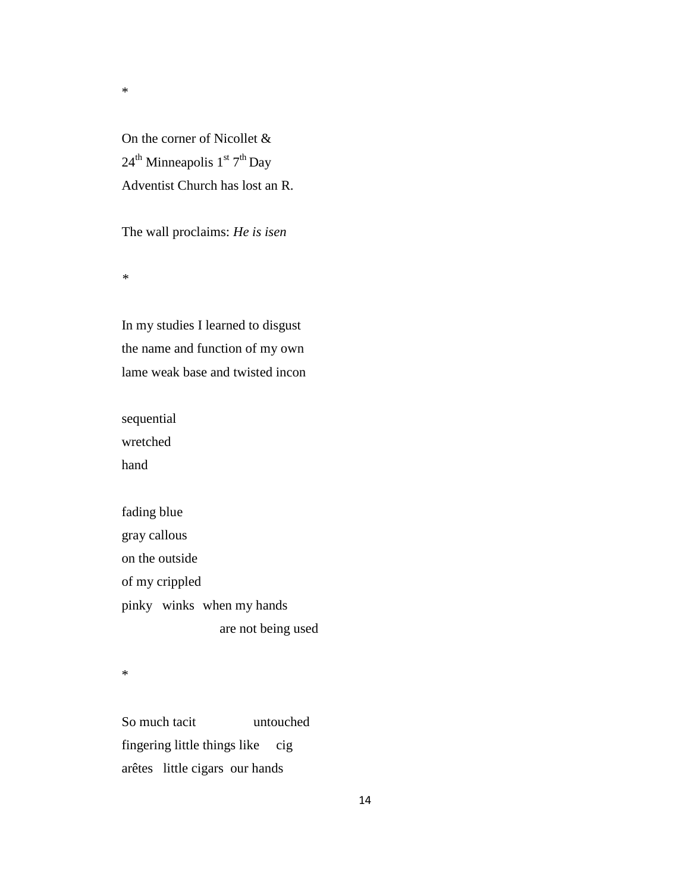*

On the corner of Nicollet &  
24th Minneapolis 1st 7th Day  
Adventist Church has lost an R.

The wall proclaims: *He is isen*

*

In my studies I learned to disgust  
the name and function of my own  
lame weak base and twisted incon

sequential  
wretched  
hand

fading blue  
gray callous  
on the outside  
of my crippled  
pinky   winks   when my hands  
                        are not being used

*

So much tacit              untouched  
fingering little things like     cig  
arêtes   little cigars  our hands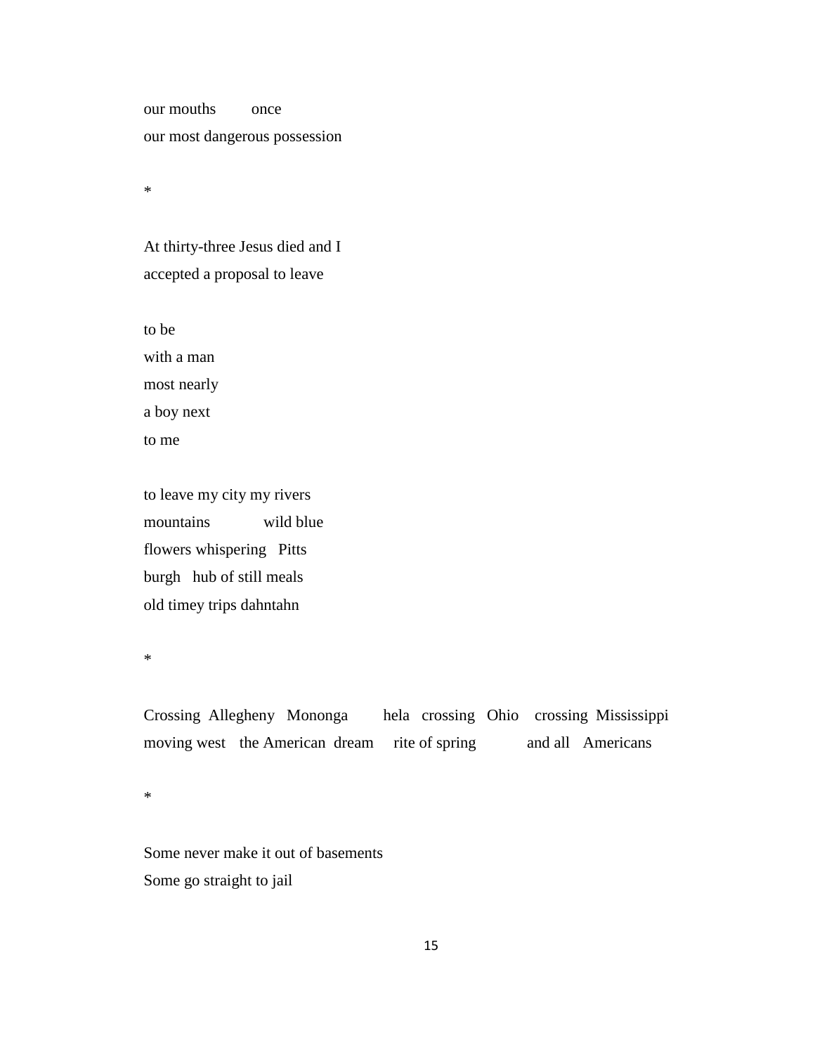our mouths once  
our most dangerous possession

*

At thirty-three Jesus died and I  
accepted a proposal to leave

to be  
with a man  
most nearly  
a boy next  
to me

to leave my city my rivers  
mountains wild blue  
flowers whispering Pitts  
burgh hub of still meals  
old timey trips dahntahn

*

Crossing Allegheny Mononga hela crossing Ohio crossing Mississippi  
moving west the American dream rite of spring and all Americans

*

Some never make it out of basements  
Some go straight to jail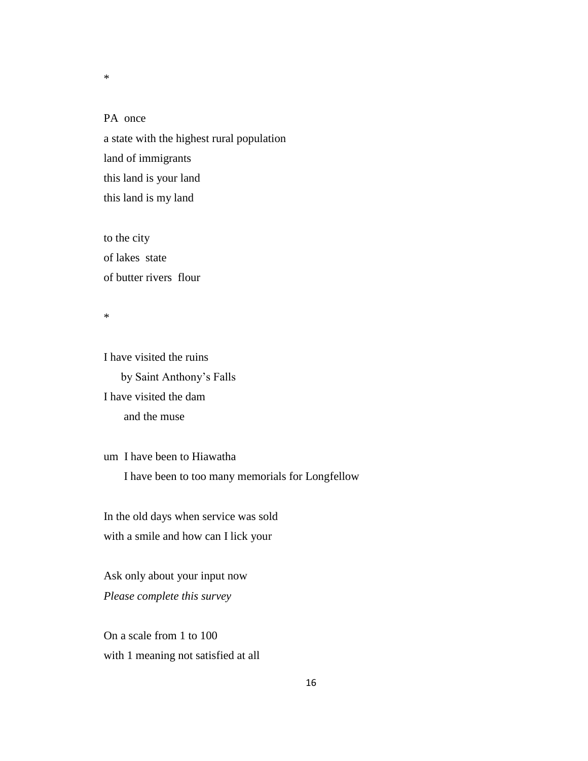*

PA  once  
a state with the highest rural population  
land of immigrants  
this land is your land  
this land is my land

to the city  
of lakes  state  
of butter rivers  flour

*

I have visited the ruins  
&nbsp;&nbsp;&nbsp;&nbsp;&nbsp;by Saint Anthony's Falls  
I have visited the dam  
&nbsp;&nbsp;&nbsp;&nbsp;&nbsp;&nbsp;and the muse

um  I have been to Hiawatha  
&nbsp;&nbsp;&nbsp;&nbsp;&nbsp;&nbsp;I have been to too many memorials for Longfellow

In the old days when service was sold  
with a smile and how can I lick your

Ask only about your input now  
*Please complete this survey*

On a scale from 1 to 100  
with 1 meaning not satisfied at all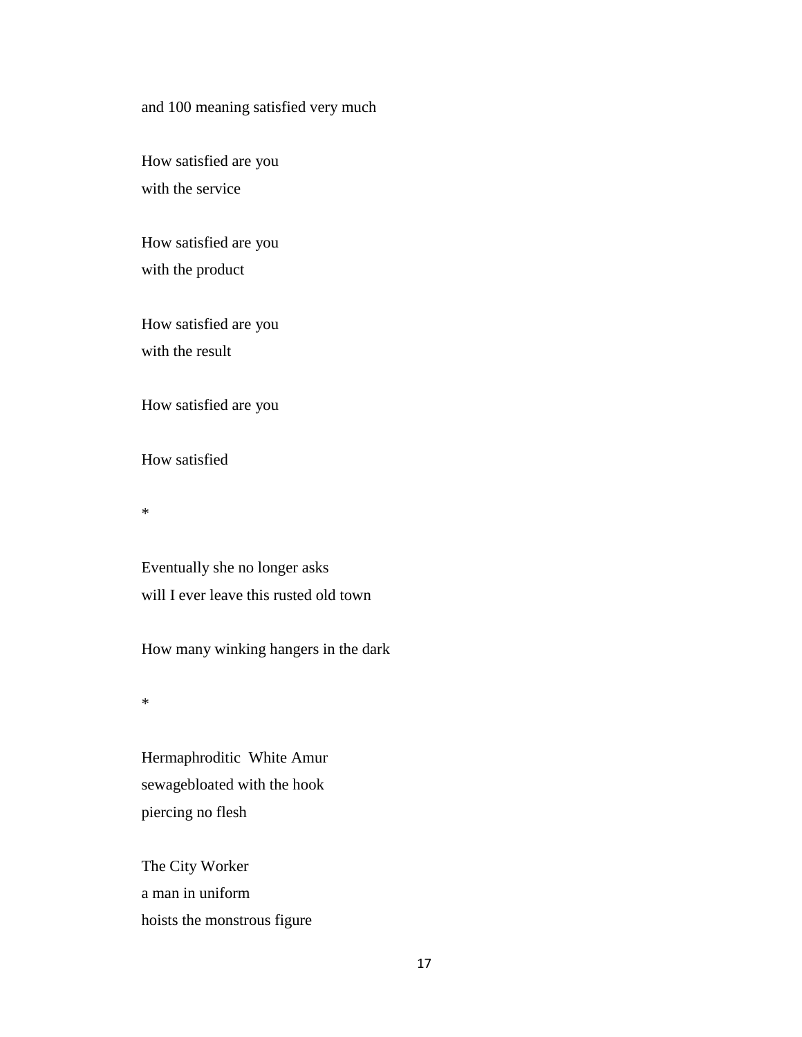and 100 meaning satisfied very much

How satisfied are you  
with the service

How satisfied are you  
with the product

How satisfied are you  
with the result

How satisfied are you

How satisfied

*

Eventually she no longer asks  
will I ever leave this rusted old town

How many winking hangers in the dark

*

Hermaphroditic  White Amur  
sewagebloated with the hook  
piercing no flesh

The City Worker  
a man in uniform  
hoists the monstrous figure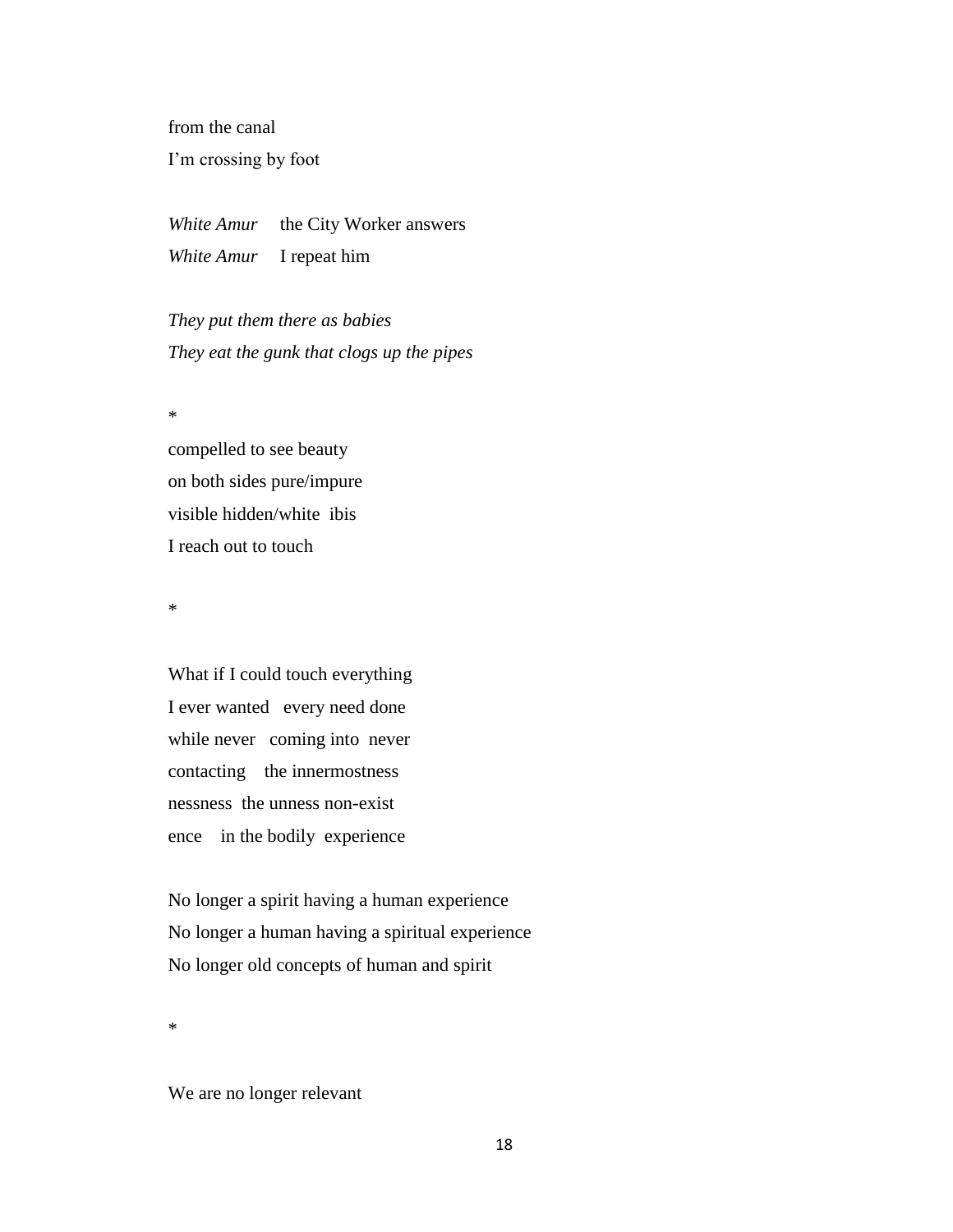from the canal  
I'm crossing by foot

*White Amur*     the City Worker answers  
*White Amur*     I repeat him

*They put them there as babies*  
*They eat the gunk that clogs up the pipes*

*

compelled to see beauty  
on both sides pure/impure  
visible hidden/white  ibis  
I reach out to touch

*

What if I could touch everything  
I ever wanted   every need done  
while never   coming into  never  
contacting    the innermostness  
nessness  the unness non-exist  
ence    in the bodily  experience

No longer a spirit having a human experience  
No longer a human having a spiritual experience  
No longer old concepts of human and spirit

*

We are no longer relevant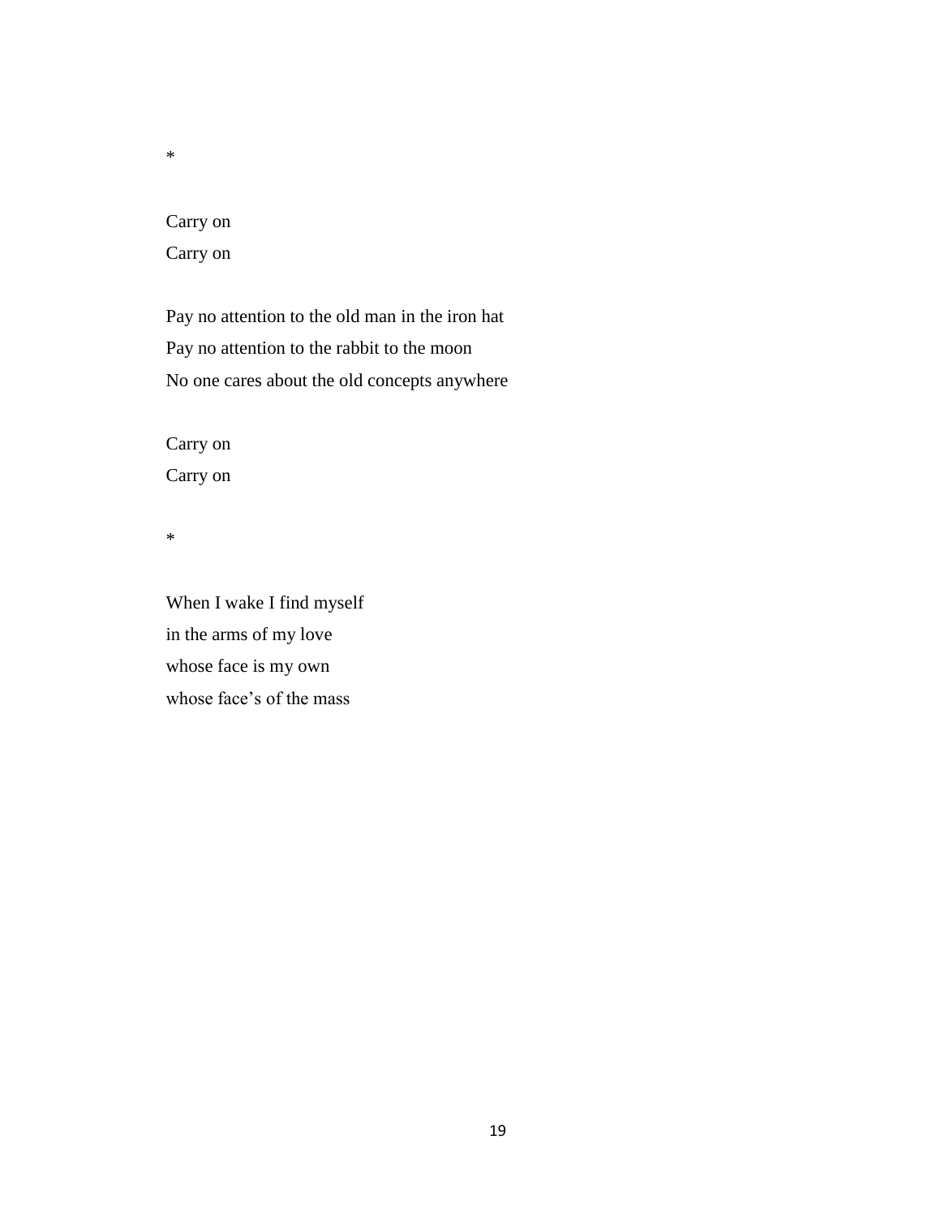*

Carry on  
Carry on

Pay no attention to the old man in the iron hat  
Pay no attention to the rabbit to the moon  
No one cares about the old concepts anywhere

Carry on  
Carry on

*

When I wake I find myself  
in the arms of my love  
whose face is my own  
whose face's of the mass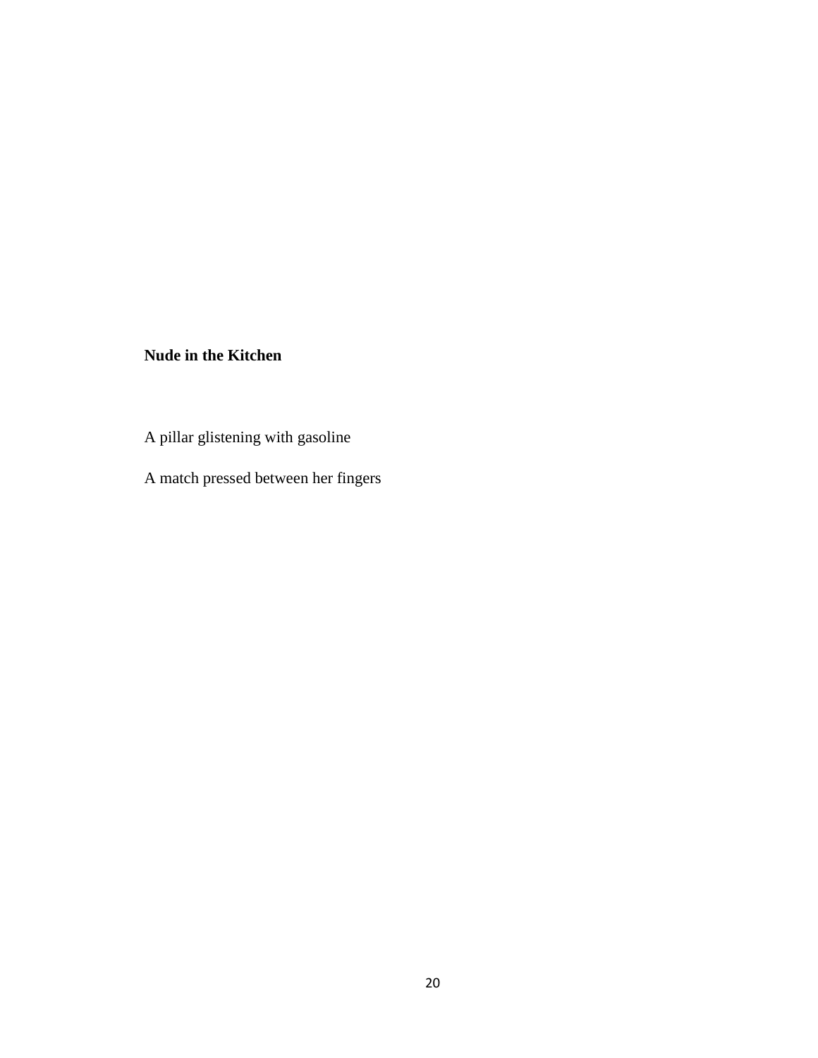**Nude in the Kitchen**

A pillar glistening with gasoline

A match pressed between her fingers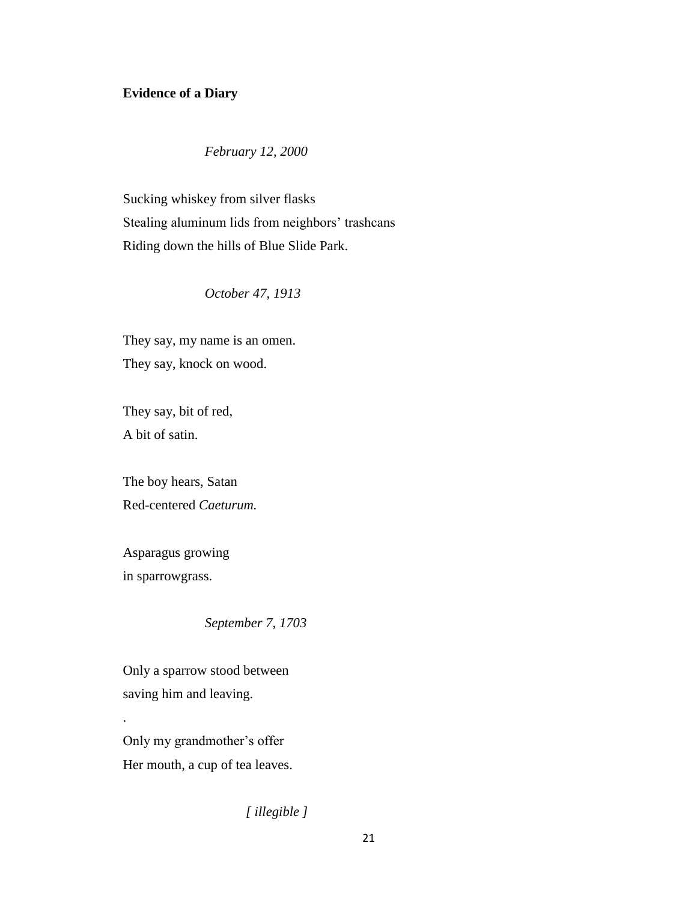**Evidence of a Diary**

*February 12, 2000*

Sucking whiskey from silver flasks  
Stealing aluminum lids from neighbors' trashcans  
Riding down the hills of Blue Slide Park.

*October 47, 1913*

They say, my name is an omen.  
They say, knock on wood.

They say, bit of red,  
A bit of satin.

The boy hears, Satan  
Red-centered *Caeturum.*

Asparagus growing  
in sparrowgrass.

*September 7, 1703*

Only a sparrow stood between  
saving him and leaving.

.

Only my grandmother's offer  
Her mouth, a cup of tea leaves.

*[ illegible ]*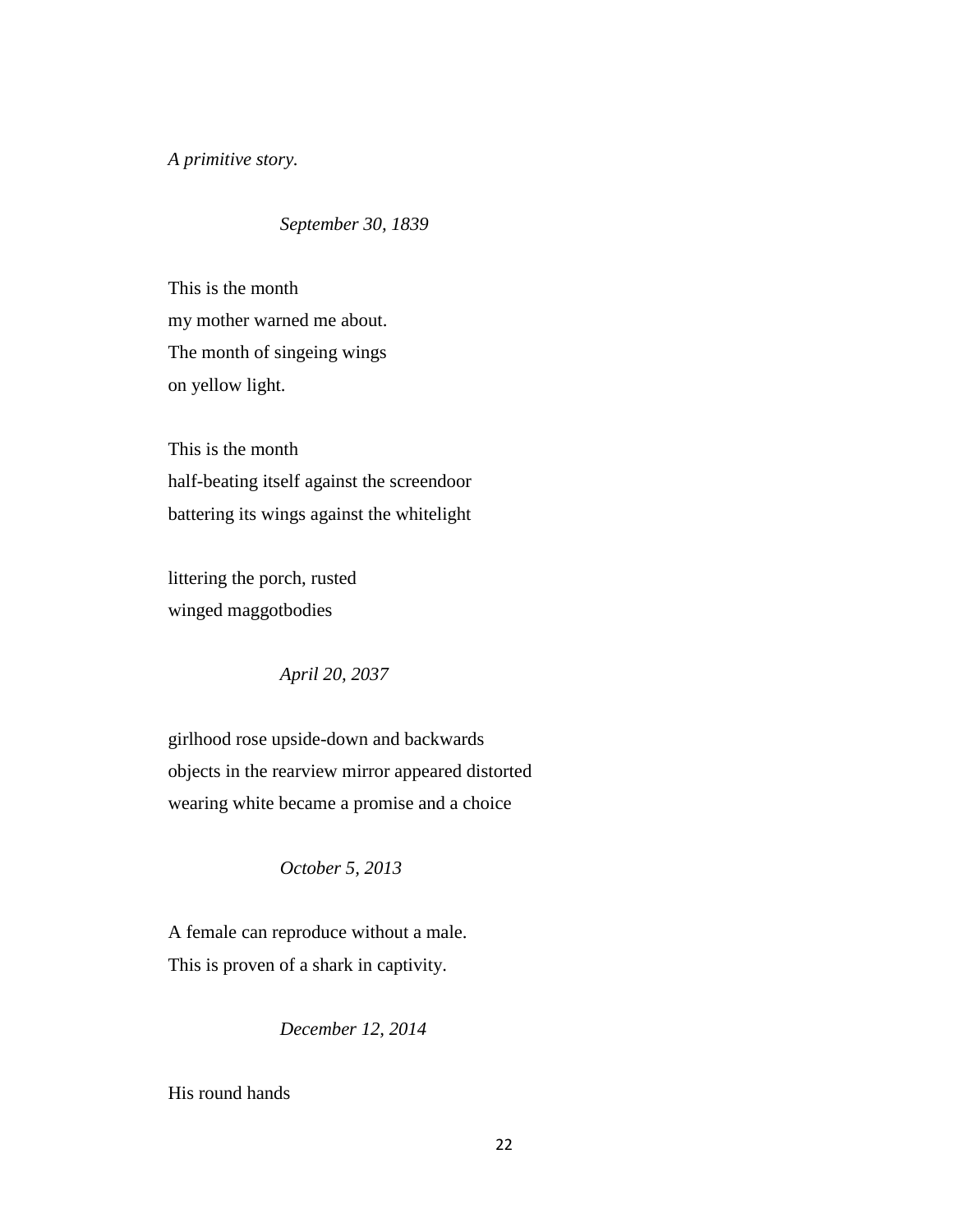*A primitive story.*

*September 30, 1839*

This is the month  
my mother warned me about.  
The month of singeing wings  
on yellow light.

This is the month  
half-beating itself against the screendoor  
battering its wings against the whitelight

littering the porch, rusted  
winged maggotbodies

*April 20, 2037*

girlhood rose upside-down and backwards  
objects in the rearview mirror appeared distorted  
wearing white became a promise and a choice

*October 5, 2013*

A female can reproduce without a male.  
This is proven of a shark in captivity.

*December 12, 2014*

His round hands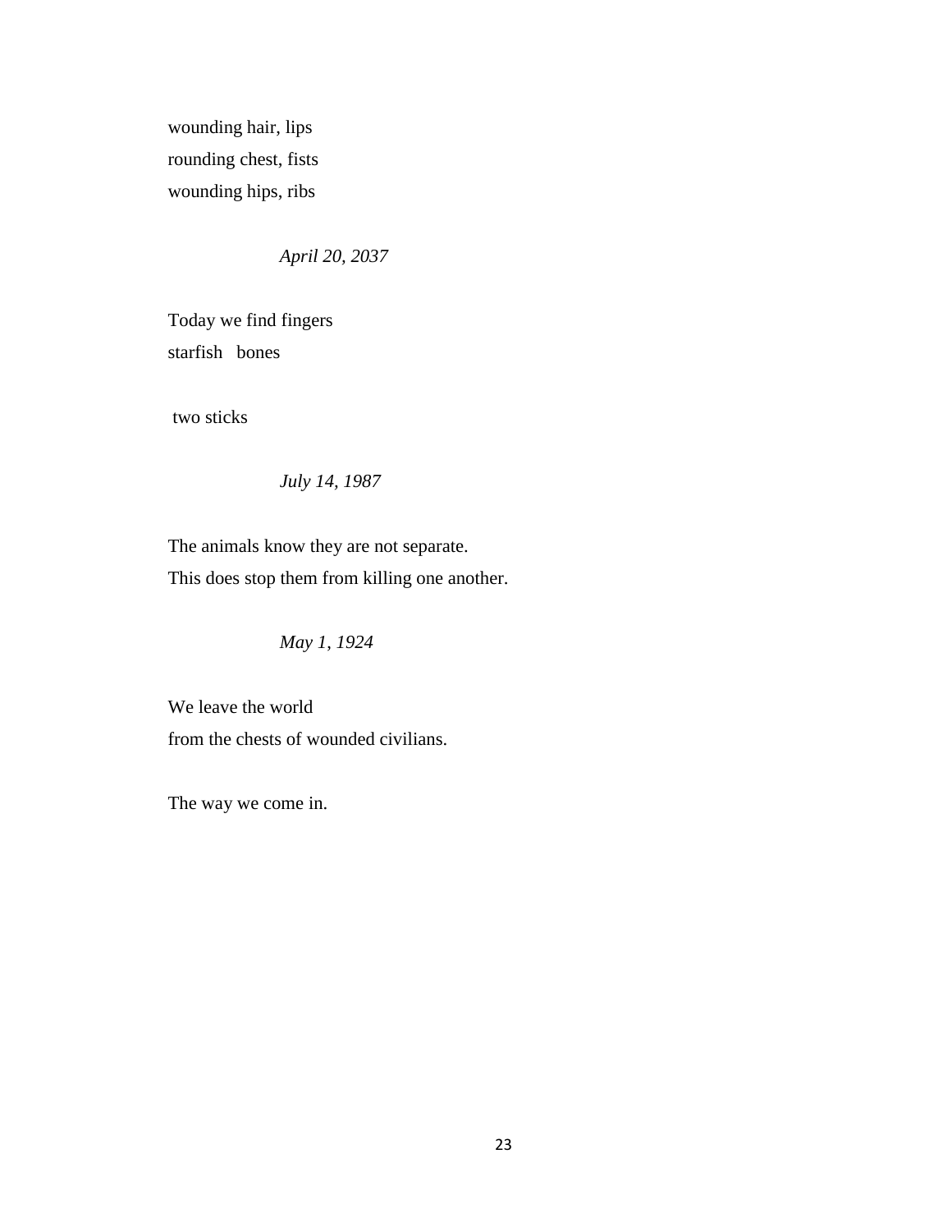wounding hair, lips  
rounding chest, fists  
wounding hips, ribs

*April 20, 2037*

Today we find fingers  
starfish   bones

two sticks

*July 14, 1987*

The animals know they are not separate.  
This does stop them from killing one another.

*May 1, 1924*

We leave the world  
from the chests of wounded civilians.

The way we come in.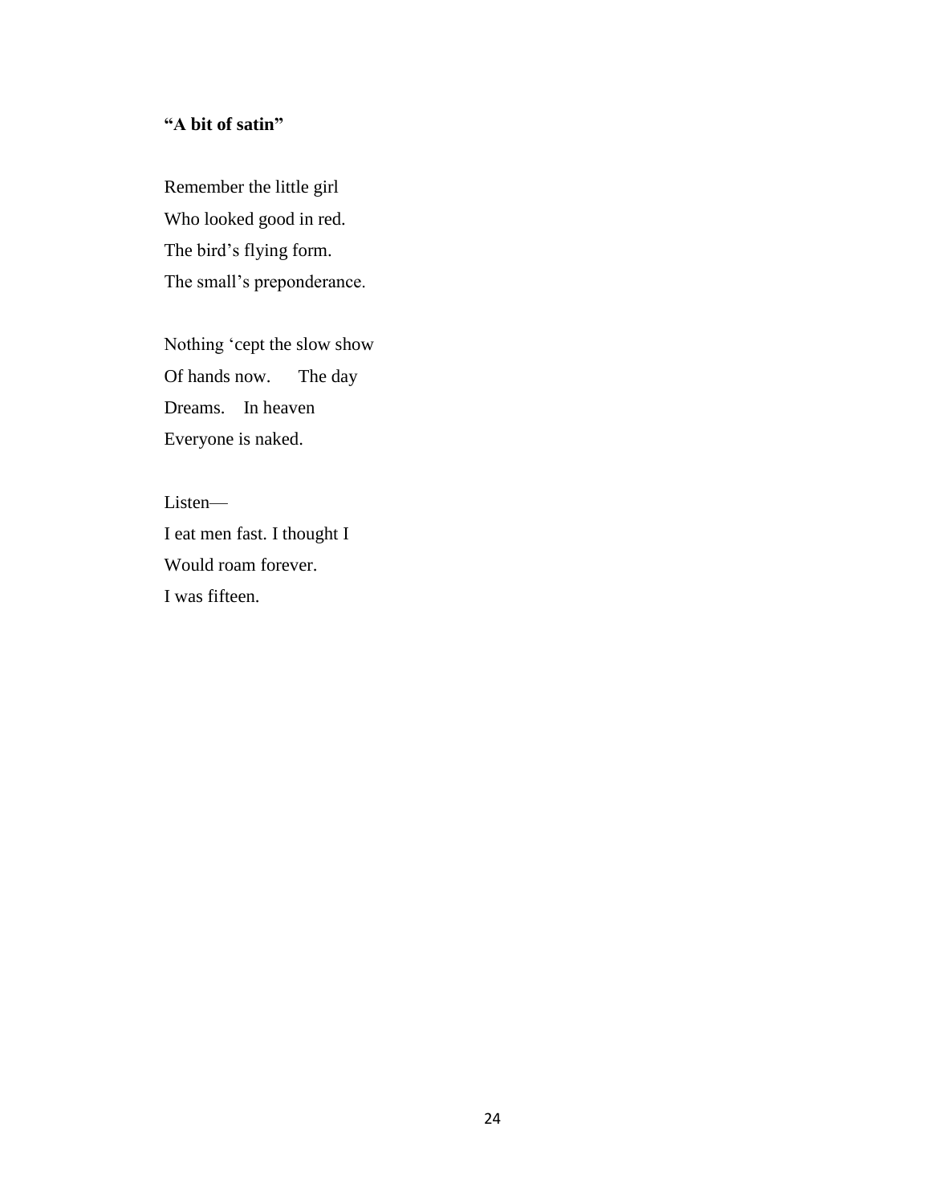**"A bit of satin"**

Remember the little girl  
Who looked good in red.  
The bird's flying form.  
The small's preponderance.

Nothing 'cept the slow show  
Of hands now.      The day  
Dreams.    In heaven  
Everyone is naked.

Listen—  
I eat men fast. I thought I  
Would roam forever.  
I was fifteen.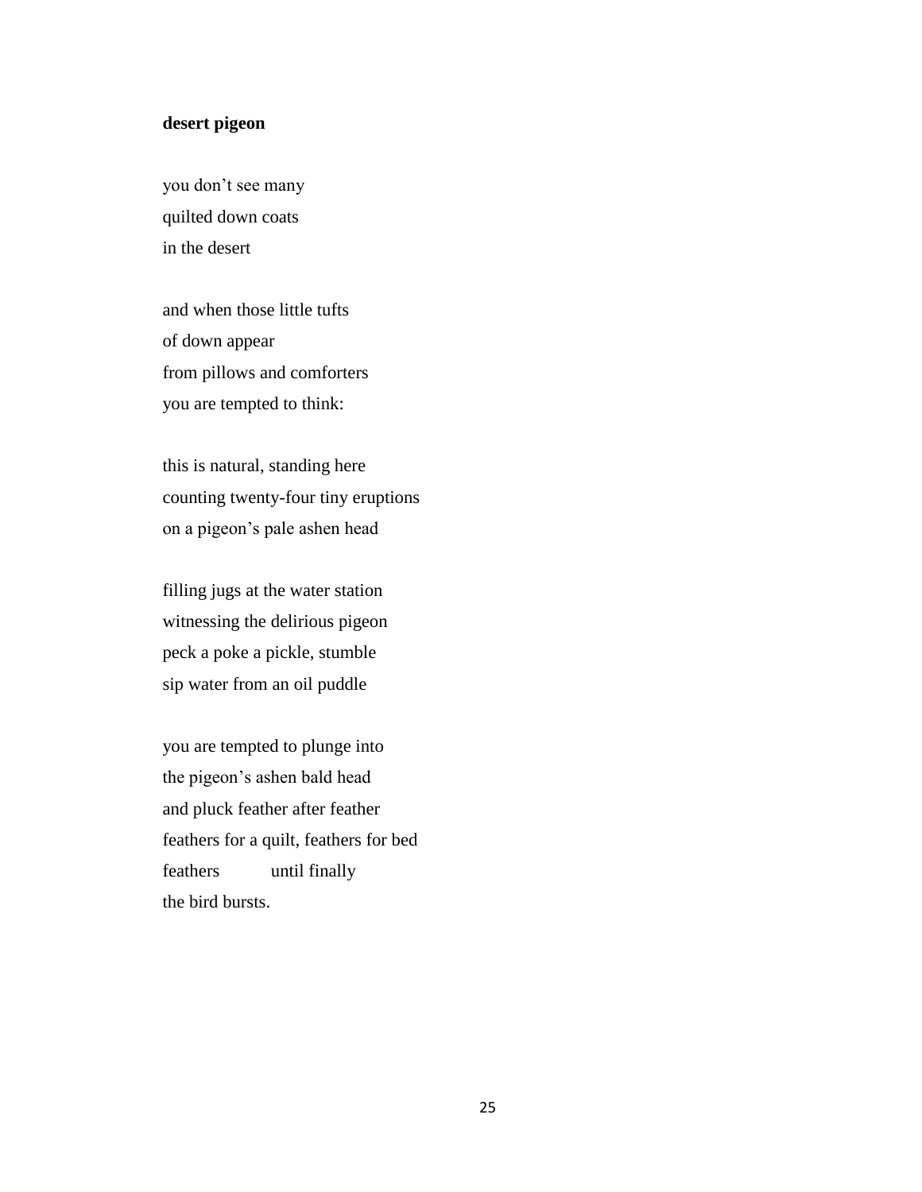**desert pigeon**

you don't see many  
quilted down coats  
in the desert

and when those little tufts  
of down appear  
from pillows and comforters  
you are tempted to think:

this is natural, standing here  
counting twenty-four tiny eruptions  
on a pigeon's pale ashen head

filling jugs at the water station  
witnessing the delirious pigeon  
peck a poke a pickle, stumble  
sip water from an oil puddle

you are tempted to plunge into  
the pigeon's ashen bald head  
and pluck feather after feather  
feathers for a quilt, feathers for bed  
feathers          until finally  
the bird bursts.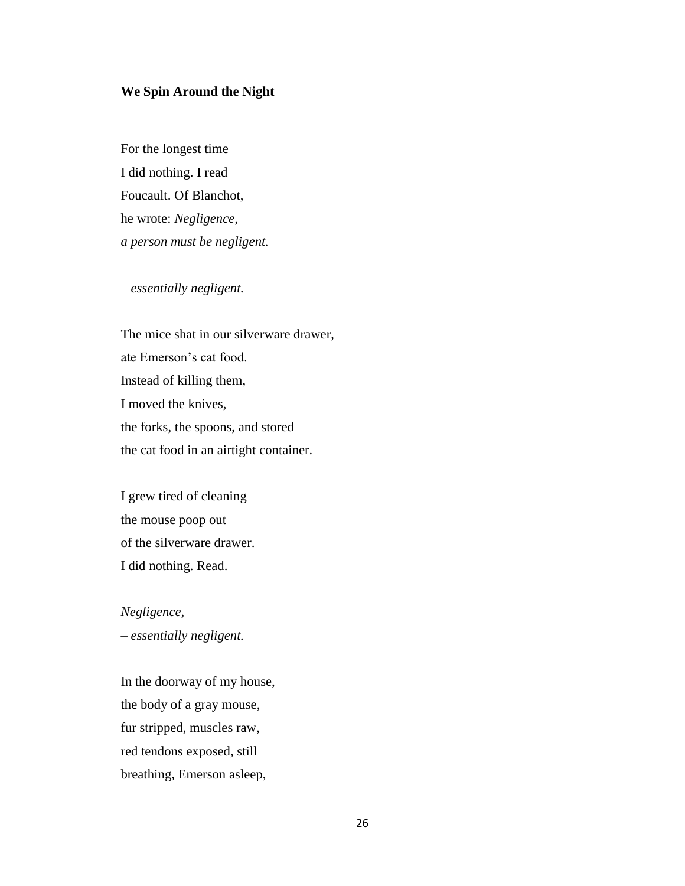**We Spin Around the Night**

For the longest time  
I did nothing. I read  
Foucault. Of Blanchot,  
he wrote: *Negligence,*  
*a person must be negligent.*

– *essentially negligent.*

The mice shat in our silverware drawer,  
ate Emerson's cat food.  
Instead of killing them,  
I moved the knives,  
the forks, the spoons, and stored  
the cat food in an airtight container.

I grew tired of cleaning  
the mouse poop out  
of the silverware drawer.  
I did nothing. Read.

*Negligence,*  
– *essentially negligent.*

In the doorway of my house,  
the body of a gray mouse,  
fur stripped, muscles raw,  
red tendons exposed, still  
breathing, Emerson asleep,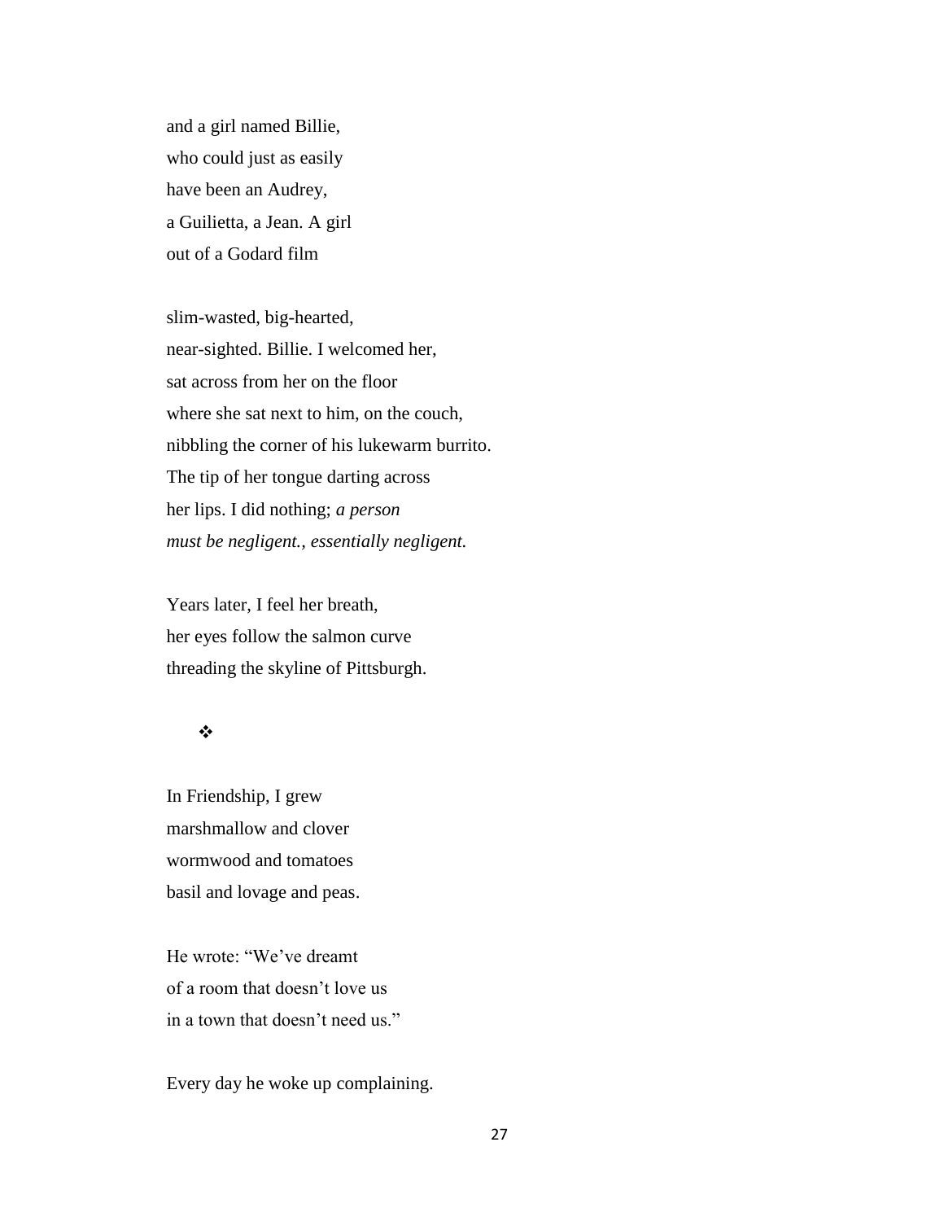and a girl named Billie,  
who could just as easily  
have been an Audrey,  
a Guilietta, a Jean. A girl  
out of a Godard film

slim-wasted, big-hearted,  
near-sighted. Billie. I welcomed her,  
sat across from her on the floor  
where she sat next to him, on the couch,  
nibbling the corner of his lukewarm burrito.  
The tip of her tongue darting across  
her lips. I did nothing; *a person*  
*must be negligent., essentially negligent.*

Years later, I feel her breath,  
her eyes follow the salmon curve  
threading the skyline of Pittsburgh.

❖

In Friendship, I grew  
marshmallow and clover  
wormwood and tomatoes  
basil and lovage and peas.

He wrote: "We've dreamt  
of a room that doesn't love us  
in a town that doesn't need us."

Every day he woke up complaining.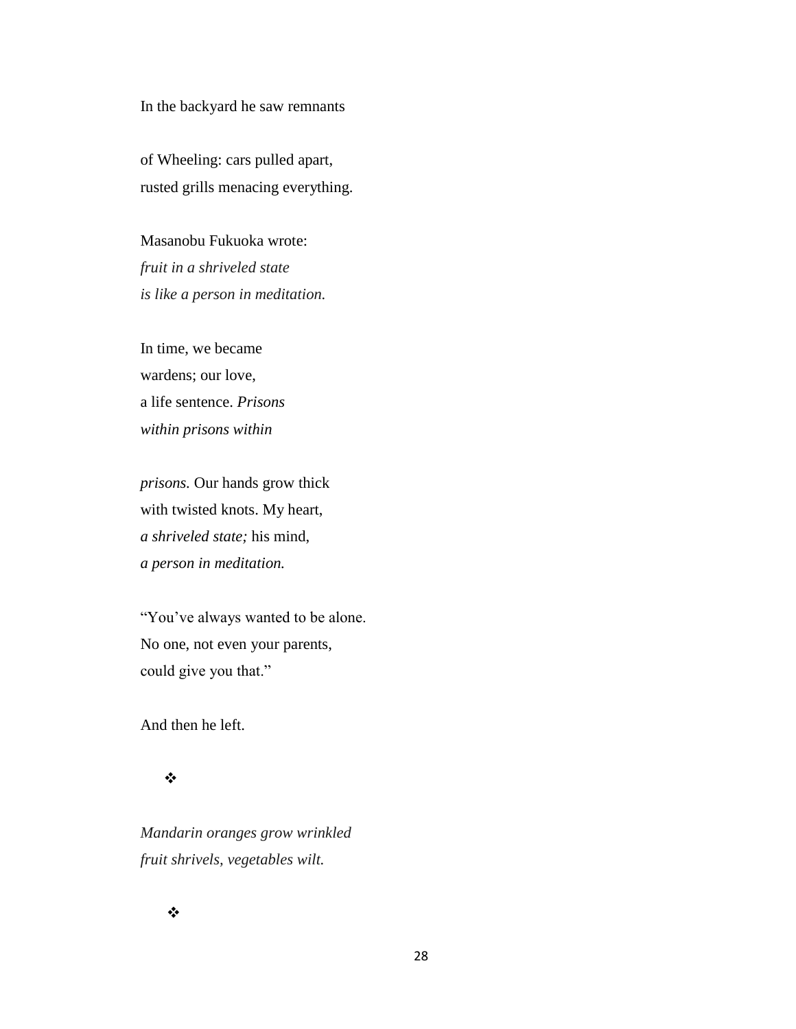In the backyard he saw remnants

of Wheeling: cars pulled apart,  
rusted grills menacing everything.

Masanobu Fukuoka wrote:  
*fruit in a shriveled state*  
*is like a person in meditation.*

In time, we became  
wardens; our love,  
a life sentence. *Prisons*  
*within prisons within*

*prisons.* Our hands grow thick  
with twisted knots. My heart,  
*a shriveled state;* his mind,  
*a person in meditation.*

"You've always wanted to be alone.  
No one, not even your parents,  
could give you that."

And then he left.

❖

*Mandarin oranges grow wrinkled*  
*fruit shrivels, vegetables wilt.*

❖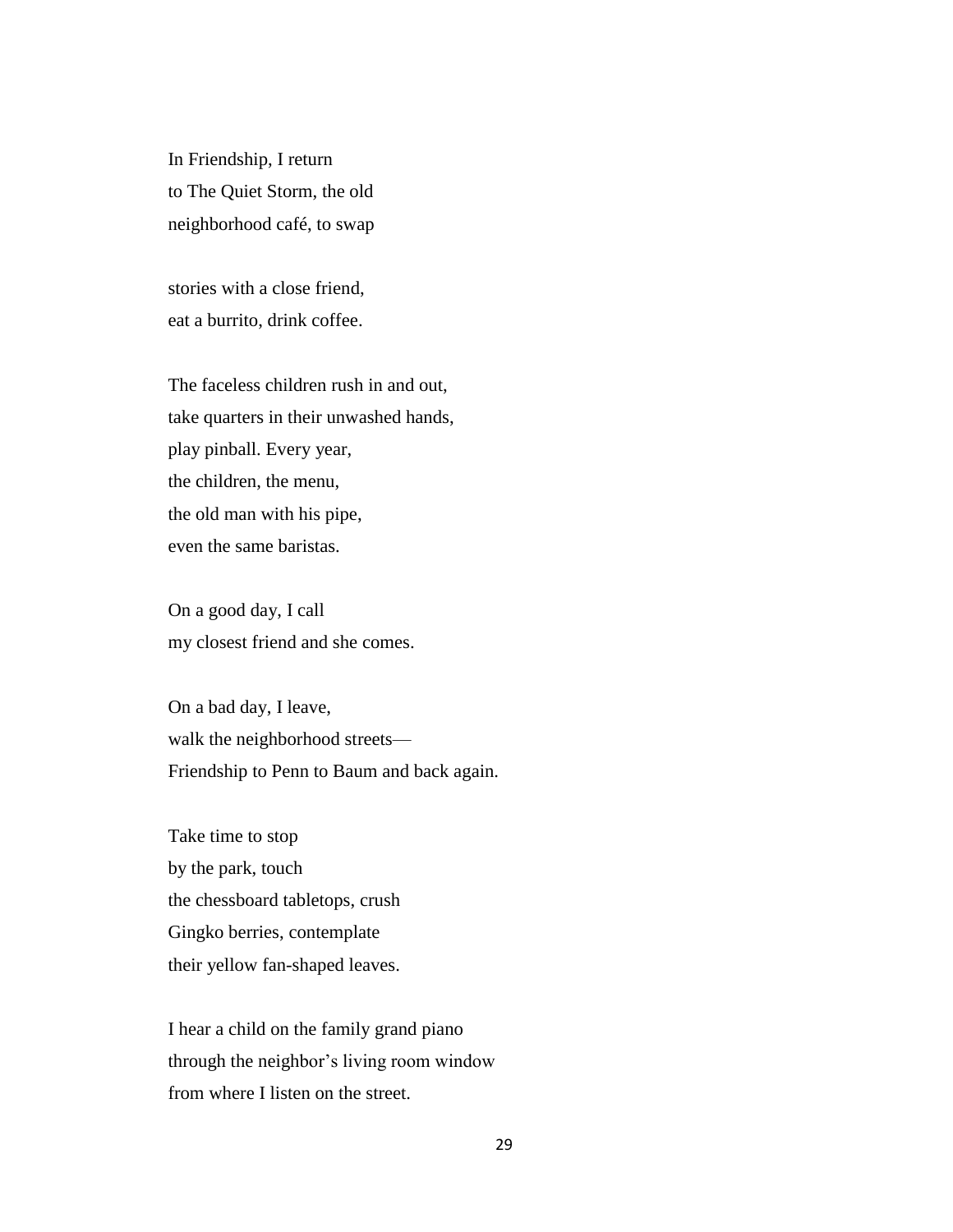In Friendship, I return  
to The Quiet Storm, the old  
neighborhood café, to swap

stories with a close friend,  
eat a burrito, drink coffee.

The faceless children rush in and out,  
take quarters in their unwashed hands,  
play pinball. Every year,  
the children, the menu,  
the old man with his pipe,  
even the same baristas.

On a good day, I call  
my closest friend and she comes.

On a bad day, I leave,  
walk the neighborhood streets—  
Friendship to Penn to Baum and back again.

Take time to stop  
by the park, touch  
the chessboard tabletops, crush  
Gingko berries, contemplate  
their yellow fan-shaped leaves.

I hear a child on the family grand piano  
through the neighbor's living room window  
from where I listen on the street.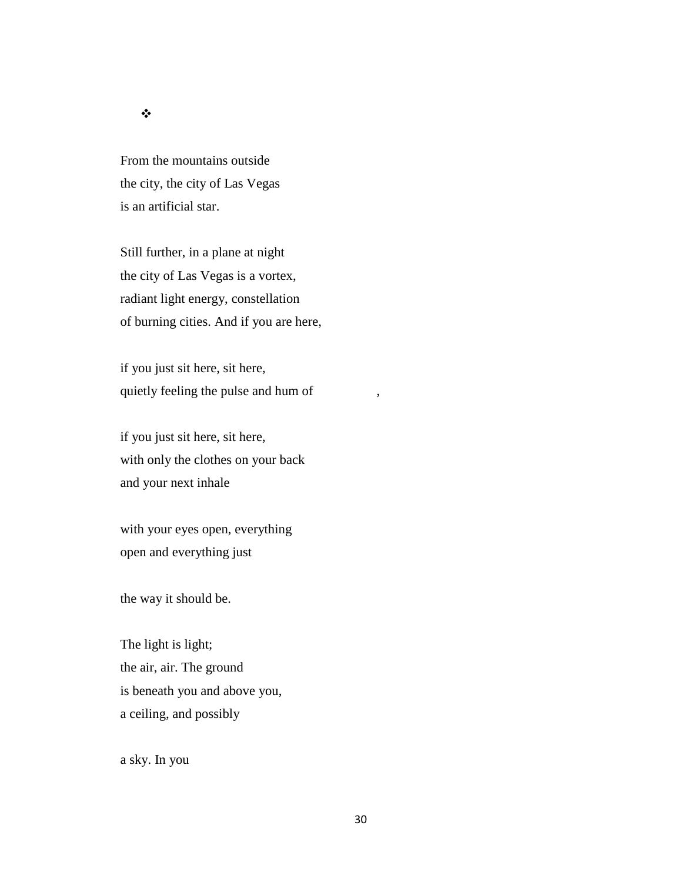❖

From the mountains outside  
the city, the city of Las Vegas  
is an artificial star.

Still further, in a plane at night  
the city of Las Vegas is a vortex,  
radiant light energy, constellation  
of burning cities. And if you are here,

if you just sit here, sit here,  
quietly feeling the pulse and hum of                    ,

if you just sit here, sit here,  
with only the clothes on your back  
and your next inhale

with your eyes open, everything  
open and everything just

the way it should be.

The light is light;  
the air, air. The ground  
is beneath you and above you,  
a ceiling, and possibly

a sky. In you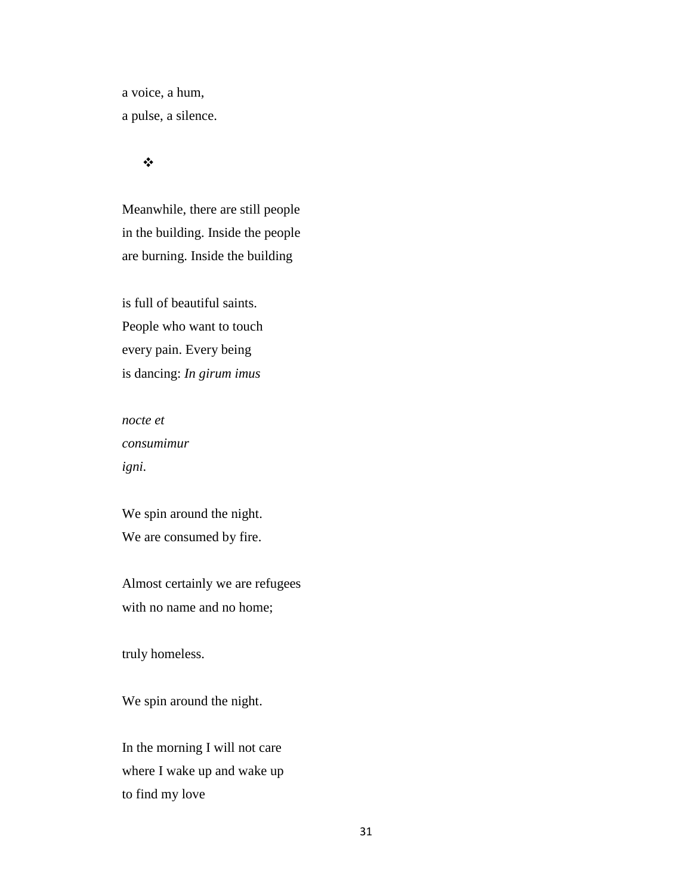a voice, a hum,  
a pulse, a silence.

❖

Meanwhile, there are still people  
in the building. Inside the people  
are burning. Inside the building

is full of beautiful saints.  
People who want to touch  
every pain. Every being  
is dancing: *In girum imus*

*nocte et*  
*consumimur*  
*igni.*

We spin around the night.  
We are consumed by fire.

Almost certainly we are refugees  
with no name and no home;

truly homeless.

We spin around the night.

In the morning I will not care  
where I wake up and wake up  
to find my love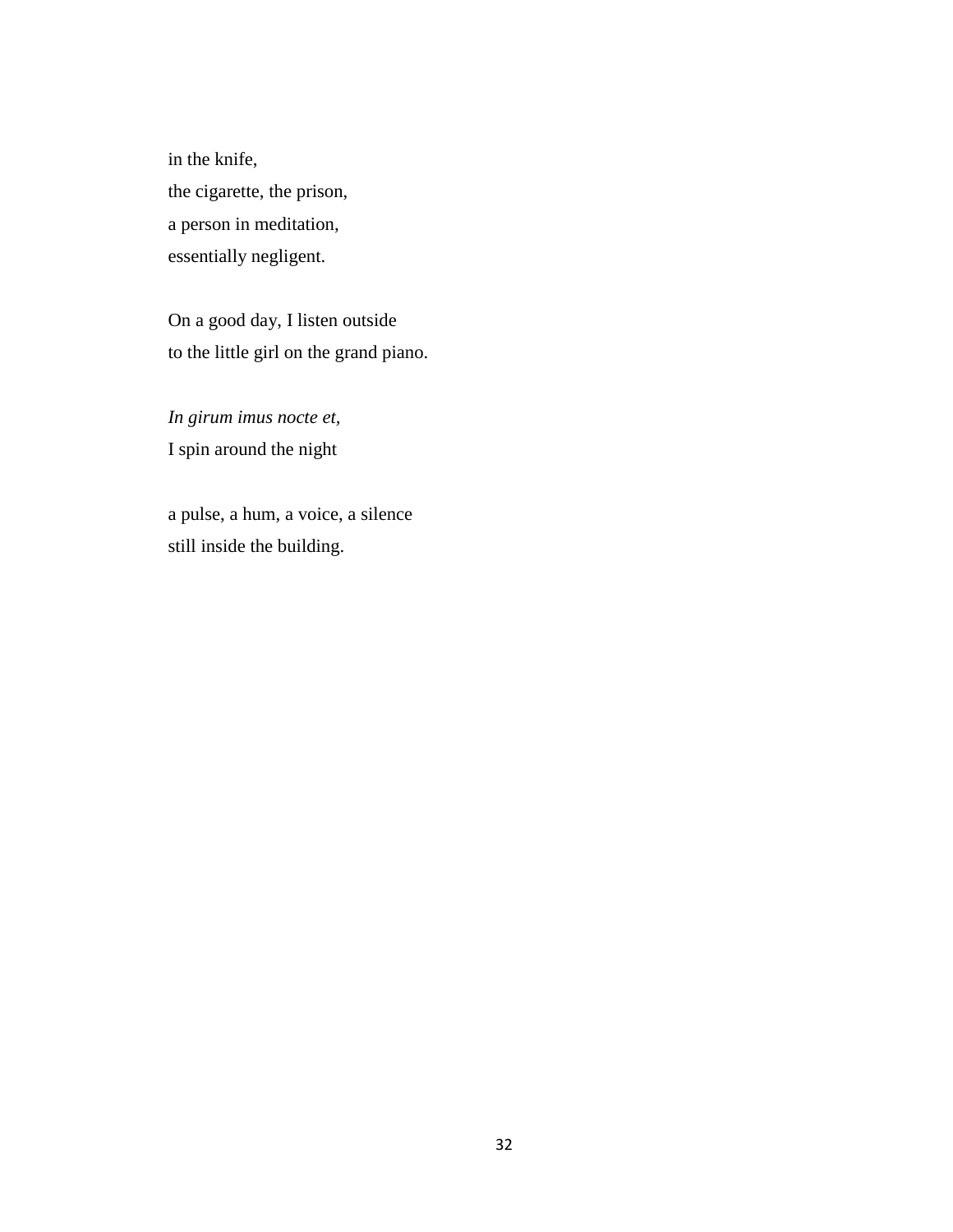in the knife,  
the cigarette, the prison,  
a person in meditation,  
essentially negligent.

On a good day, I listen outside  
to the little girl on the grand piano.

*In girum imus nocte et,*  
I spin around the night

a pulse, a hum, a voice, a silence  
still inside the building.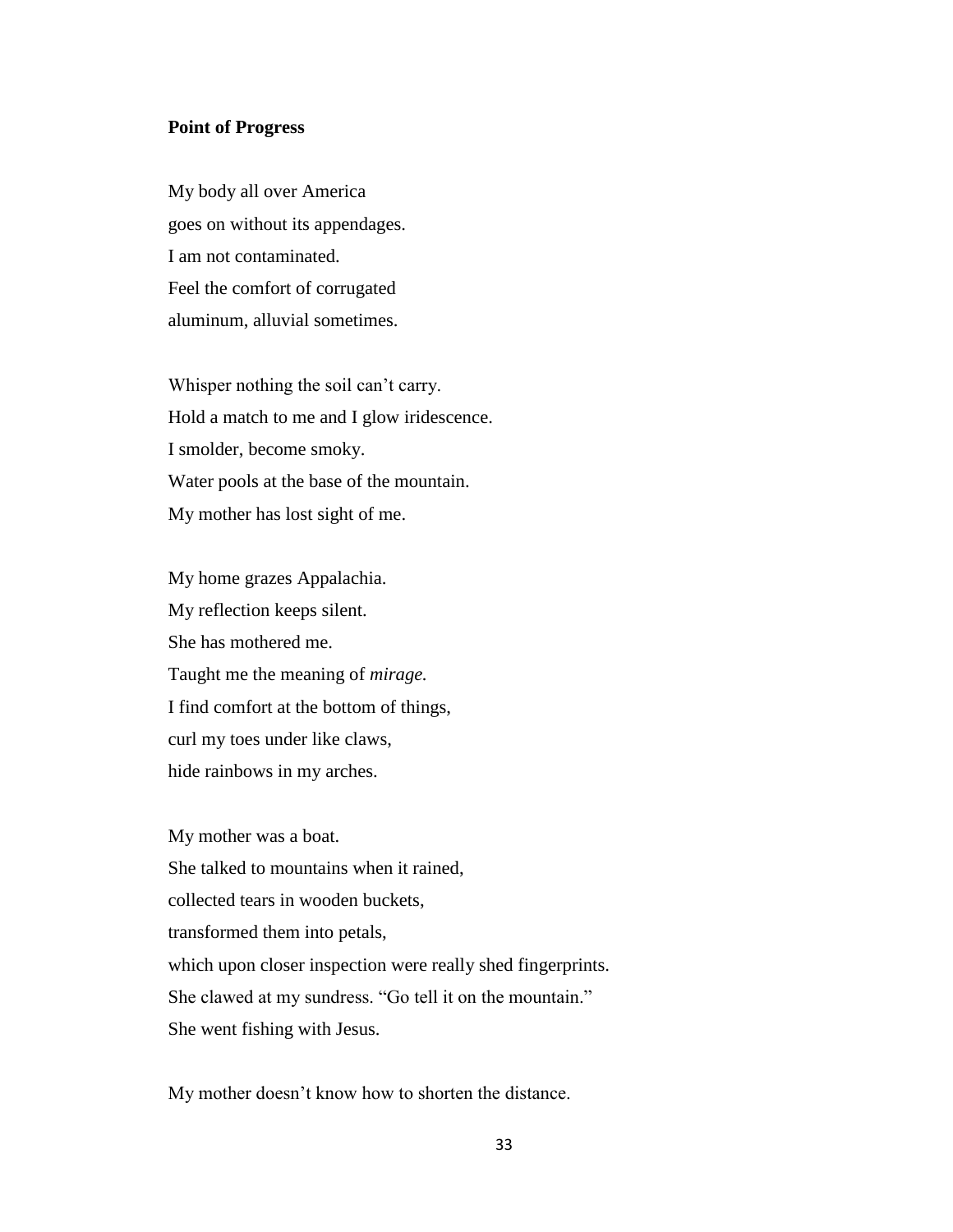**Point of Progress**

My body all over America  
goes on without its appendages.  
I am not contaminated.  
Feel the comfort of corrugated  
aluminum, alluvial sometimes.

Whisper nothing the soil can't carry.  
Hold a match to me and I glow iridescence.  
I smolder, become smoky.  
Water pools at the base of the mountain.  
My mother has lost sight of me.

My home grazes Appalachia.  
My reflection keeps silent.  
She has mothered me.  
Taught me the meaning of *mirage.*  
I find comfort at the bottom of things,  
curl my toes under like claws,  
hide rainbows in my arches.

My mother was a boat.  
She talked to mountains when it rained,  
collected tears in wooden buckets,  
transformed them into petals,  
which upon closer inspection were really shed fingerprints.  
She clawed at my sundress. "Go tell it on the mountain."  
She went fishing with Jesus.

My mother doesn't know how to shorten the distance.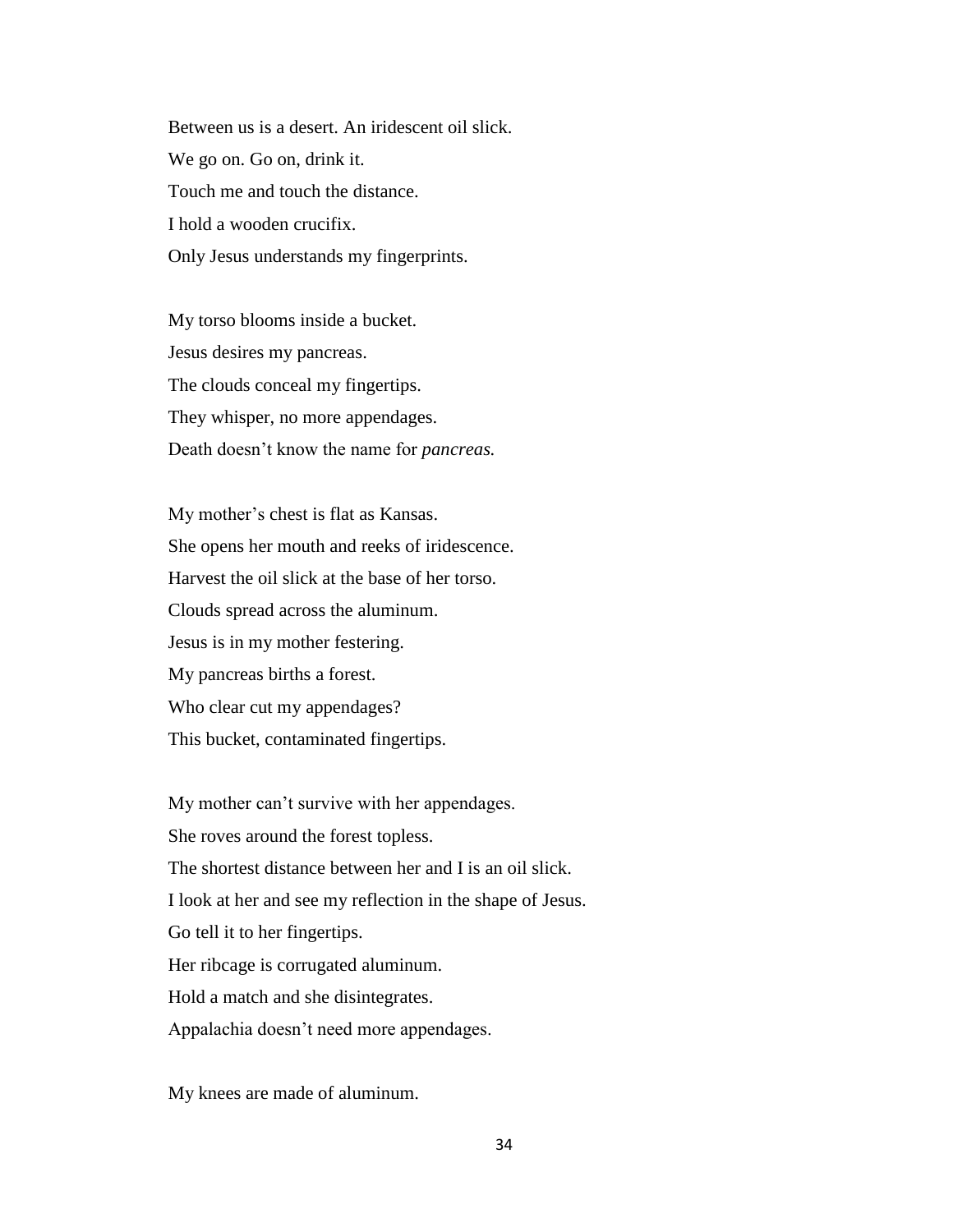Between us is a desert. An iridescent oil slick.  
We go on. Go on, drink it.  
Touch me and touch the distance.  
I hold a wooden crucifix.  
Only Jesus understands my fingerprints.

My torso blooms inside a bucket.  
Jesus desires my pancreas.  
The clouds conceal my fingertips.  
They whisper, no more appendages.  
Death doesn't know the name for *pancreas.*

My mother's chest is flat as Kansas.  
She opens her mouth and reeks of iridescence.  
Harvest the oil slick at the base of her torso.  
Clouds spread across the aluminum.  
Jesus is in my mother festering.  
My pancreas births a forest.  
Who clear cut my appendages?  
This bucket, contaminated fingertips.

My mother can't survive with her appendages.  
She roves around the forest topless.  
The shortest distance between her and I is an oil slick.  
I look at her and see my reflection in the shape of Jesus.  
Go tell it to her fingertips.  
Her ribcage is corrugated aluminum.  
Hold a match and she disintegrates.  
Appalachia doesn't need more appendages.

My knees are made of aluminum.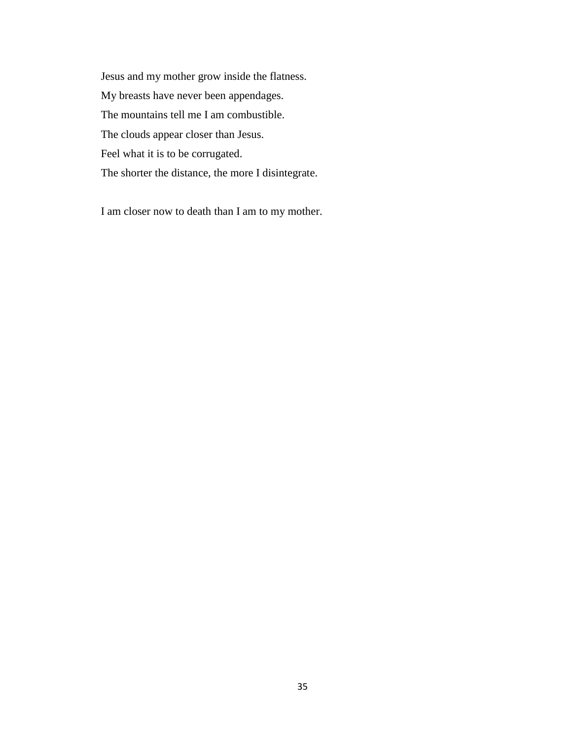Jesus and my mother grow inside the flatness.

My breasts have never been appendages.

The mountains tell me I am combustible.

The clouds appear closer than Jesus.

Feel what it is to be corrugated.

The shorter the distance, the more I disintegrate.

I am closer now to death than I am to my mother.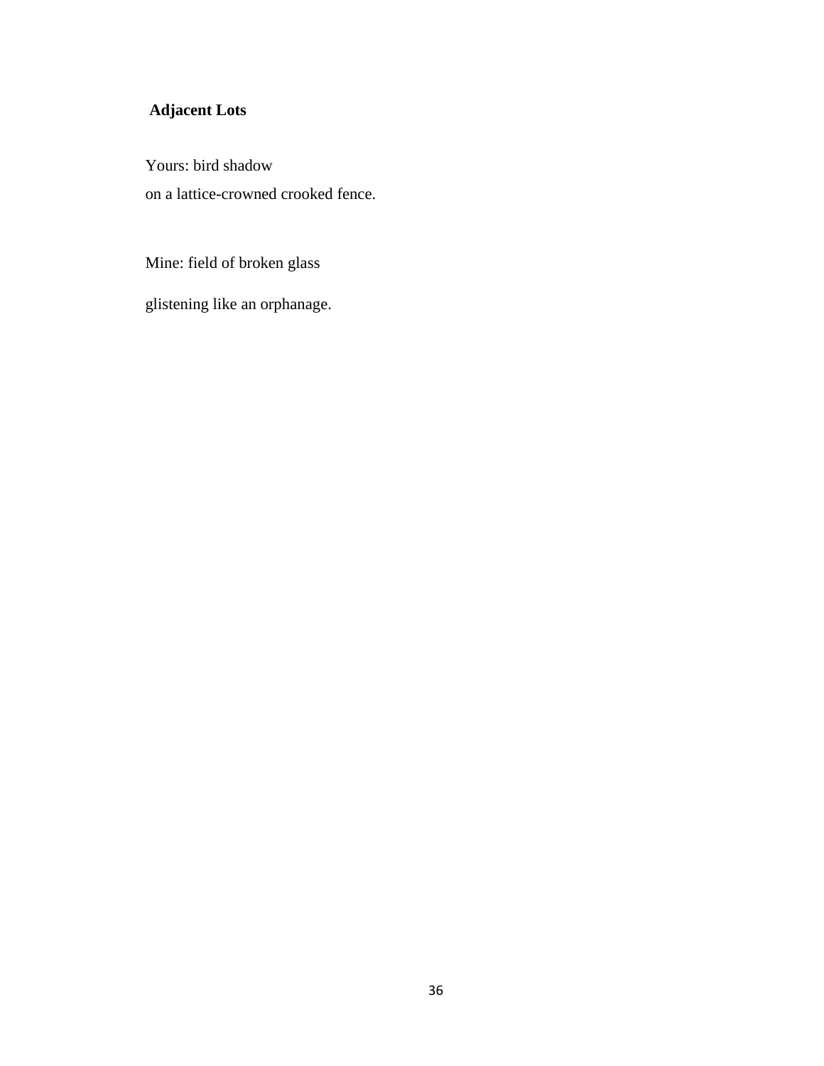## Adjacent Lots

Yours: bird shadow  
on a lattice-crowned crooked fence.

Mine: field of broken glass

glistening like an orphanage.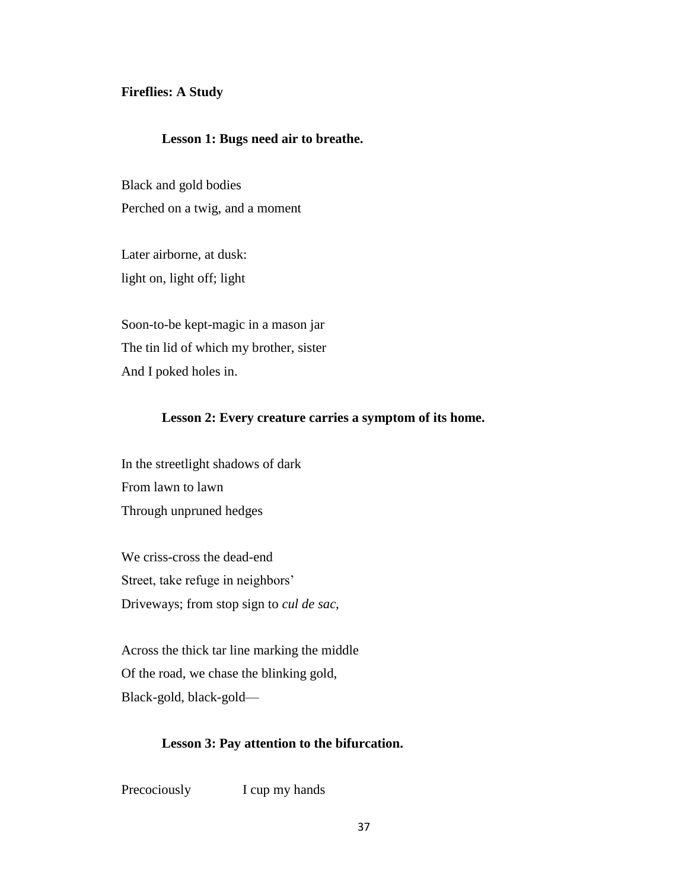**Fireflies: A Study**

**Lesson 1: Bugs need air to breathe.**

Black and gold bodies  
Perched on a twig, and a moment

Later airborne, at dusk:  
light on, light off; light

Soon-to-be kept-magic in a mason jar  
The tin lid of which my brother, sister  
And I poked holes in.

**Lesson 2: Every creature carries a symptom of its home.**

In the streetlight shadows of dark  
From lawn to lawn  
Through unpruned hedges

We criss-cross the dead-end  
Street, take refuge in neighbors'  
Driveways; from stop sign to *cul de sac*,

Across the thick tar line marking the middle  
Of the road, we chase the blinking gold,  
Black-gold, black-gold—

**Lesson 3: Pay attention to the bifurcation.**

Precociously        I cup my hands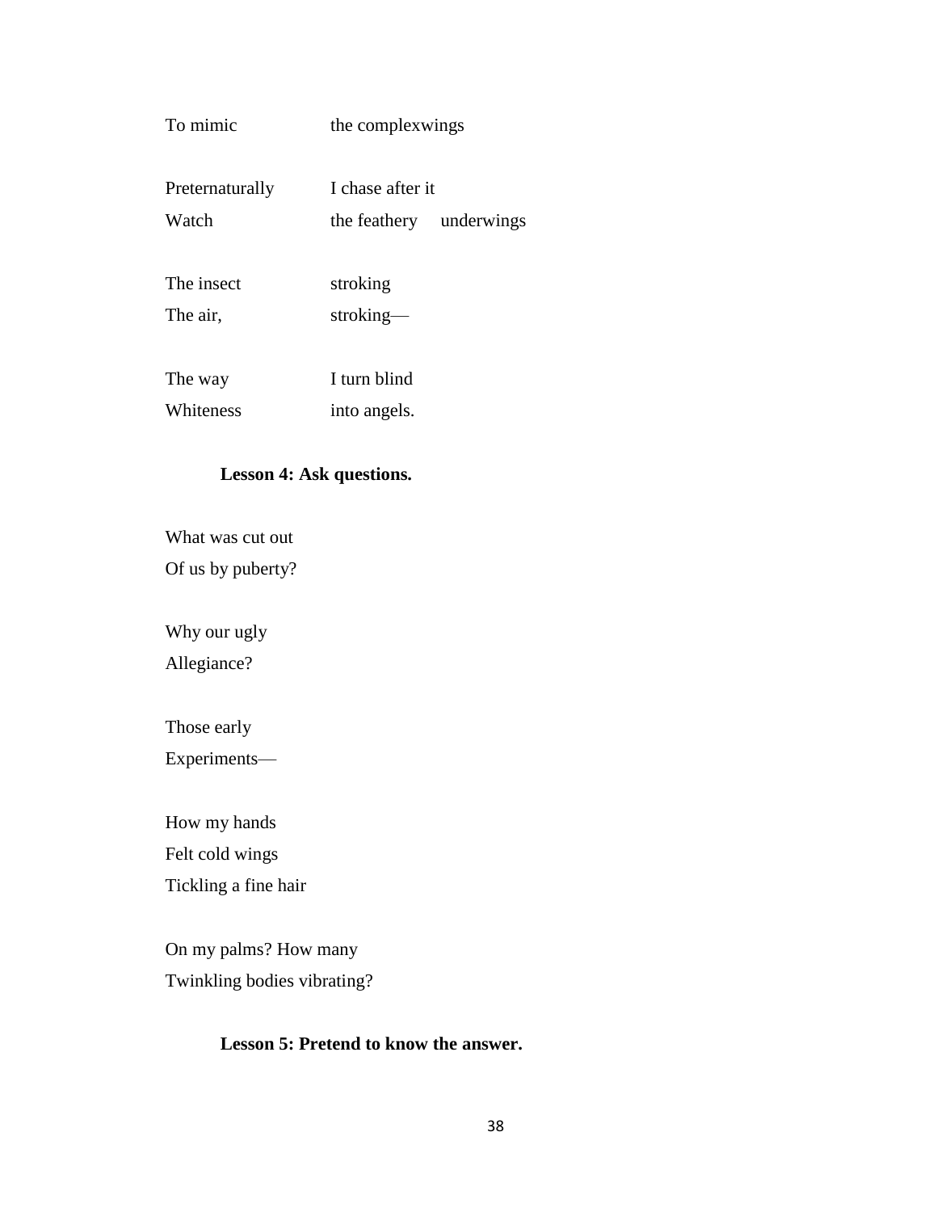To mimic the complexwings

Preternaturally I chase after it
Watch the feathery underwings

The insect stroking
The air, stroking—

The way I turn blind
Whiteness into angels.

**Lesson 4: Ask questions.**

What was cut out
Of us by puberty?

Why our ugly
Allegiance?

Those early
Experiments—

How my hands
Felt cold wings
Tickling a fine hair

On my palms? How many
Twinkling bodies vibrating?

**Lesson 5: Pretend to know the answer.**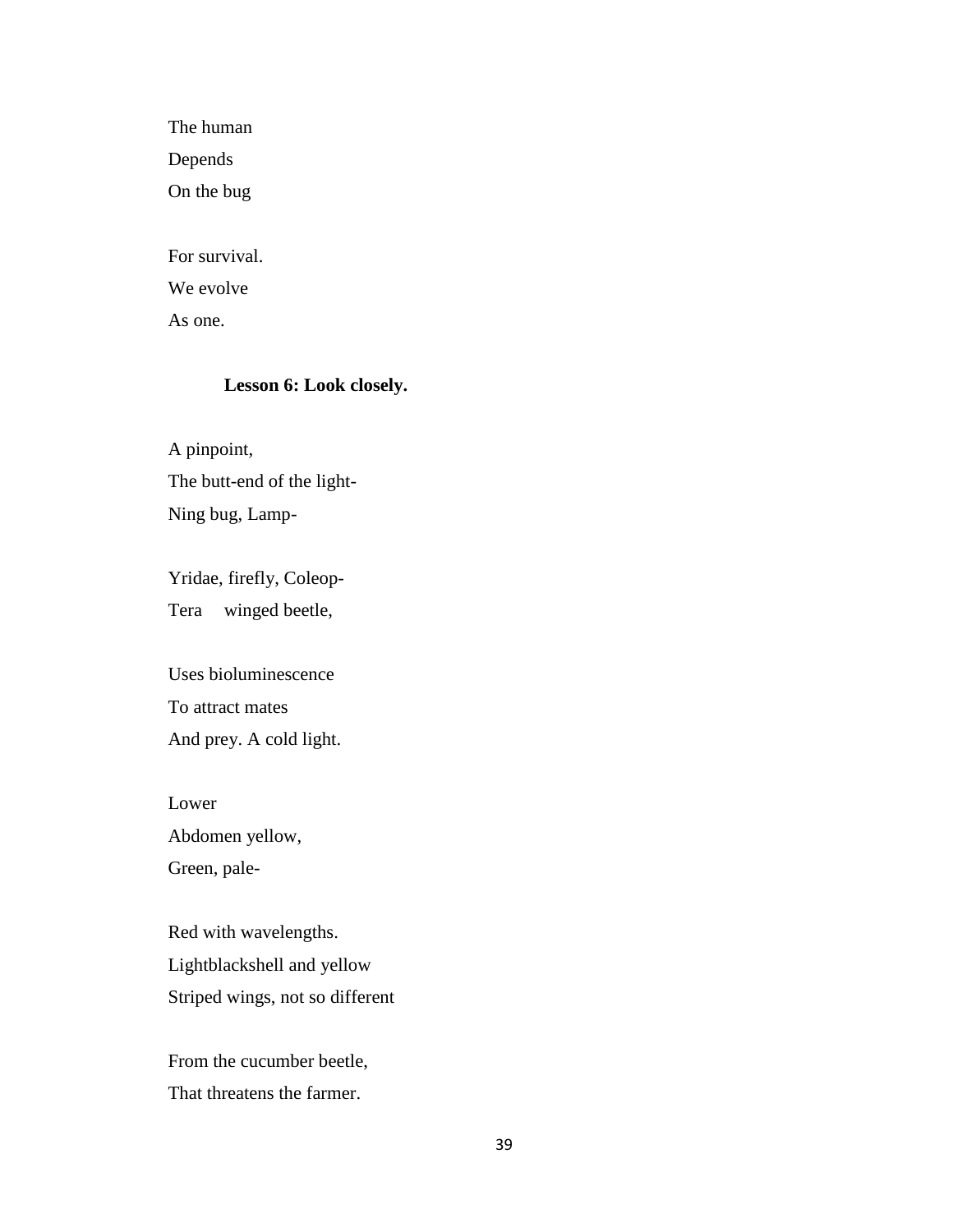The human  
Depends  
On the bug

For survival.  
We evolve  
As one.

**Lesson 6: Look closely.**

A pinpoint,  
The butt-end of the light-  
Ning bug, Lamp-

Yridae, firefly, Coleop-  
Tera     winged beetle,

Uses bioluminescence  
To attract mates  
And prey. A cold light.

Lower  
Abdomen yellow,  
Green, pale-

Red with wavelengths.  
Lightblackshell and yellow  
Striped wings, not so different

From the cucumber beetle,  
That threatens the farmer.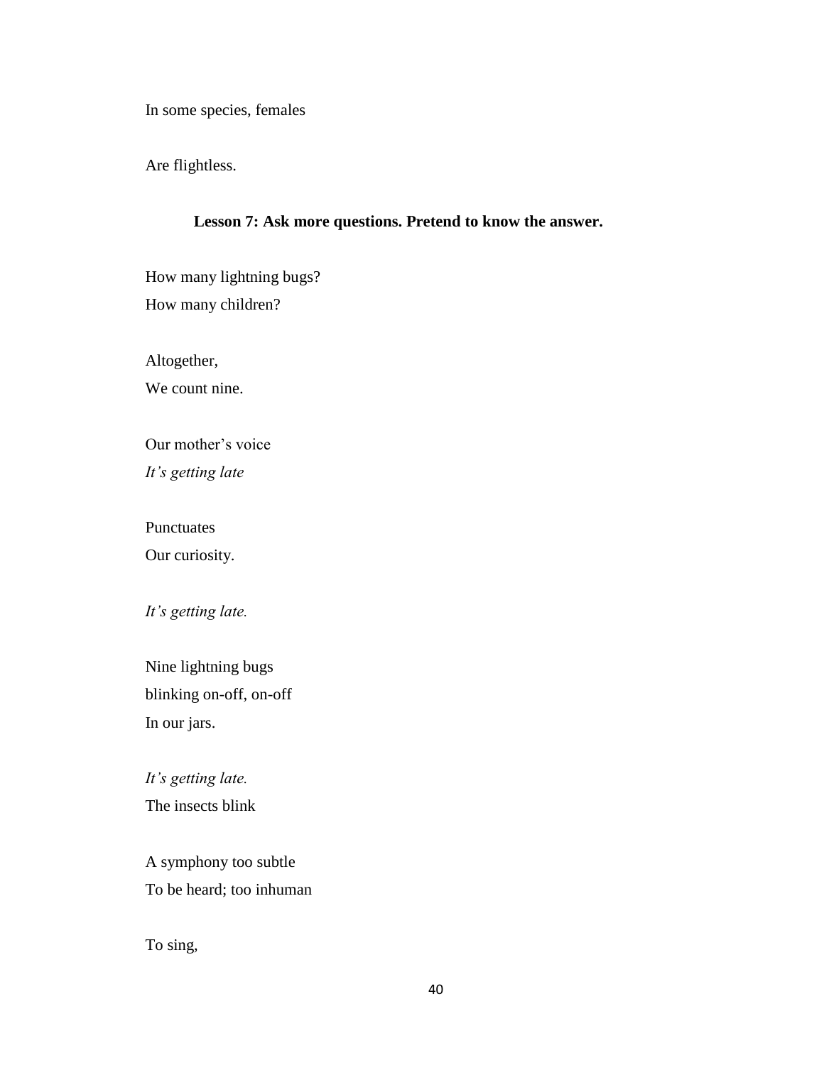In some species, females

Are flightless.

**Lesson 7: Ask more questions. Pretend to know the answer.**

How many lightning bugs?
How many children?

Altogether,
We count nine.

Our mother's voice
*It's getting late*

Punctuates
Our curiosity.

*It's getting late.*

Nine lightning bugs
blinking on-off, on-off
In our jars.

*It's getting late.*
The insects blink

A symphony too subtle
To be heard; too inhuman

To sing,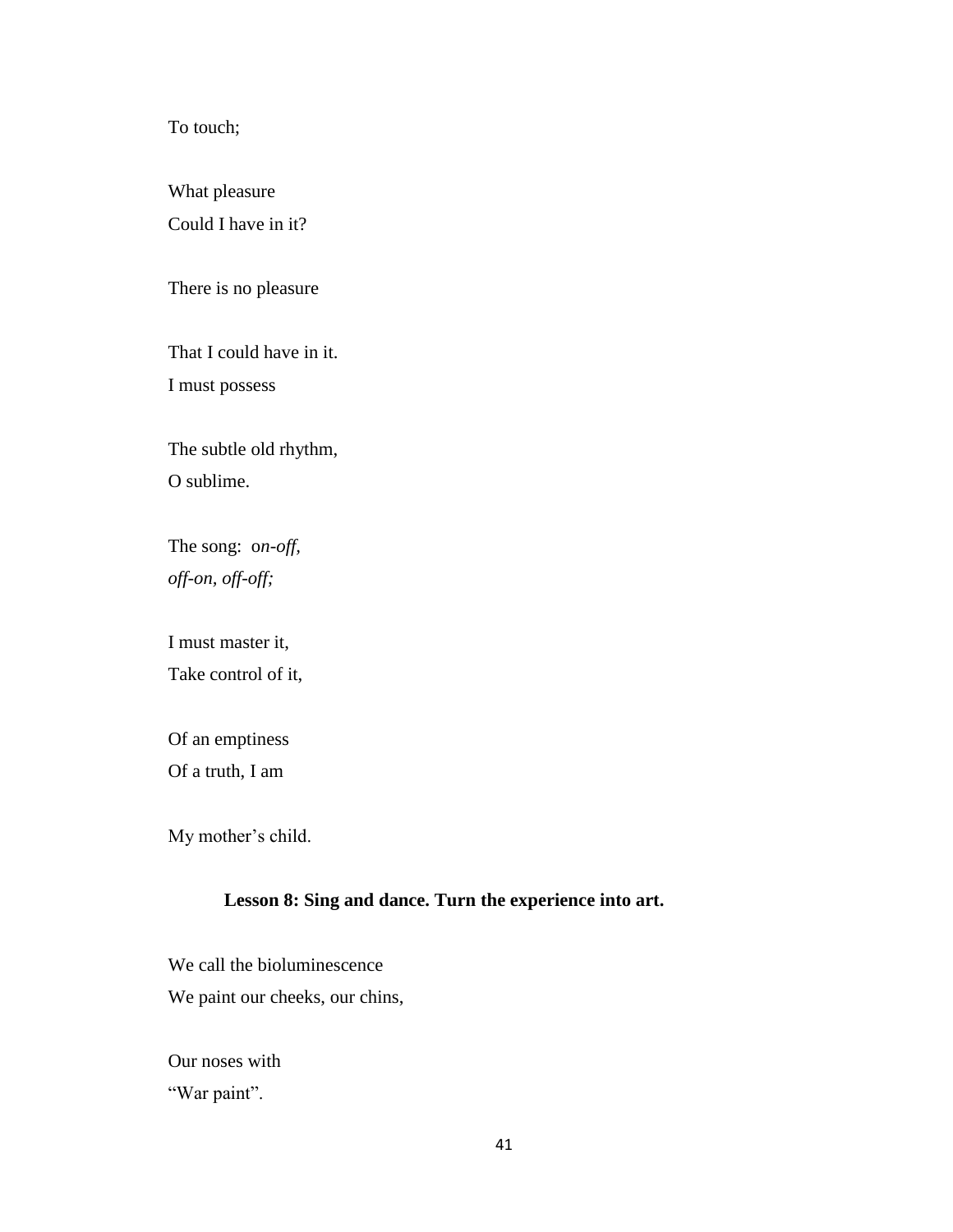To touch;

What pleasure
Could I have in it?

There is no pleasure

That I could have in it.
I must possess

The subtle old rhythm,
O sublime.

The song: o*n-off,*
*off-on, off-off;*

I must master it,
Take control of it,

Of an emptiness
Of a truth, I am

My mother's child.

**Lesson 8: Sing and dance. Turn the experience into art.**

We call the bioluminescence
We paint our cheeks, our chins,

Our noses with
"War paint".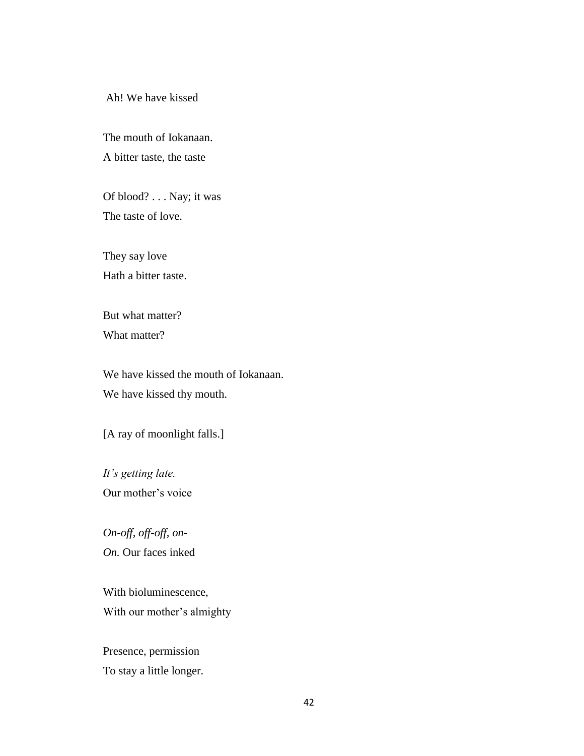Ah! We have kissed

The mouth of Iokanaan.  
A bitter taste, the taste

Of blood? . . . Nay; it was  
The taste of love.

They say love  
Hath a bitter taste.

But what matter?  
What matter?

We have kissed the mouth of Iokanaan.  
We have kissed thy mouth.

[A ray of moonlight falls.]

*It's getting late.*  
Our mother's voice

*On-off, off-off, on-*  
*On.* Our faces inked

With bioluminescence,  
With our mother's almighty

Presence, permission  
To stay a little longer.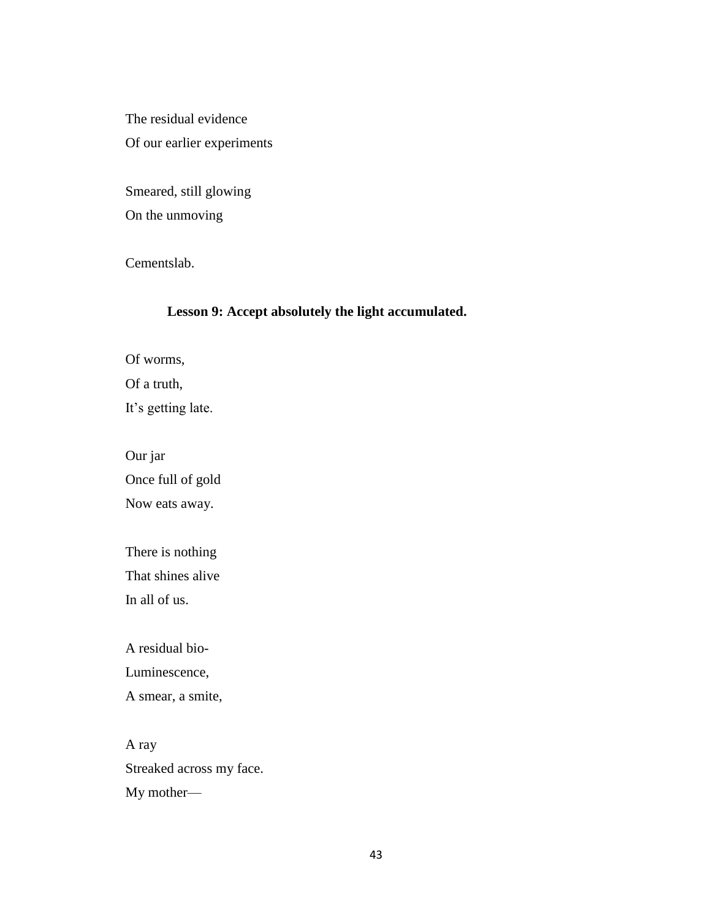The residual evidence  
Of our earlier experiments

Smeared, still glowing  
On the unmoving

Cementslab.

**Lesson 9: Accept absolutely the light accumulated.**

Of worms,  
Of a truth,  
It's getting late.

Our jar  
Once full of gold  
Now eats away.

There is nothing  
That shines alive  
In all of us.

A residual bio-  
Luminescence,  
A smear, a smite,

A ray  
Streaked across my face.  
My mother—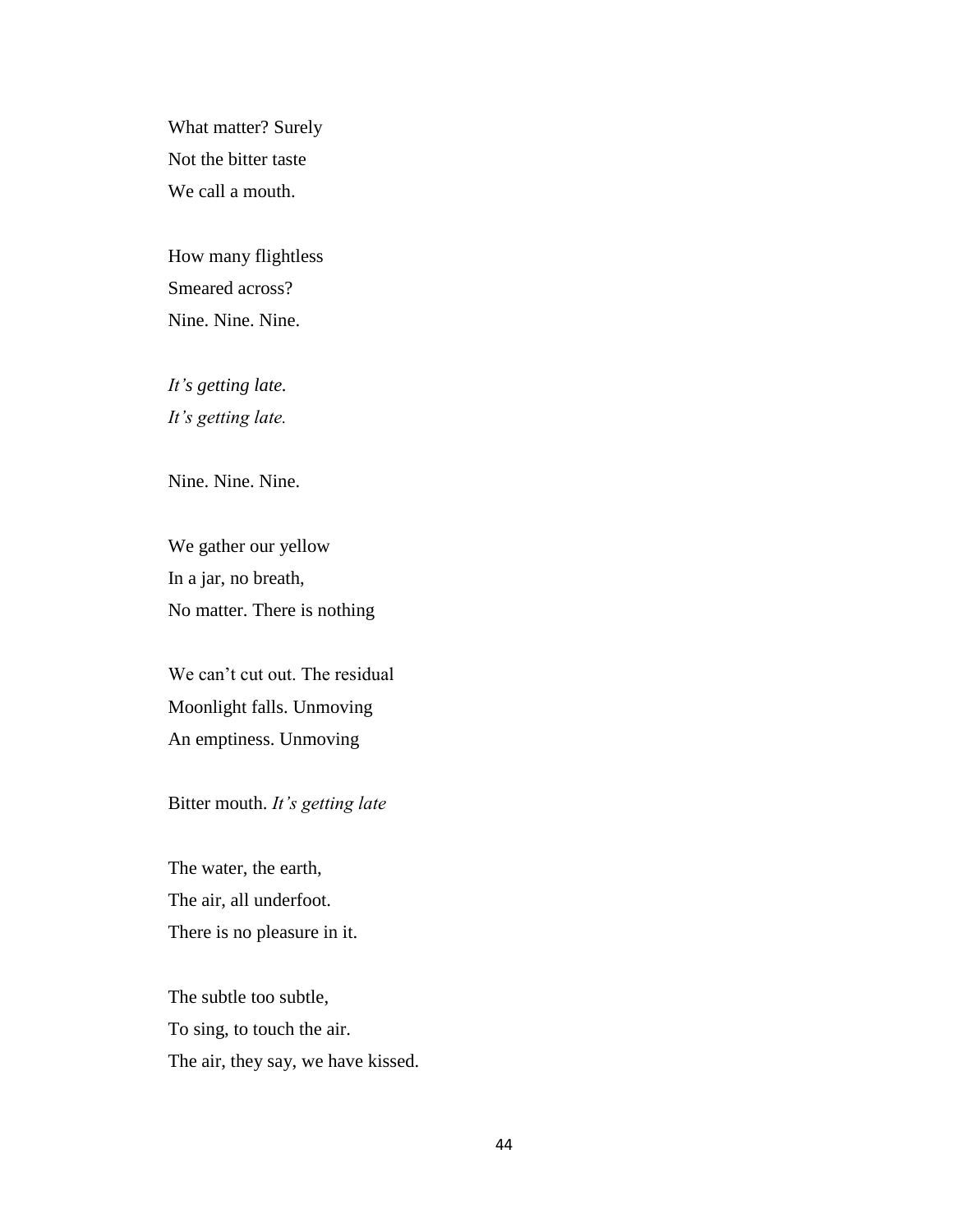What matter? Surely  
Not the bitter taste  
We call a mouth.

How many flightless  
Smeared across?  
Nine. Nine. Nine.

*It's getting late.*  
*It's getting late.*

Nine. Nine. Nine.

We gather our yellow  
In a jar, no breath,  
No matter. There is nothing

We can't cut out. The residual  
Moonlight falls. Unmoving  
An emptiness. Unmoving

Bitter mouth. *It's getting late*

The water, the earth,  
The air, all underfoot.  
There is no pleasure in it.

The subtle too subtle,  
To sing, to touch the air.  
The air, they say, we have kissed.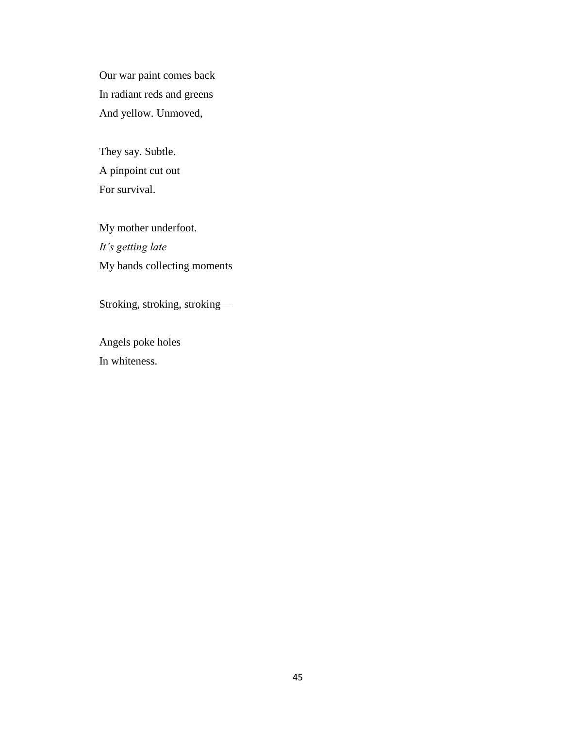Our war paint comes back  
In radiant reds and greens  
And yellow. Unmoved,

They say. Subtle.  
A pinpoint cut out  
For survival.

My mother underfoot.  
*It's getting late*  
My hands collecting moments

Stroking, stroking, stroking—

Angels poke holes  
In whiteness.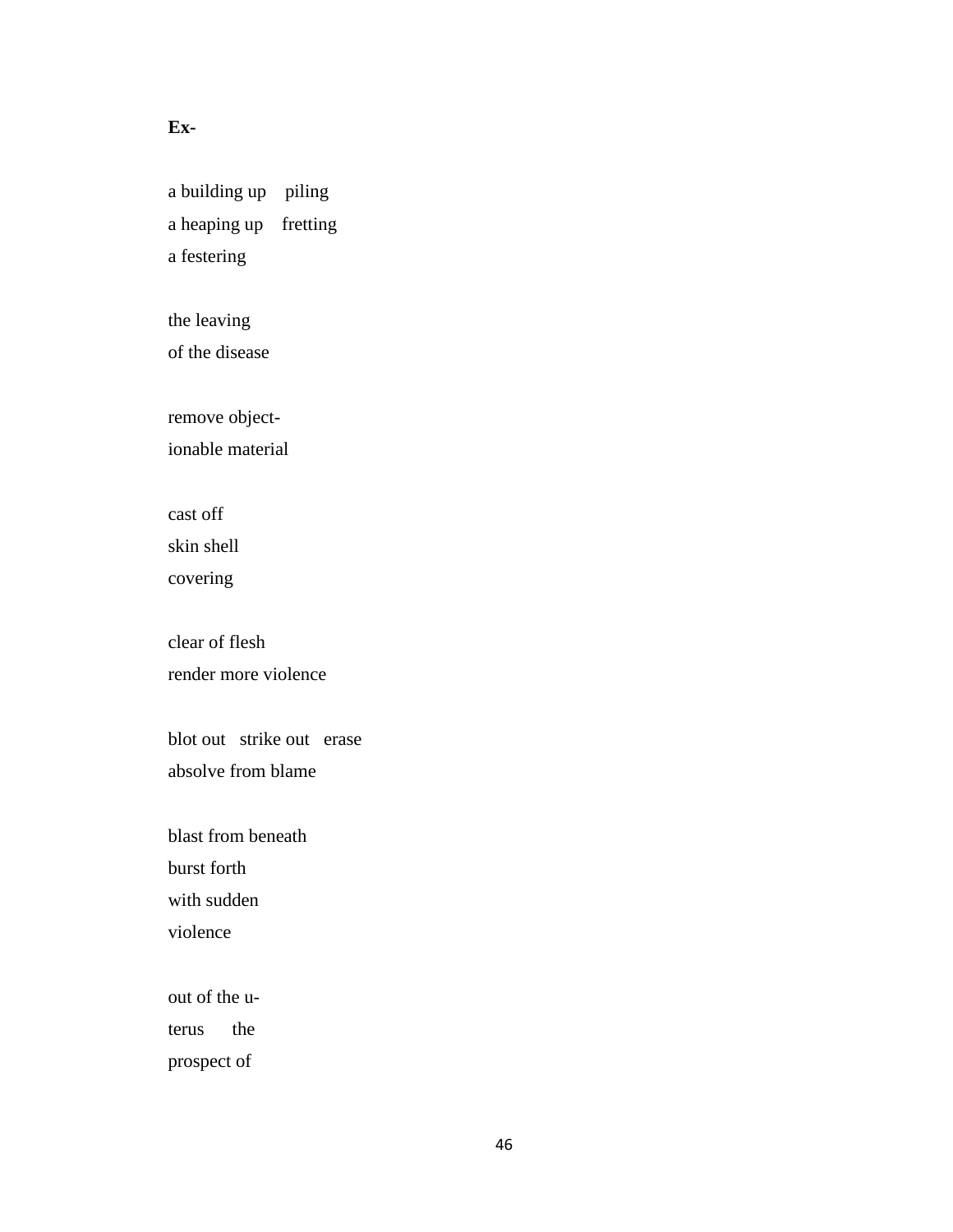**Ex-**

a building up    piling  
a heaping up    fretting  
a festering

the leaving  
of the disease

remove object-  
ionable material

cast off  
skin shell  
covering

clear of flesh  
render more violence

blot out   strike out   erase  
absolve from blame

blast from beneath  
burst forth  
with sudden  
violence

out of the u-  
terus      the  
prospect of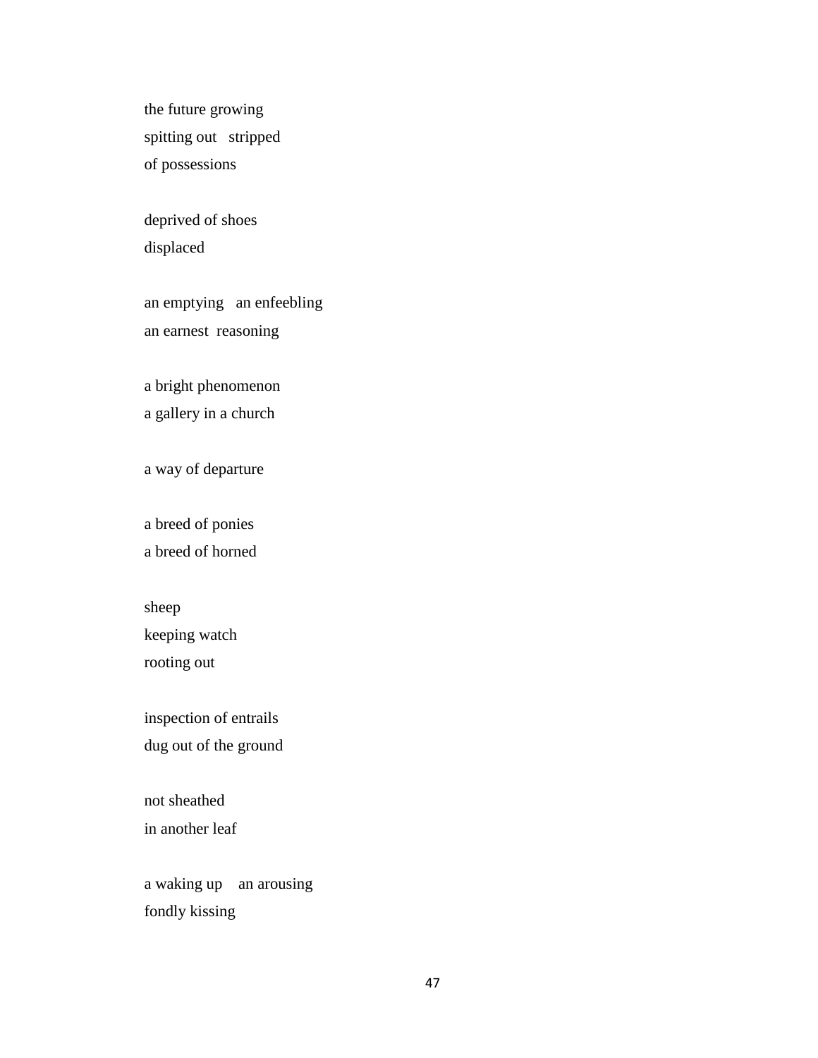the future growing  
spitting out   stripped  
of possessions

deprived of shoes  
displaced

an emptying   an enfeebling  
an earnest  reasoning

a bright phenomenon  
a gallery in a church

a way of departure

a breed of ponies  
a breed of horned

sheep  
keeping watch  
rooting out

inspection of entrails  
dug out of the ground

not sheathed  
in another leaf

a waking up    an arousing  
fondly kissing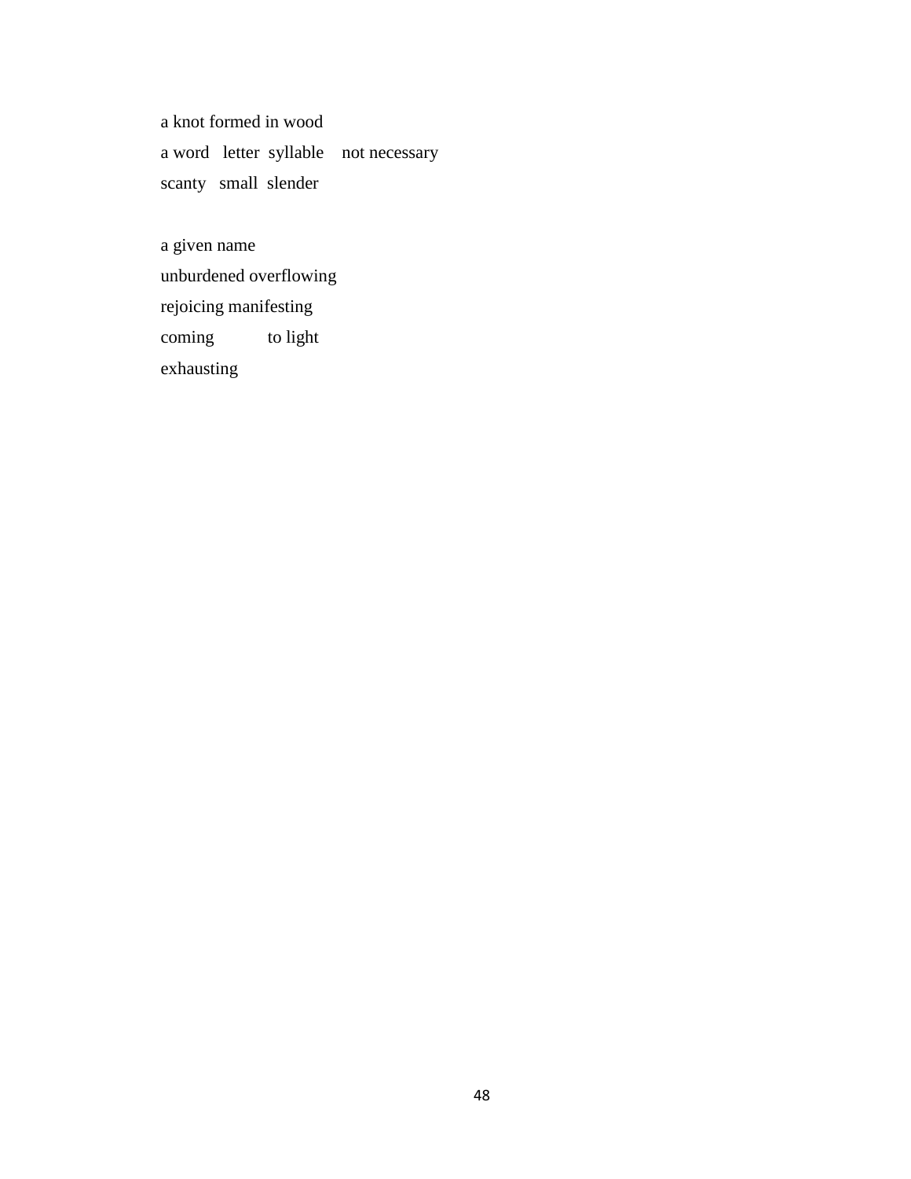a knot formed in wood  
a word   letter  syllable    not necessary  
scanty   small  slender

a given name  
unburdened overflowing  
rejoicing manifesting  
coming            to light  
exhausting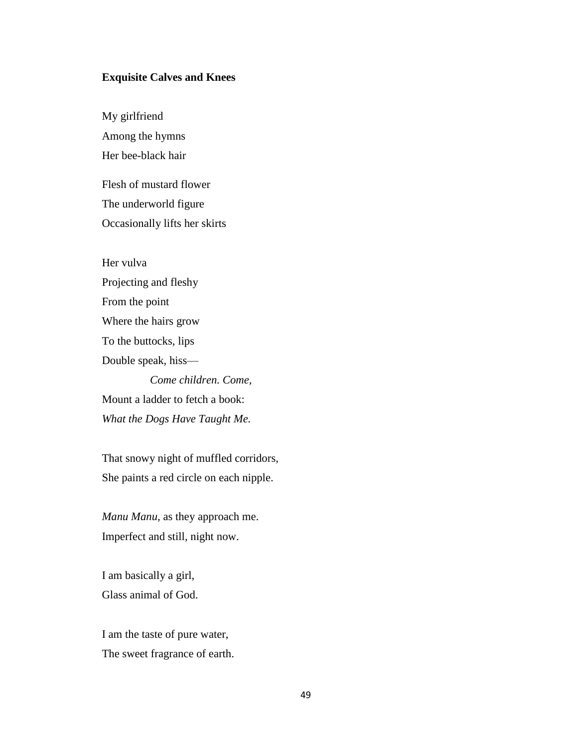**Exquisite Calves and Knees**

My girlfriend
Among the hymns
Her bee-black hair

Flesh of mustard flower
The underworld figure
Occasionally lifts her skirts

Her vulva
Projecting and fleshy
From the point
Where the hairs grow
To the buttocks, lips
Double speak, hiss—
*Come children. Come,*
Mount a ladder to fetch a book:
*What the Dogs Have Taught Me.*

That snowy night of muffled corridors,
She paints a red circle on each nipple.

*Manu Manu*, as they approach me.
Imperfect and still, night now.

I am basically a girl,
Glass animal of God.

I am the taste of pure water,
The sweet fragrance of earth.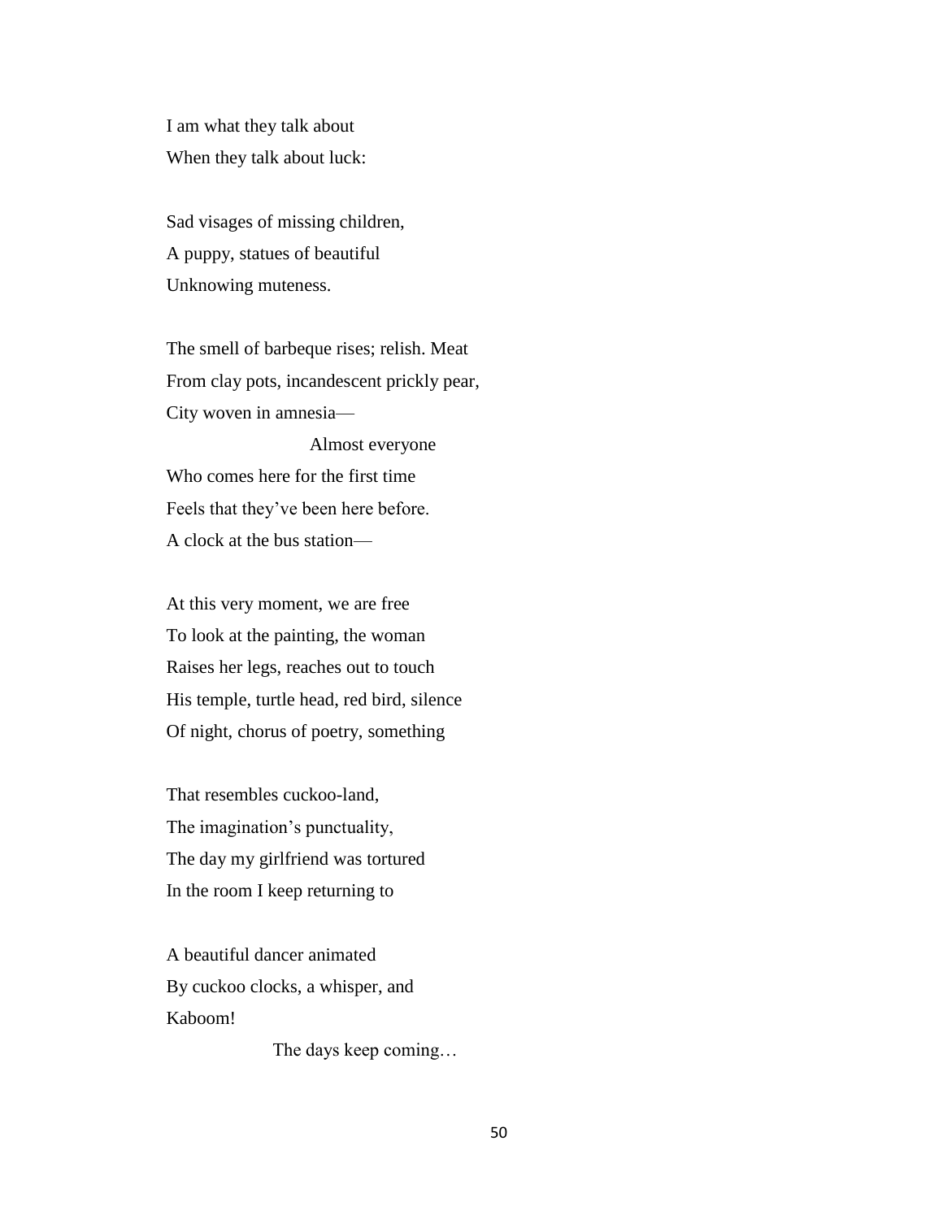I am what they talk about
When they talk about luck:

Sad visages of missing children,
A puppy, statues of beautiful
Unknowing muteness.

The smell of barbeque rises; relish. Meat
From clay pots, incandescent prickly pear,
City woven in amnesia—
                              Almost everyone
Who comes here for the first time
Feels that they've been here before.
A clock at the bus station—

At this very moment, we are free
To look at the painting, the woman
Raises her legs, reaches out to touch
His temple, turtle head, red bird, silence
Of night, chorus of poetry, something

That resembles cuckoo-land,
The imagination's punctuality,
The day my girlfriend was tortured
In the room I keep returning to

A beautiful dancer animated
By cuckoo clocks, a whisper, and
Kaboom!
                    The days keep coming…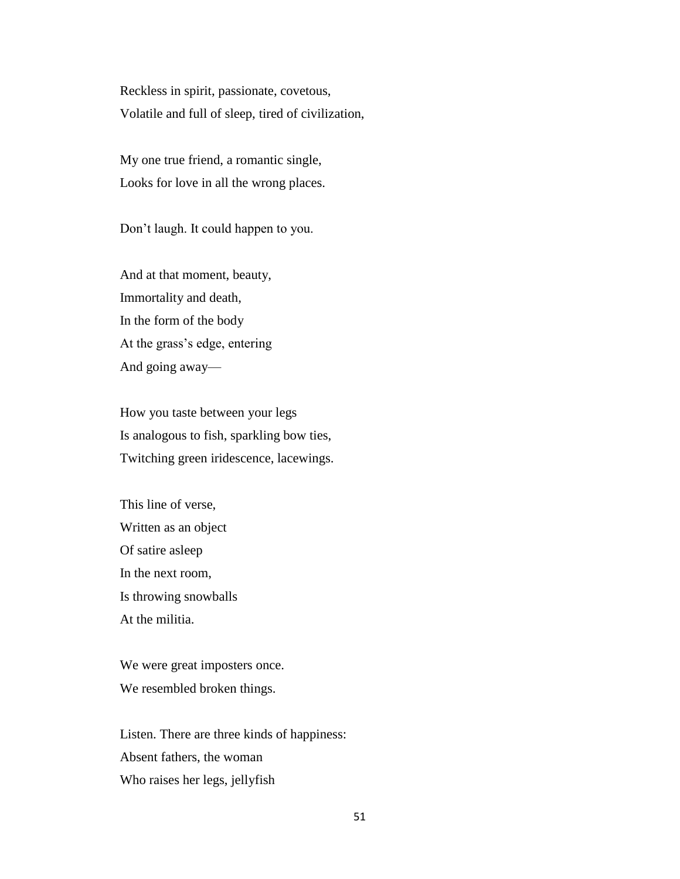Reckless in spirit, passionate, covetous,
Volatile and full of sleep, tired of civilization,

My one true friend, a romantic single,
Looks for love in all the wrong places.

Don't laugh. It could happen to you.

And at that moment, beauty,
Immortality and death,
In the form of the body
At the grass's edge, entering
And going away—

How you taste between your legs
Is analogous to fish, sparkling bow ties,
Twitching green iridescence, lacewings.

This line of verse,
Written as an object
Of satire asleep
In the next room,
Is throwing snowballs
At the militia.

We were great imposters once.
We resembled broken things.

Listen. There are three kinds of happiness:
Absent fathers, the woman
Who raises her legs, jellyfish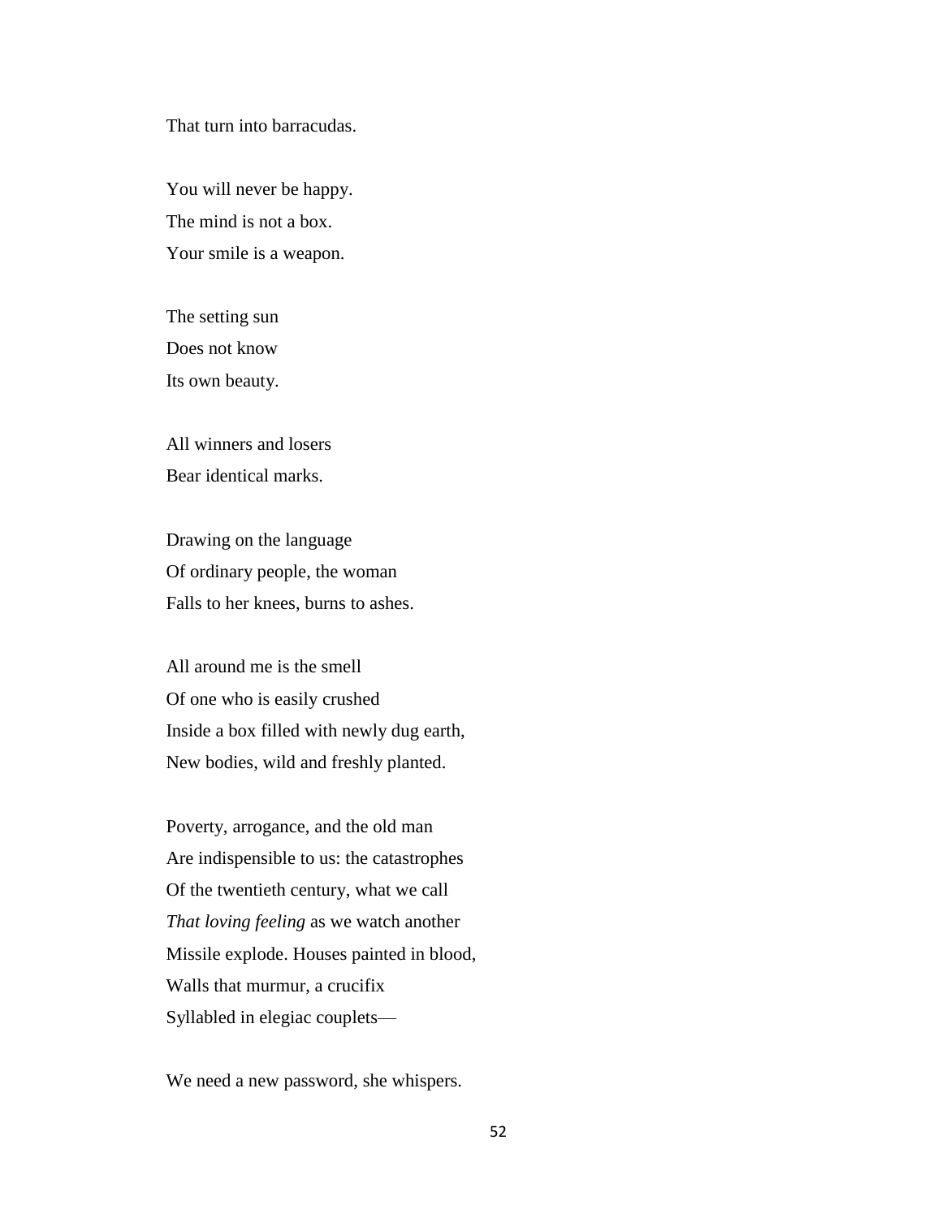That turn into barracudas.

You will never be happy.
The mind is not a box.
Your smile is a weapon.

The setting sun
Does not know
Its own beauty.

All winners and losers
Bear identical marks.

Drawing on the language
Of ordinary people, the woman
Falls to her knees, burns to ashes.

All around me is the smell
Of one who is easily crushed
Inside a box filled with newly dug earth,
New bodies, wild and freshly planted.

Poverty, arrogance, and the old man
Are indispensible to us: the catastrophes
Of the twentieth century, what we call
*That loving feeling* as we watch another
Missile explode. Houses painted in blood,
Walls that murmur, a crucifix
Syllabled in elegiac couplets—

We need a new password, she whispers.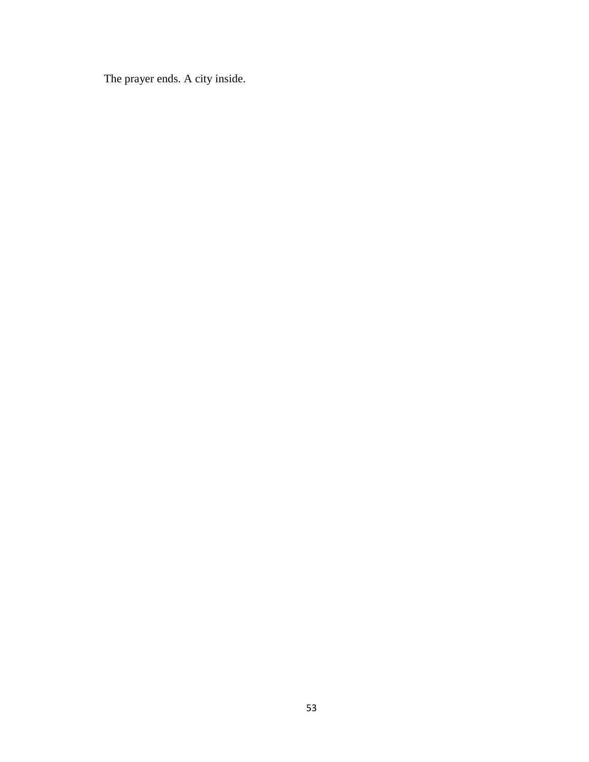The prayer ends. A city inside.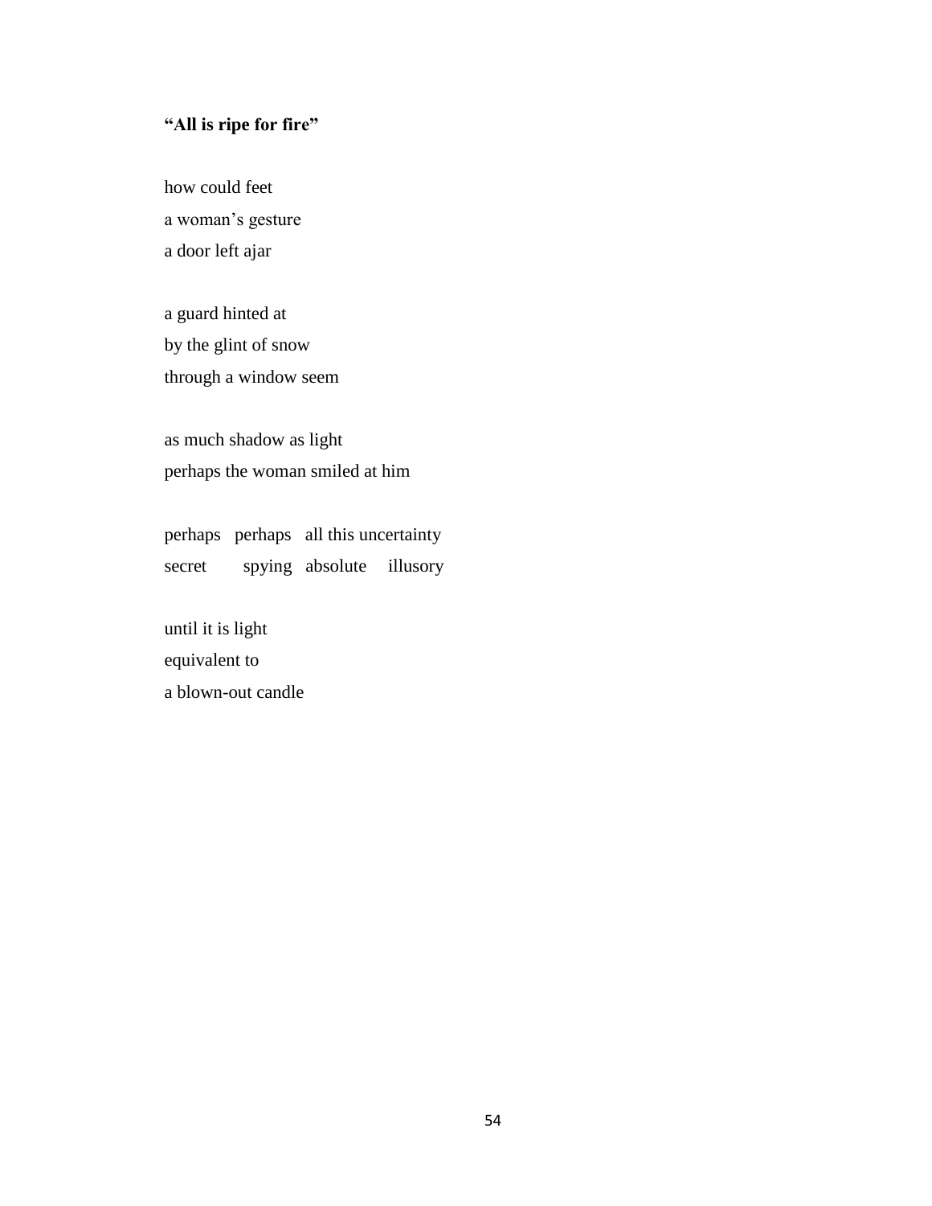**“All is ripe for fire”**

how could feet  
a woman’s gesture  
a door left ajar

a guard hinted at  
by the glint of snow  
through a window seem

as much shadow as light  
perhaps the woman smiled at him

perhaps   perhaps   all this uncertainty  
secret      spying   absolute    illusory

until it is light  
equivalent to  
a blown-out candle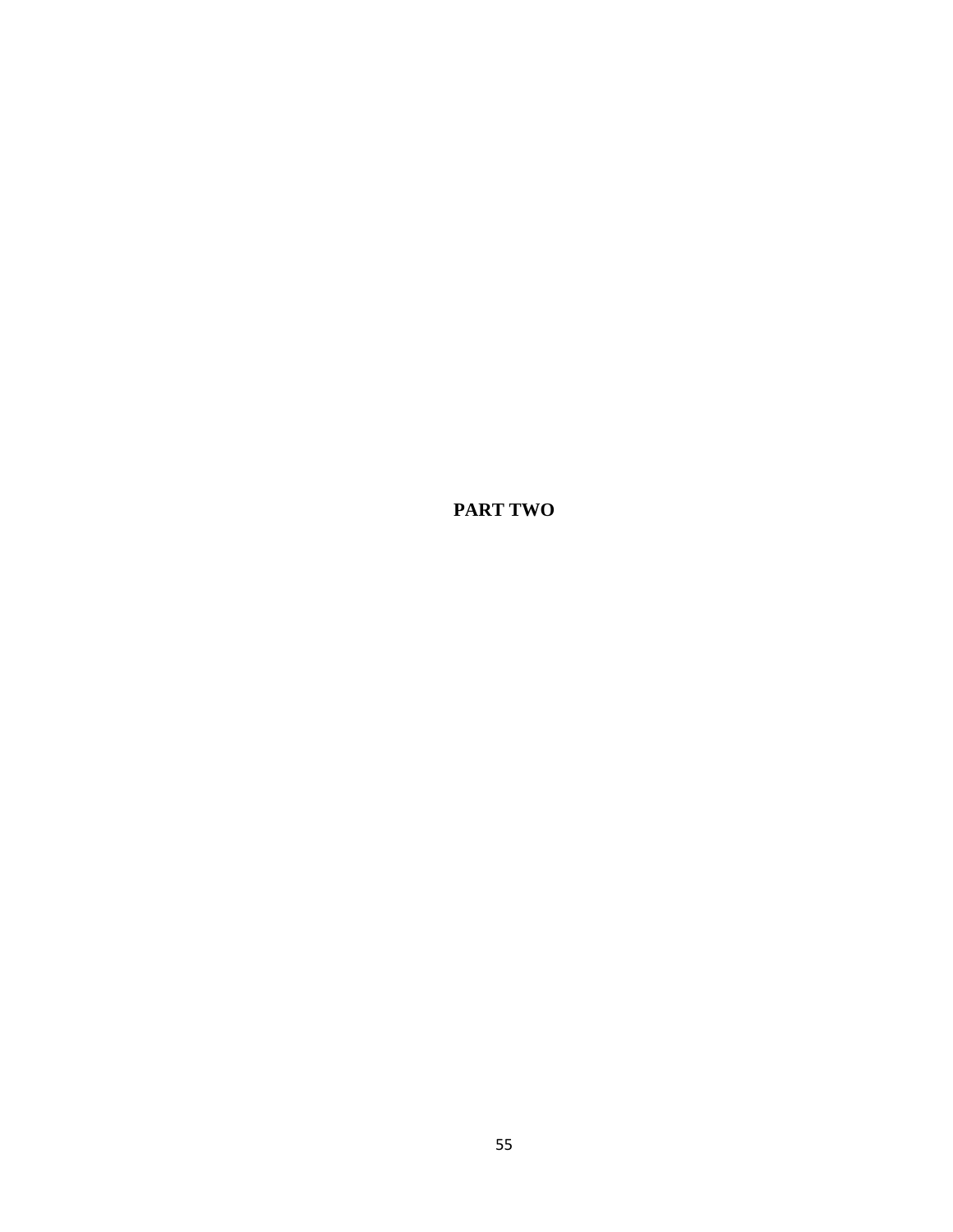# PART TWO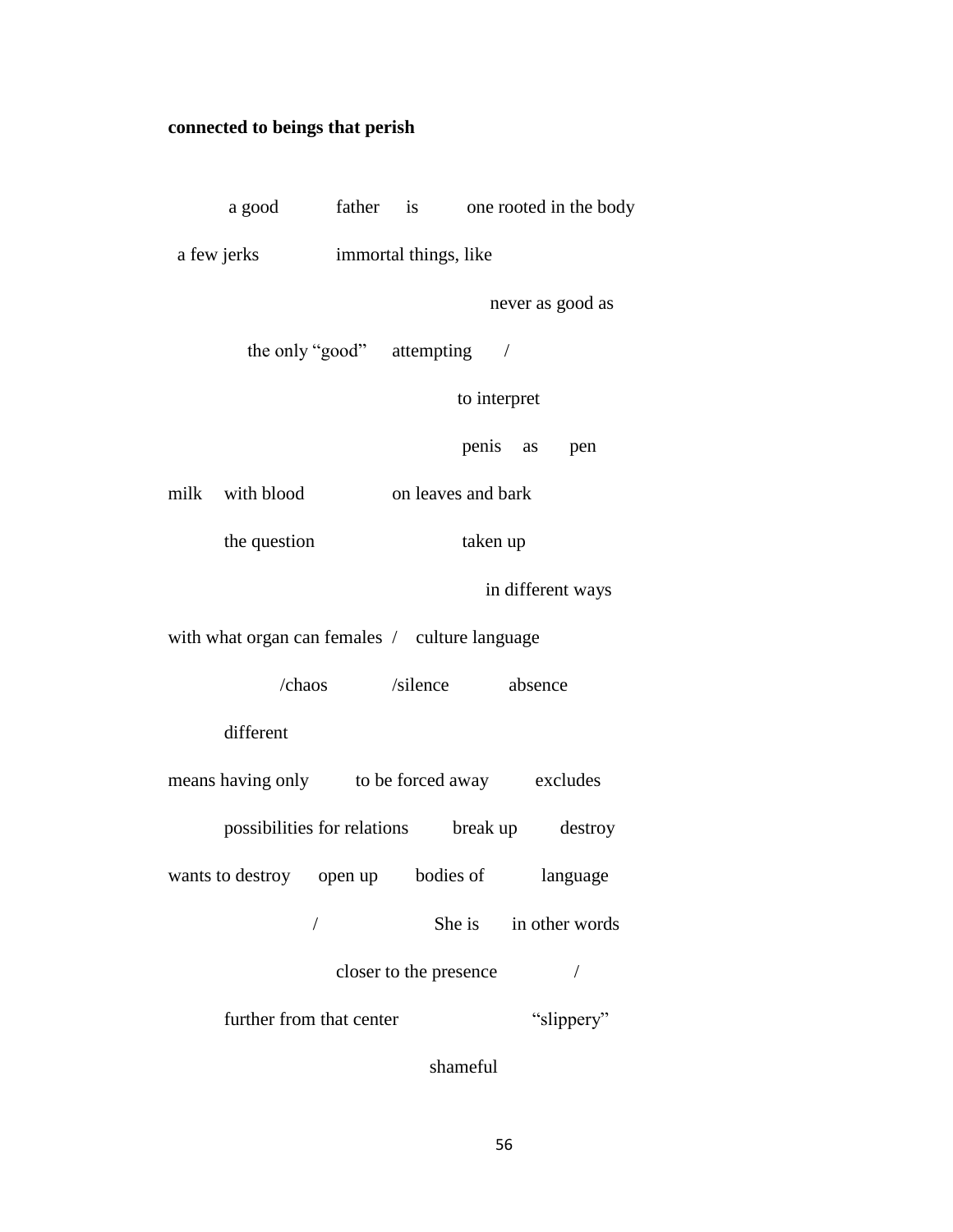**connected to beings that perish**

a good father is one rooted in the body

a few jerks immortal things, like

never as good as

the only “good” attempting /

to interpret

penis as pen

milk with blood on leaves and bark

the question taken up

in different ways

with what organ can females / culture language

/chaos /silence absence

different

means having only to be forced away excludes

possibilities for relations break up destroy

wants to destroy open up bodies of language

/ She is in other words

closer to the presence /

further from that center “slippery”

shameful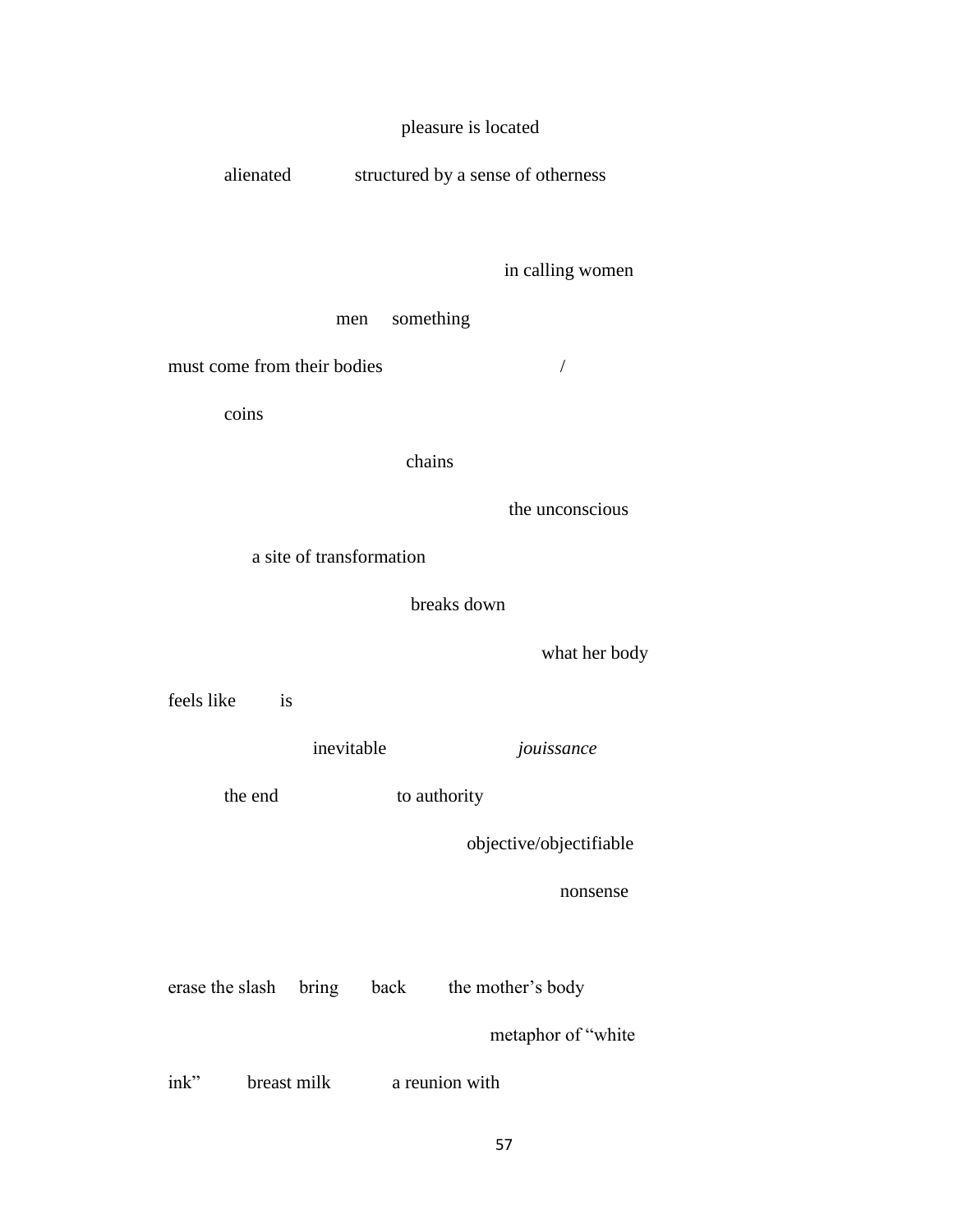pleasure is located

alienated structured by a sense of otherness

in calling women

men something

must come from their bodies /

coins

chains

the unconscious

a site of transformation

breaks down

what her body

feels like is

inevitable *jouissance*

the end to authority

objective/objectifiable

nonsense

erase the slash bring back the mother's body

metaphor of "white

ink" breast milk a reunion with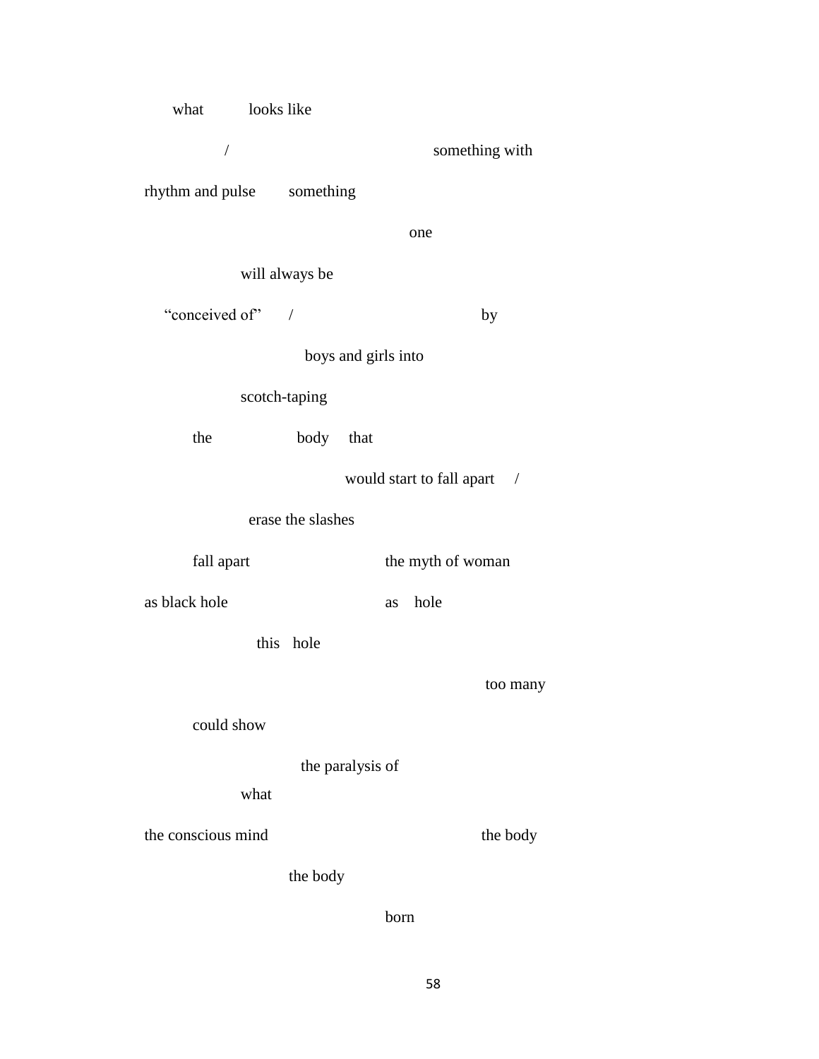what looks like

/ something with

rhythm and pulse something

one

will always be

"conceived of" / by

boys and girls into

scotch-taping

the body that

would start to fall apart /

erase the slashes

fall apart the myth of woman

as black hole as hole

this hole

too many

could show

the paralysis of

what

the conscious mind the body

the body

born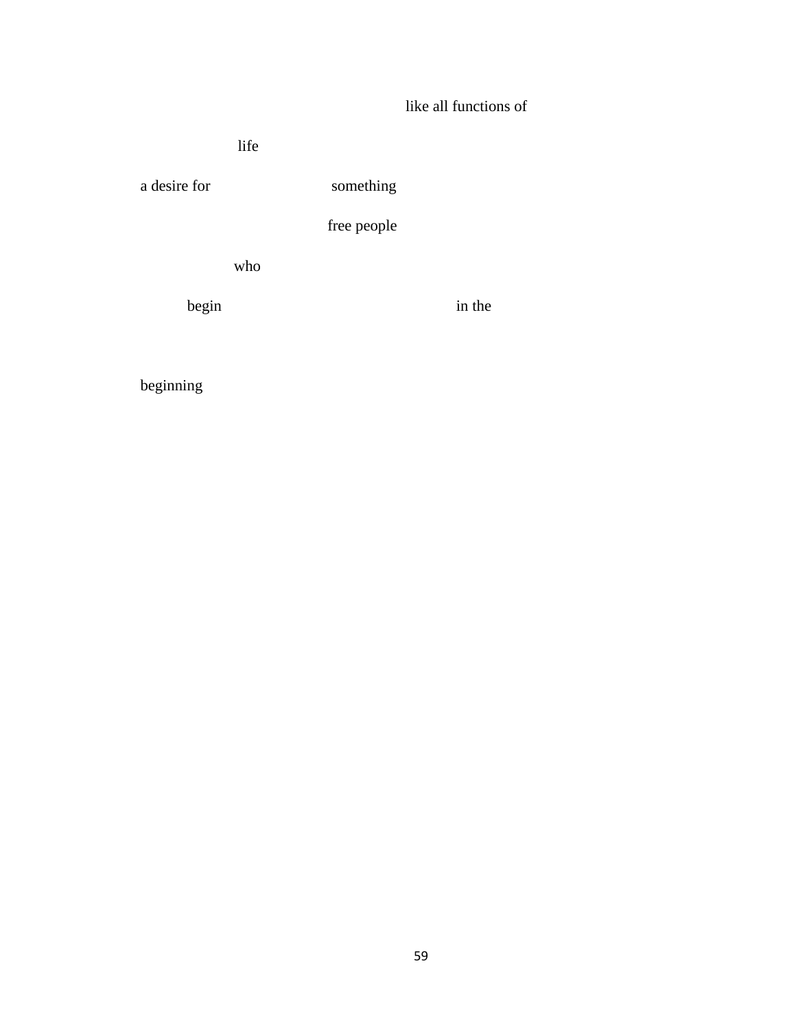like all functions of

life

a desire for something

free people

who

begin in the

beginning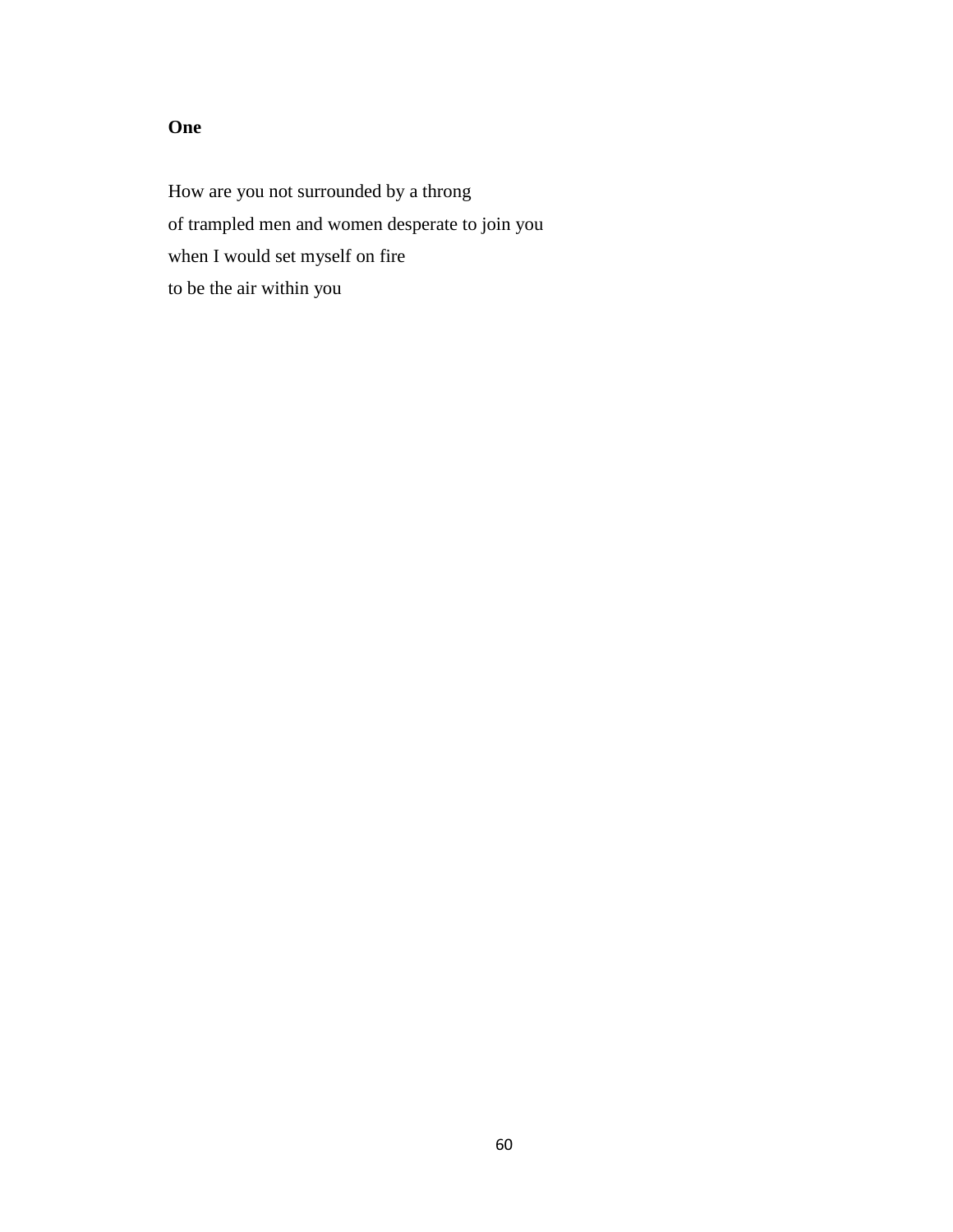**One**

How are you not surrounded by a throng  
of trampled men and women desperate to join you  
when I would set myself on fire  
to be the air within you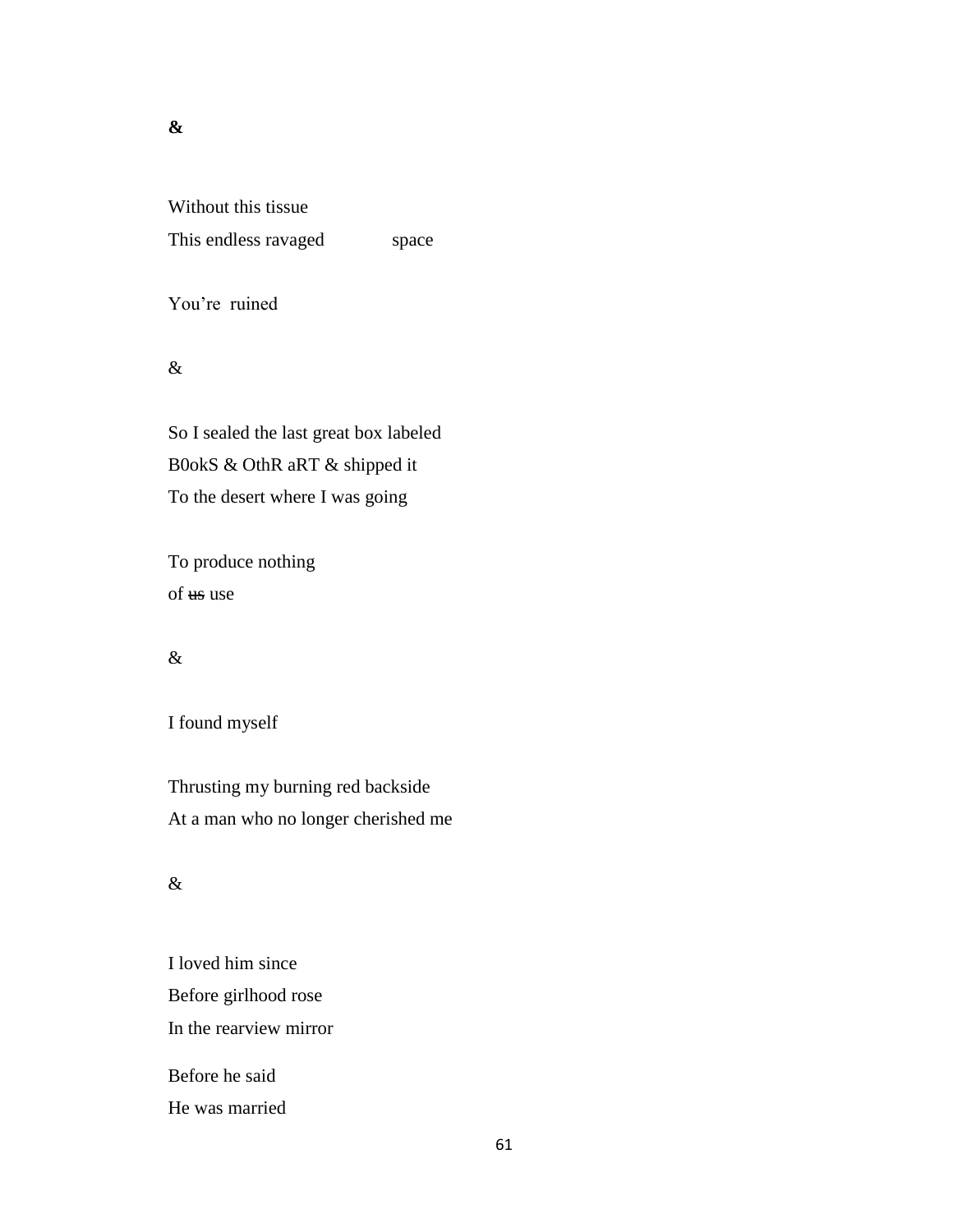**&**

Without this tissue  
This endless ravaged space

You're ruined

&

So I sealed the last great box labeled  
B0okS & OthR aRT & shipped it  
To the desert where I was going

To produce nothing  
of ~~us~~ use

&

I found myself

Thrusting my burning red backside  
At a man who no longer cherished me

&

I loved him since  
Before girlhood rose  
In the rearview mirror

Before he said  
He was married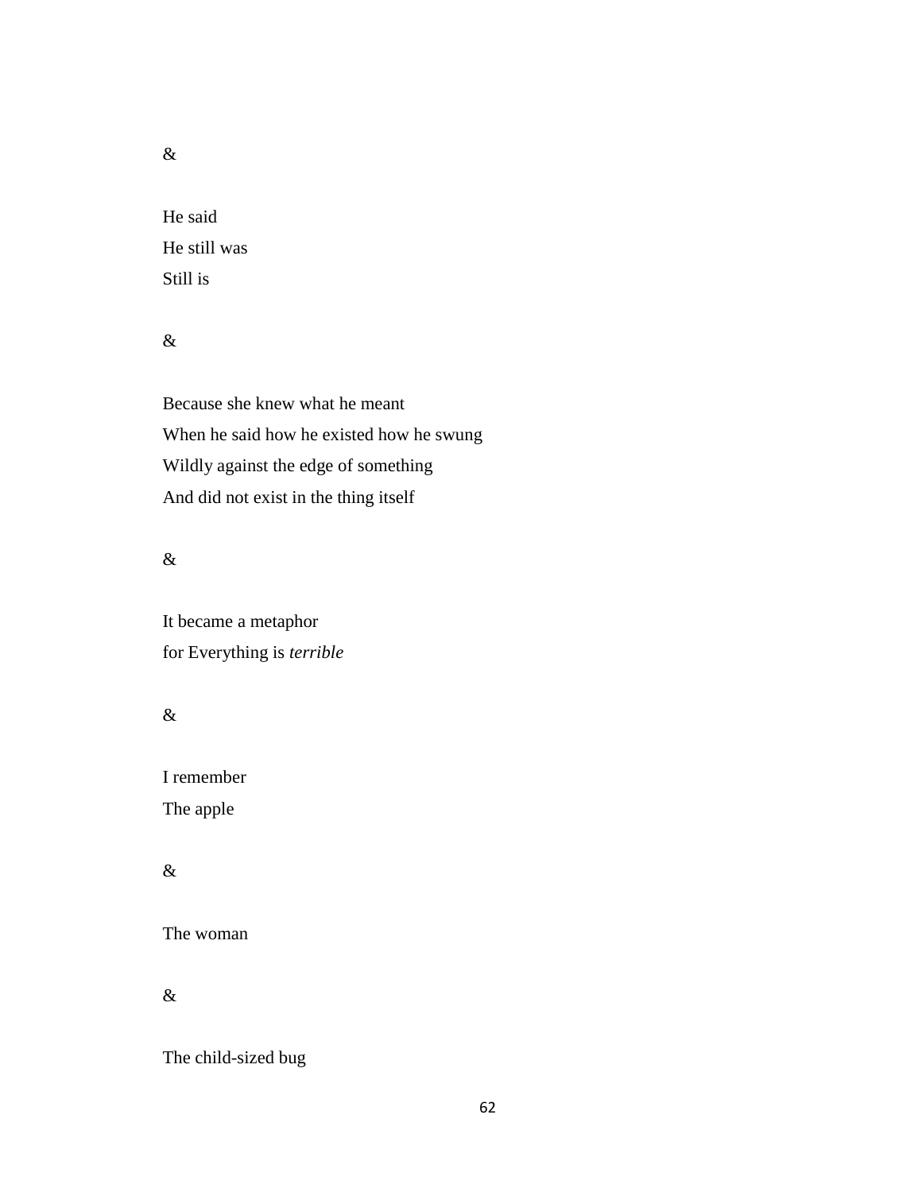&

He said  
He still was  
Still is

&

Because she knew what he meant  
When he said how he existed how he swung  
Wildly against the edge of something  
And did not exist in the thing itself

&

It became a metaphor  
for Everything is *terrible*

&

I remember  
The apple

&

The woman

&

The child-sized bug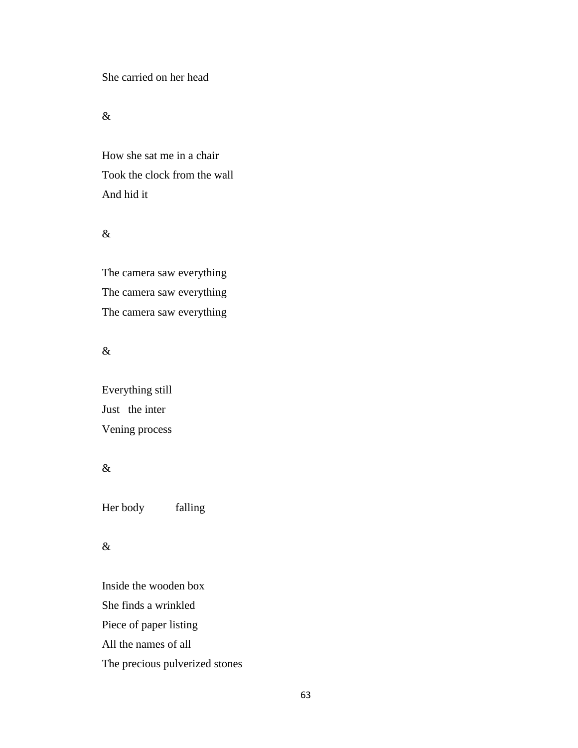She carried on her head

&

How she sat me in a chair  
Took the clock from the wall  
And hid it

&

The camera saw everything  
The camera saw everything  
The camera saw everything

&

Everything still  
Just   the inter  
Vening process

&

Her body           falling

&

Inside the wooden box  
She finds a wrinkled  
Piece of paper listing  
All the names of all  
The precious pulverized stones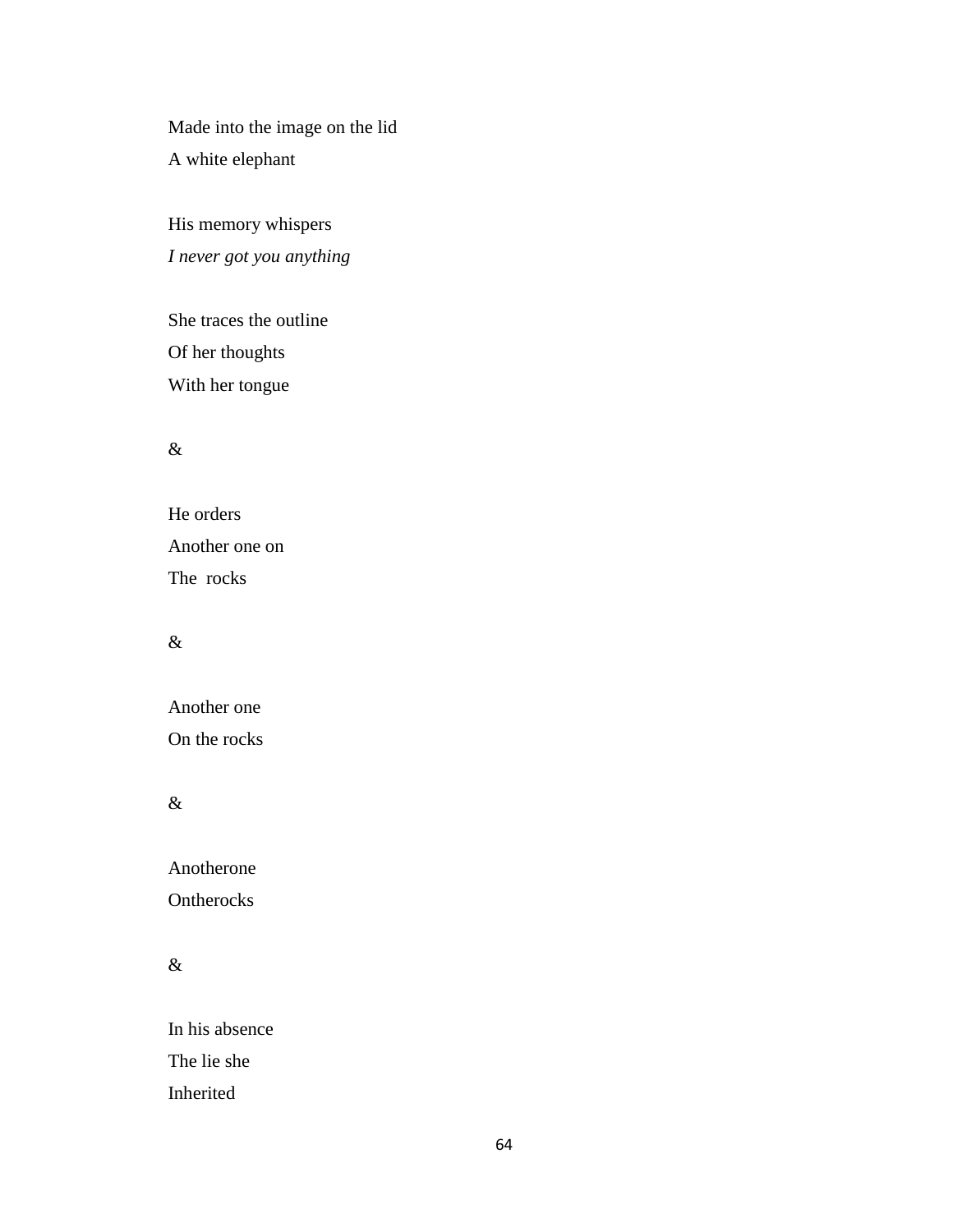Made into the image on the lid  
A white elephant

His memory whispers  
*I never got you anything*

She traces the outline  
Of her thoughts  
With her tongue

&

He orders  
Another one on  
The  rocks

&

Another one  
On the rocks

&

Anotherone  
Ontherocks

&

In his absence  
The lie she  
Inherited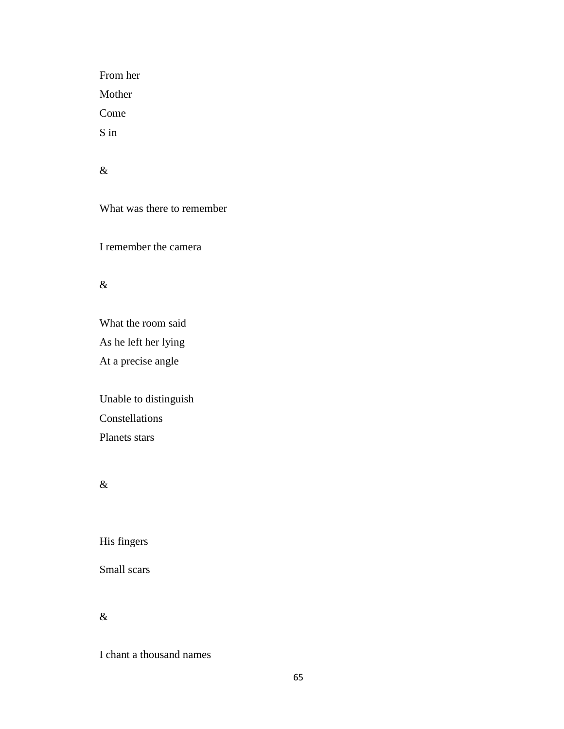From her

Mother

Come

S in

&

What was there to remember

I remember the camera

&

What the room said

As he left her lying

At a precise angle

Unable to distinguish

Constellations

Planets stars

&

His fingers

Small scars

&

I chant a thousand names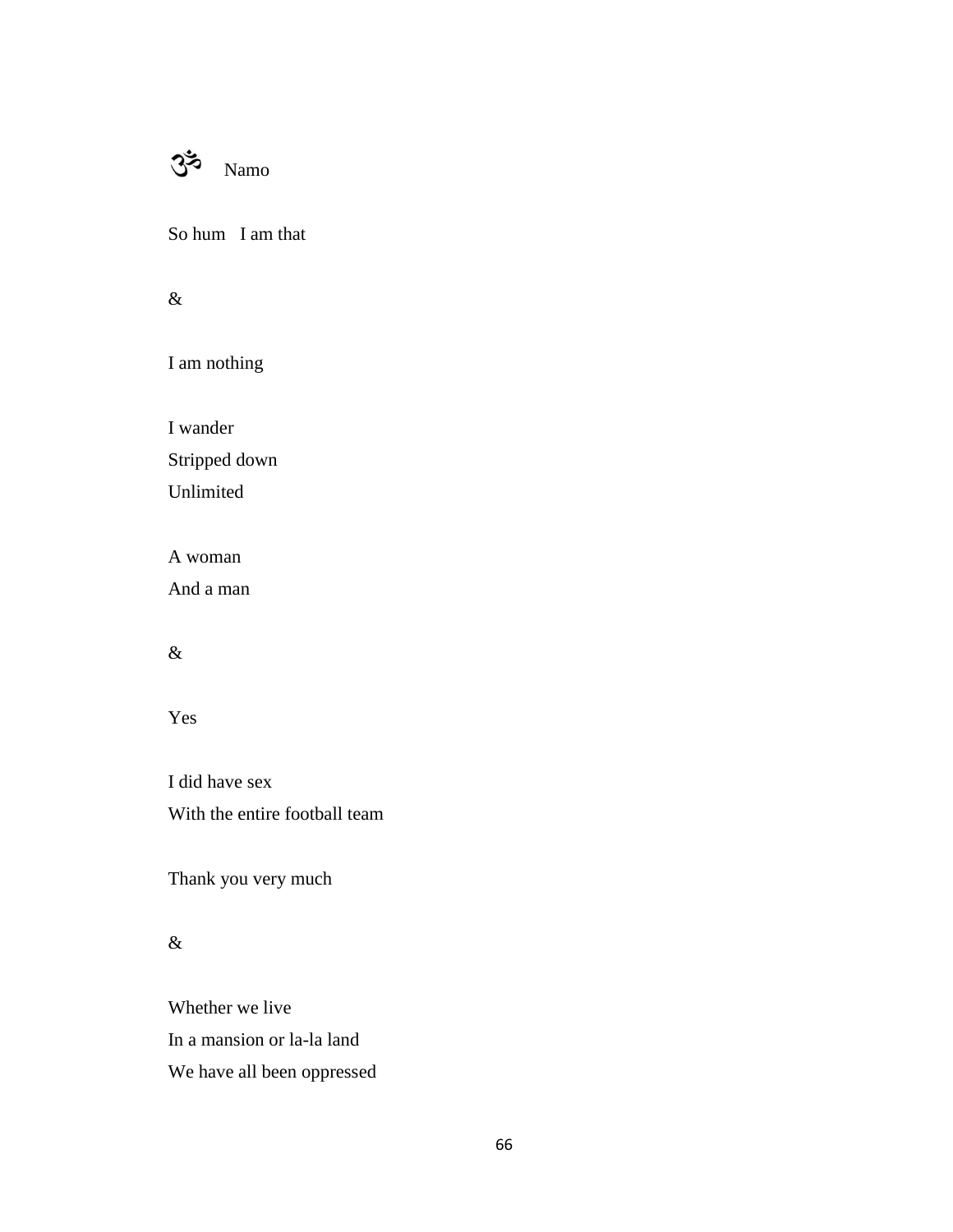ॐ Namo

So hum I am that

&

I am nothing

I wander  
Stripped down  
Unlimited

A woman  
And a man

&

Yes

I did have sex  
With the entire football team

Thank you very much

&

Whether we live  
In a mansion or la-la land  
We have all been oppressed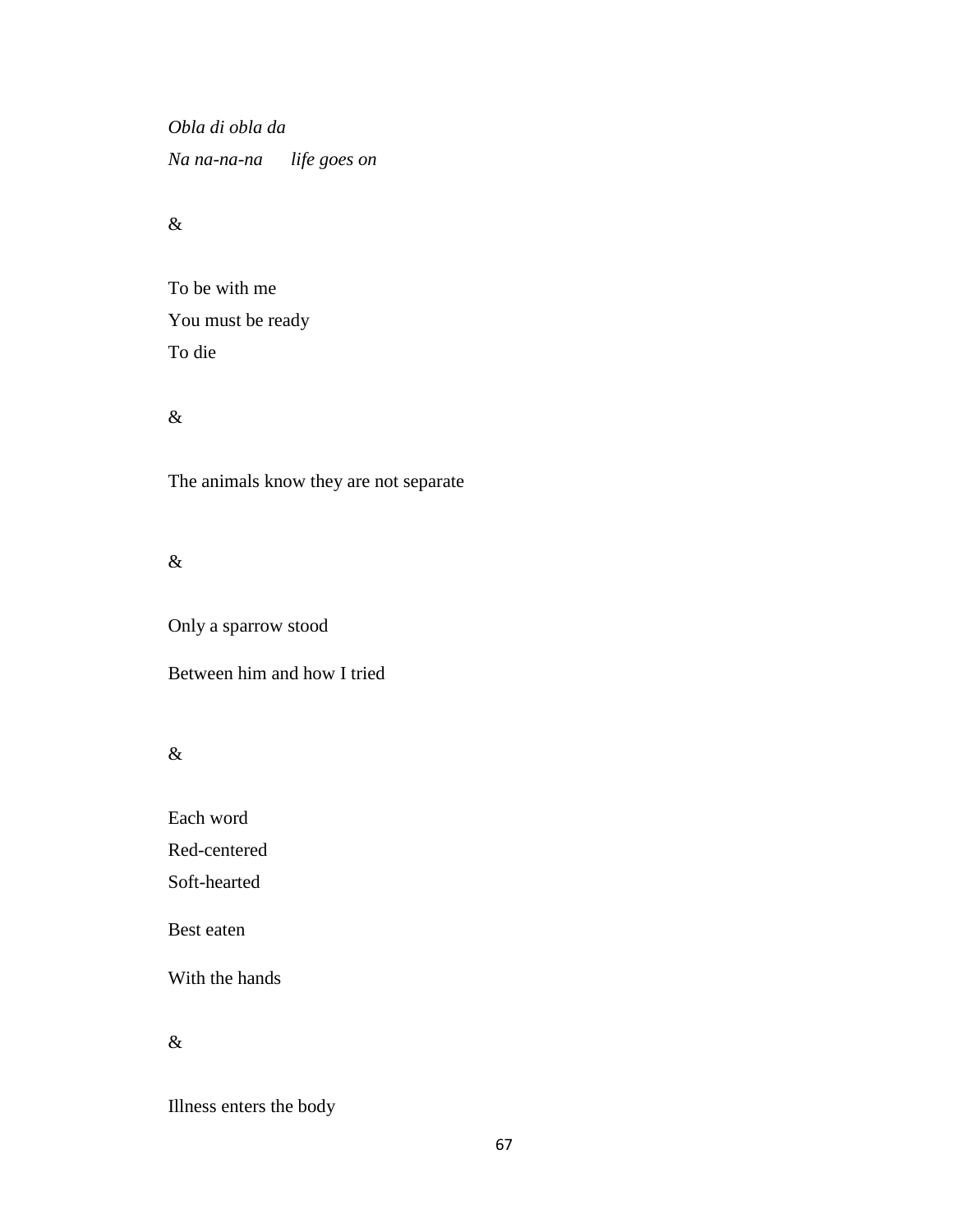*Obla di obla da*  
*Na na-na-na      life goes on*

&

To be with me  
You must be ready  
To die

&

The animals know they are not separate

&

Only a sparrow stood

Between him and how I tried

&

Each word  
Red-centered  
Soft-hearted

Best eaten

With the hands

&

Illness enters the body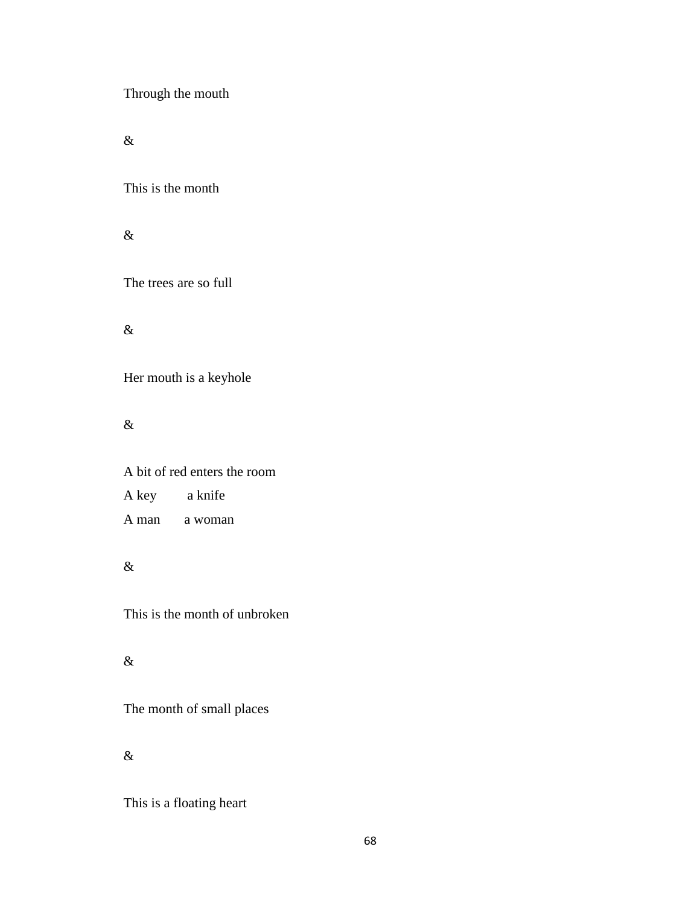Through the mouth

&

This is the month

&

The trees are so full

&

Her mouth is a keyhole

&

A bit of red enters the room  
A key     a knife  
A man     a woman

&

This is the month of unbroken

&

The month of small places

&

This is a floating heart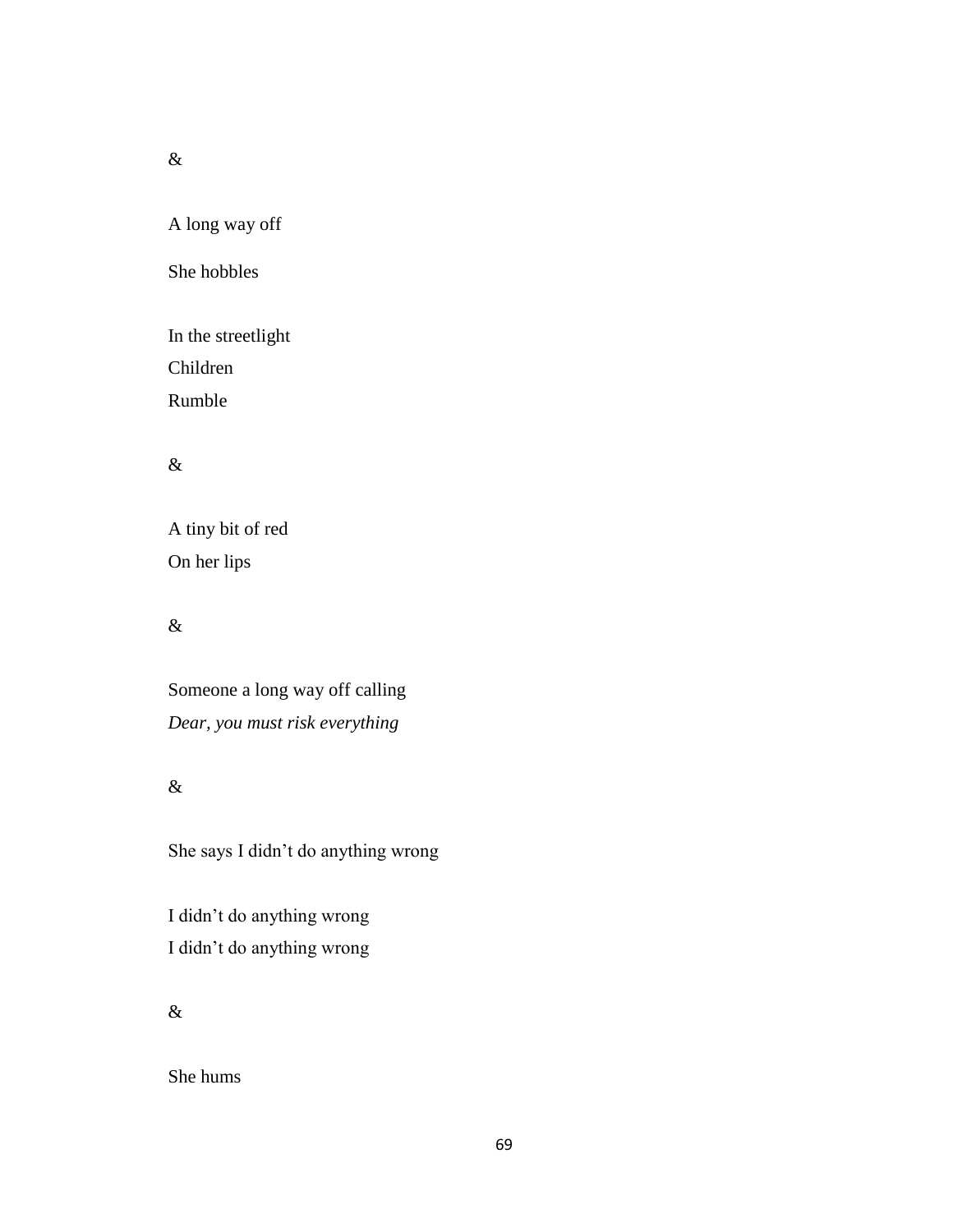&

A long way off

She hobbles

In the streetlight  
Children  
Rumble

&

A tiny bit of red  
On her lips

&

Someone a long way off calling  
*Dear, you must risk everything*

&

She says I didn't do anything wrong

I didn't do anything wrong  
I didn't do anything wrong

&

She hums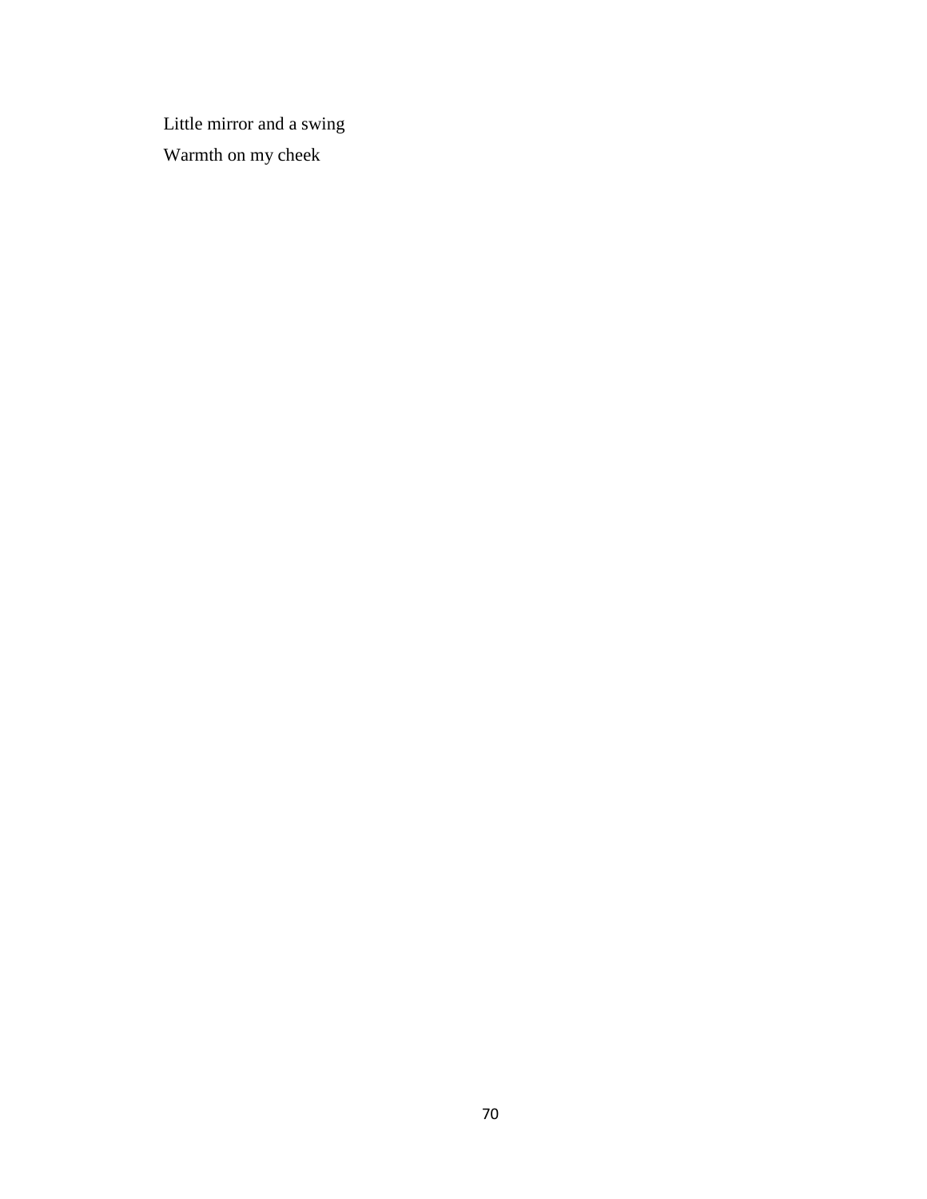Little mirror and a swing

Warmth on my cheek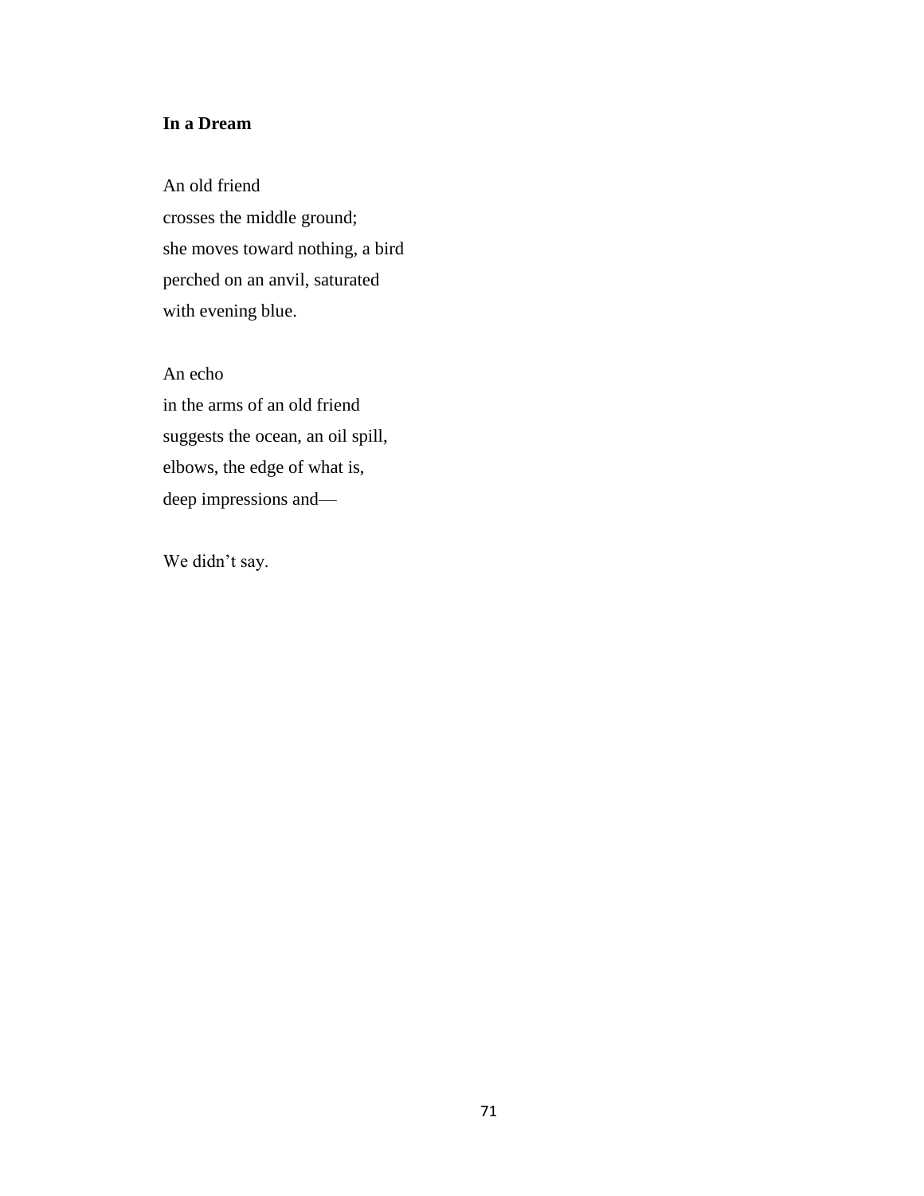**In a Dream**

An old friend
crosses the middle ground;
she moves toward nothing, a bird
perched on an anvil, saturated
with evening blue.

An echo
in the arms of an old friend
suggests the ocean, an oil spill,
elbows, the edge of what is,
deep impressions and—

We didn't say.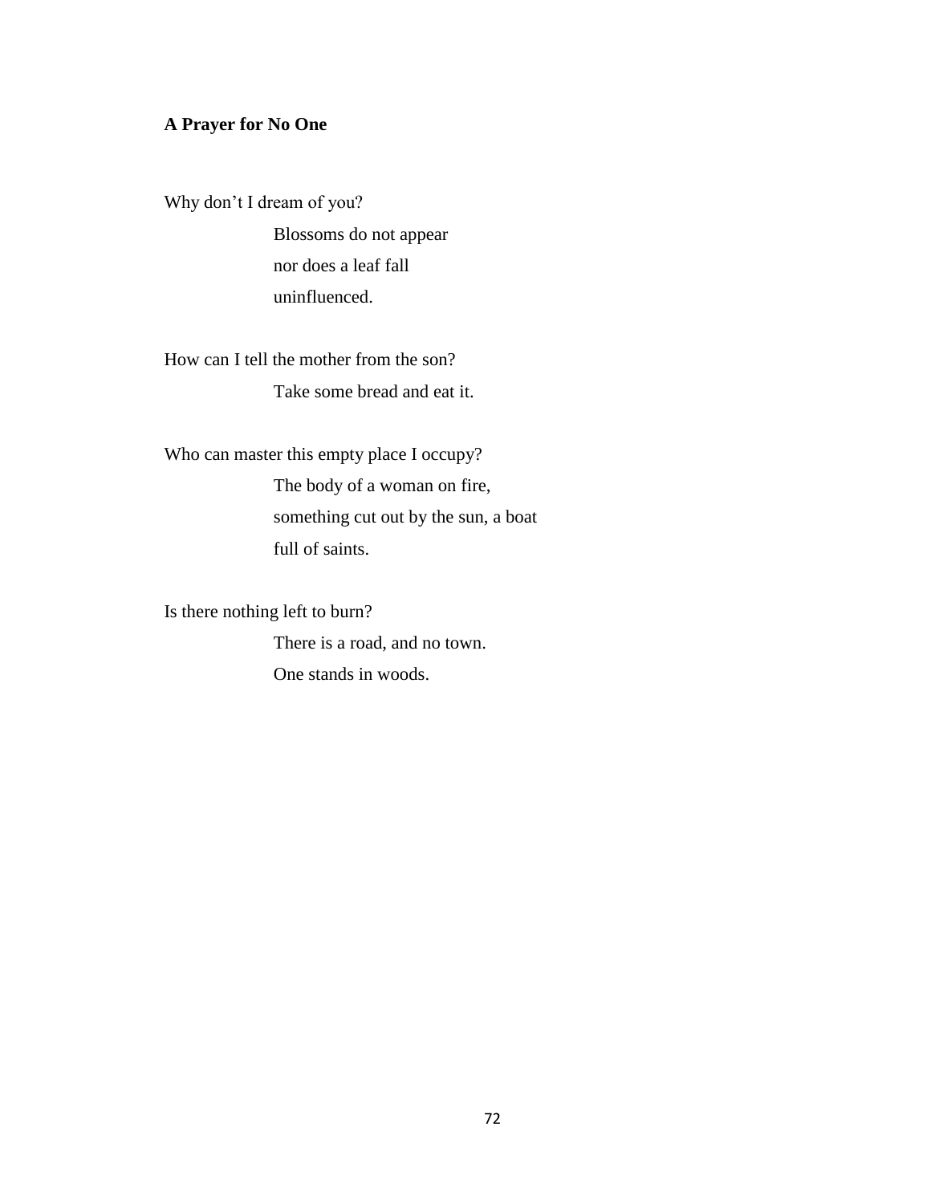**A Prayer for No One**

Why don't I dream of you?

> Blossoms do not appear
> nor does a leaf fall
> uninfluenced.

How can I tell the mother from the son?

> Take some bread and eat it.

Who can master this empty place I occupy?

> The body of a woman on fire,
> something cut out by the sun, a boat
> full of saints.

Is there nothing left to burn?

> There is a road, and no town.
> One stands in woods.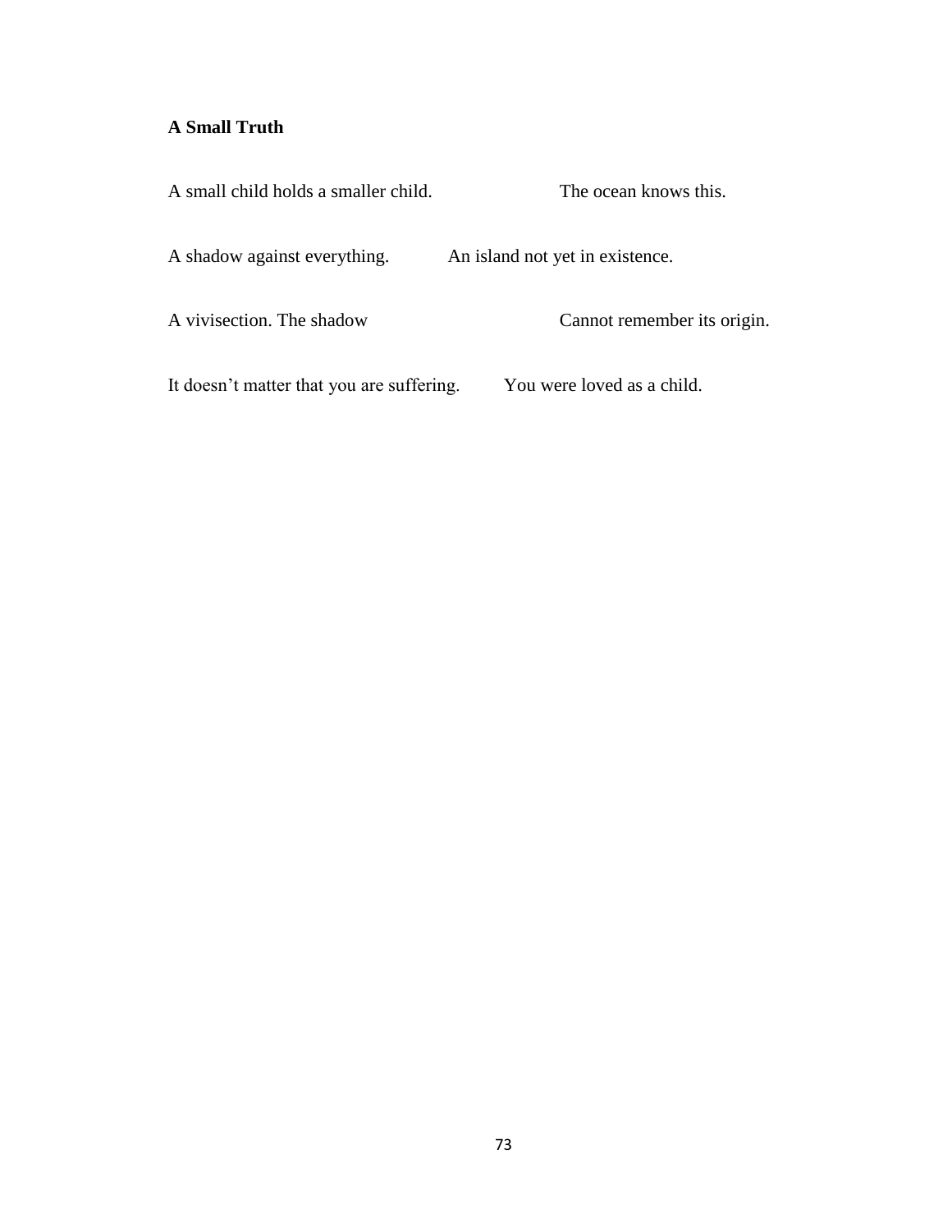**A Small Truth**

A small child holds a smaller child.                    The ocean knows this.

A shadow against everything.          An island not yet in existence.

A vivisection. The shadow                              Cannot remember its origin.

It doesn't matter that you are suffering.        You were loved as a child.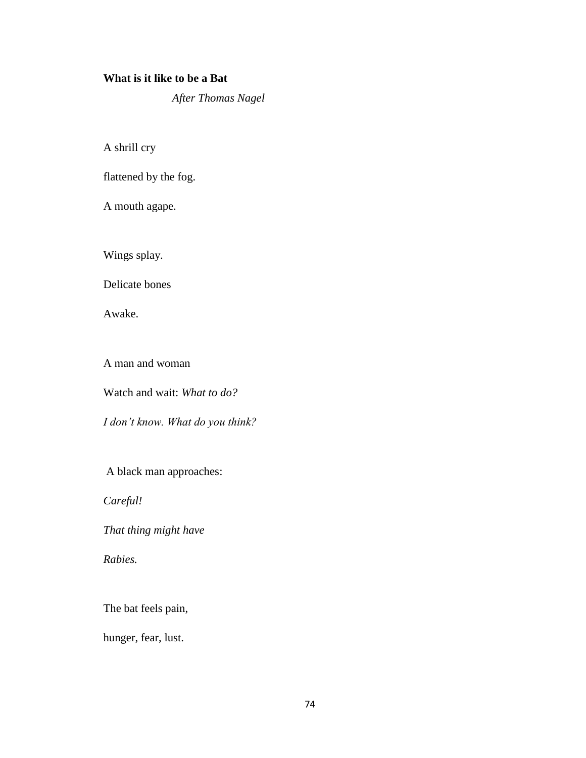**What is it like to be a Bat**

*After Thomas Nagel*

A shrill cry

flattened by the fog.

A mouth agape.

Wings splay.

Delicate bones

Awake.

A man and woman

Watch and wait: *What to do?*

*I don't know. What do you think?*

A black man approaches:

*Careful!*

*That thing might have*

*Rabies.*

The bat feels pain,

hunger, fear, lust.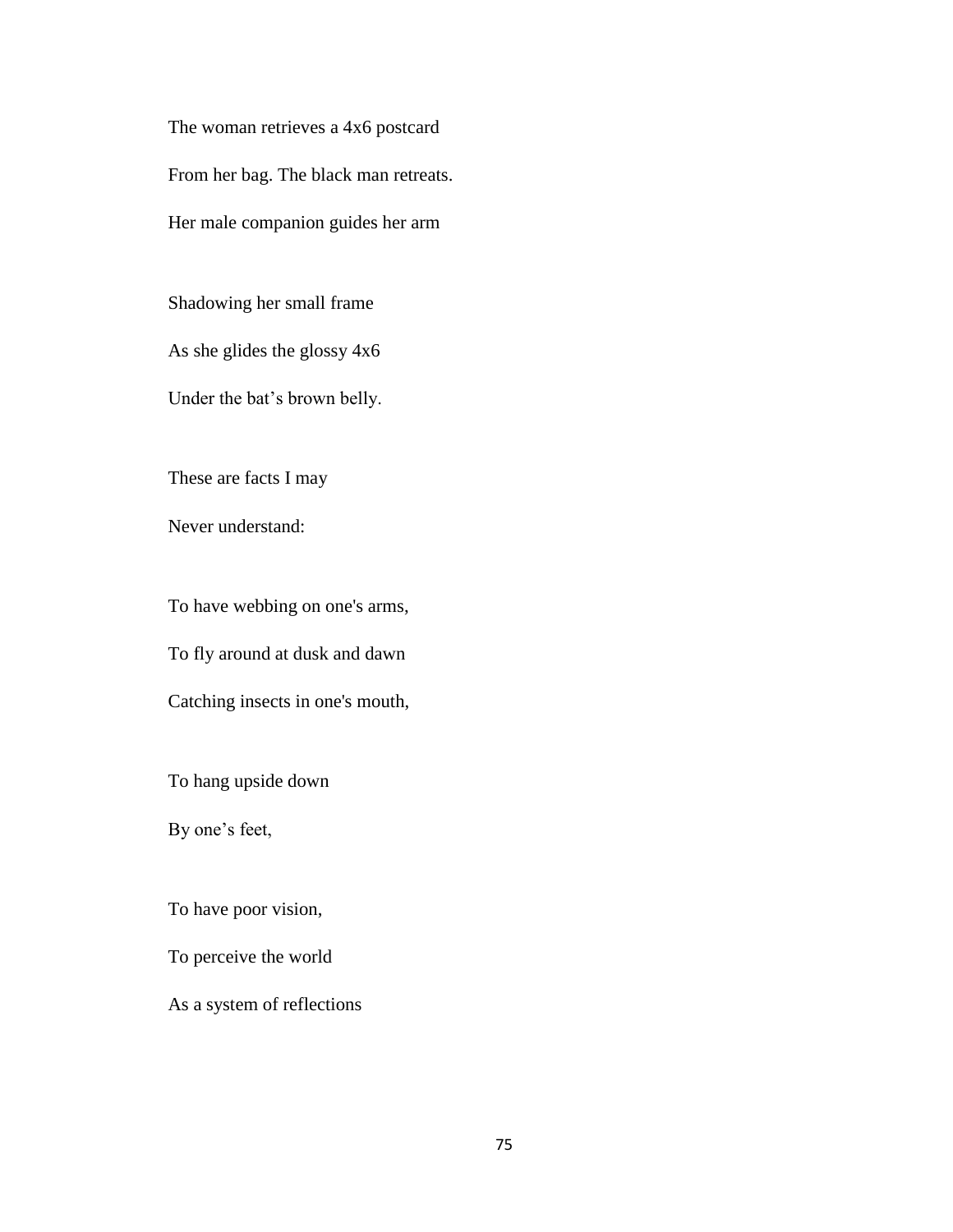The woman retrieves a 4x6 postcard

From her bag. The black man retreats.

Her male companion guides her arm

Shadowing her small frame

As she glides the glossy 4x6

Under the bat's brown belly.

These are facts I may

Never understand:

To have webbing on one's arms,

To fly around at dusk and dawn

Catching insects in one's mouth,

To hang upside down

By one's feet,

To have poor vision,

To perceive the world

As a system of reflections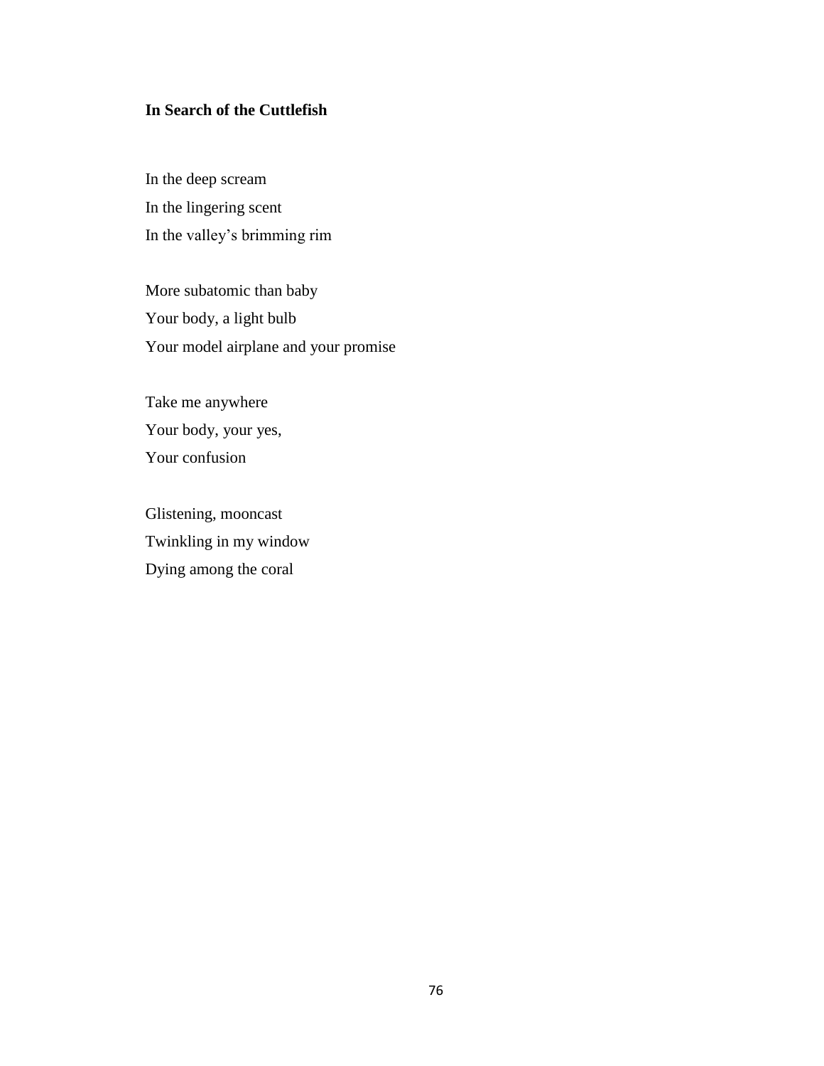**In Search of the Cuttlefish**

In the deep scream
In the lingering scent
In the valley's brimming rim

More subatomic than baby
Your body, a light bulb
Your model airplane and your promise

Take me anywhere
Your body, your yes,
Your confusion

Glistening, mooncast
Twinkling in my window
Dying among the coral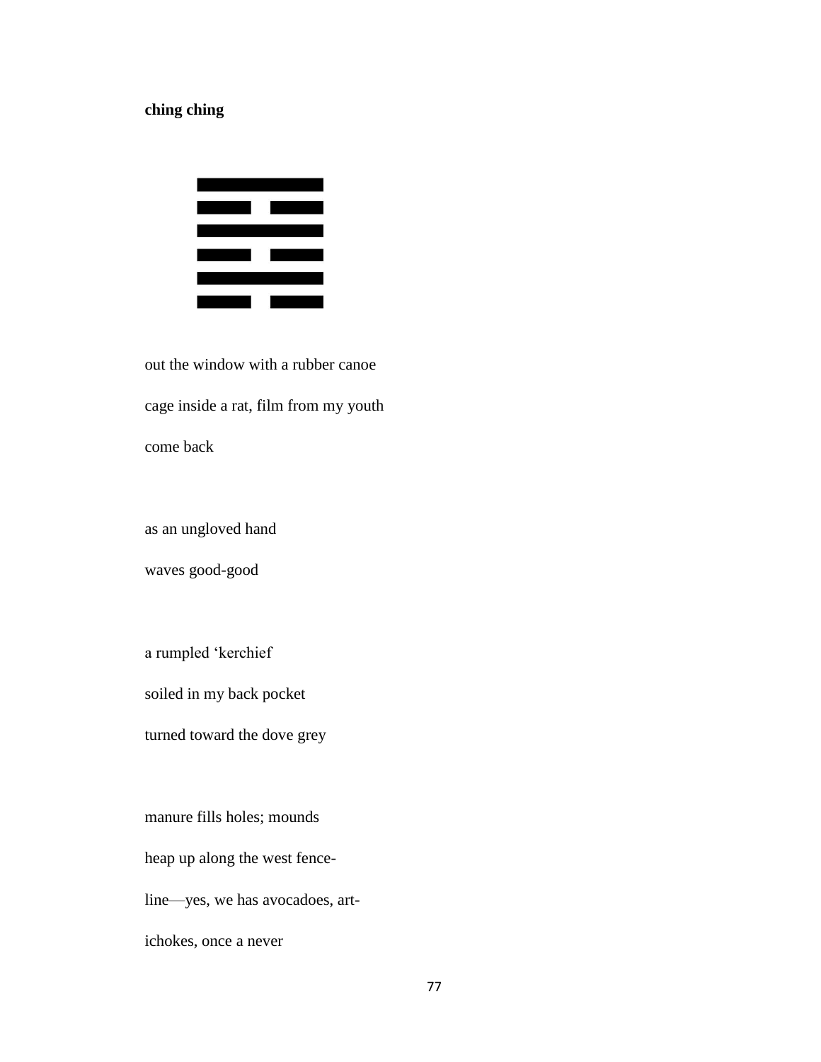**ching ching**

䷾

out the window with a rubber canoe
cage inside a rat, film from my youth
come back

as an ungloved hand
waves good-good

a rumpled ‘kerchief
soiled in my back pocket
turned toward the dove grey

manure fills holes; mounds
heap up along the west fence-
line—yes, we has avocadoes, art-
ichokes, once a never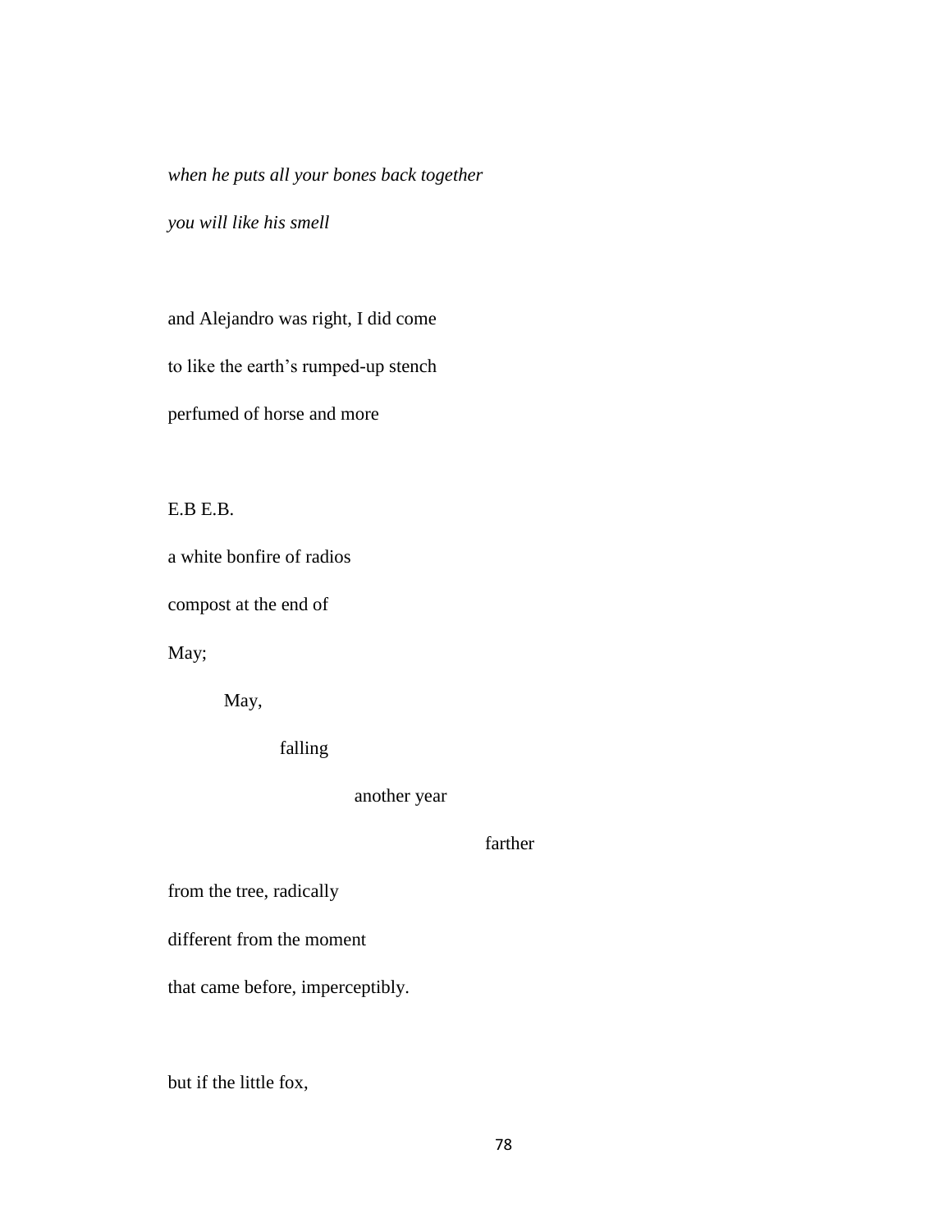*when he puts all your bones back together*

*you will like his smell*

and Alejandro was right, I did come

to like the earth's rumped-up stench

perfumed of horse and more

E.B E.B.

a white bonfire of radios

compost at the end of

May;

May,

falling

another year

farther

from the tree, radically

different from the moment

that came before, imperceptibly.

but if the little fox,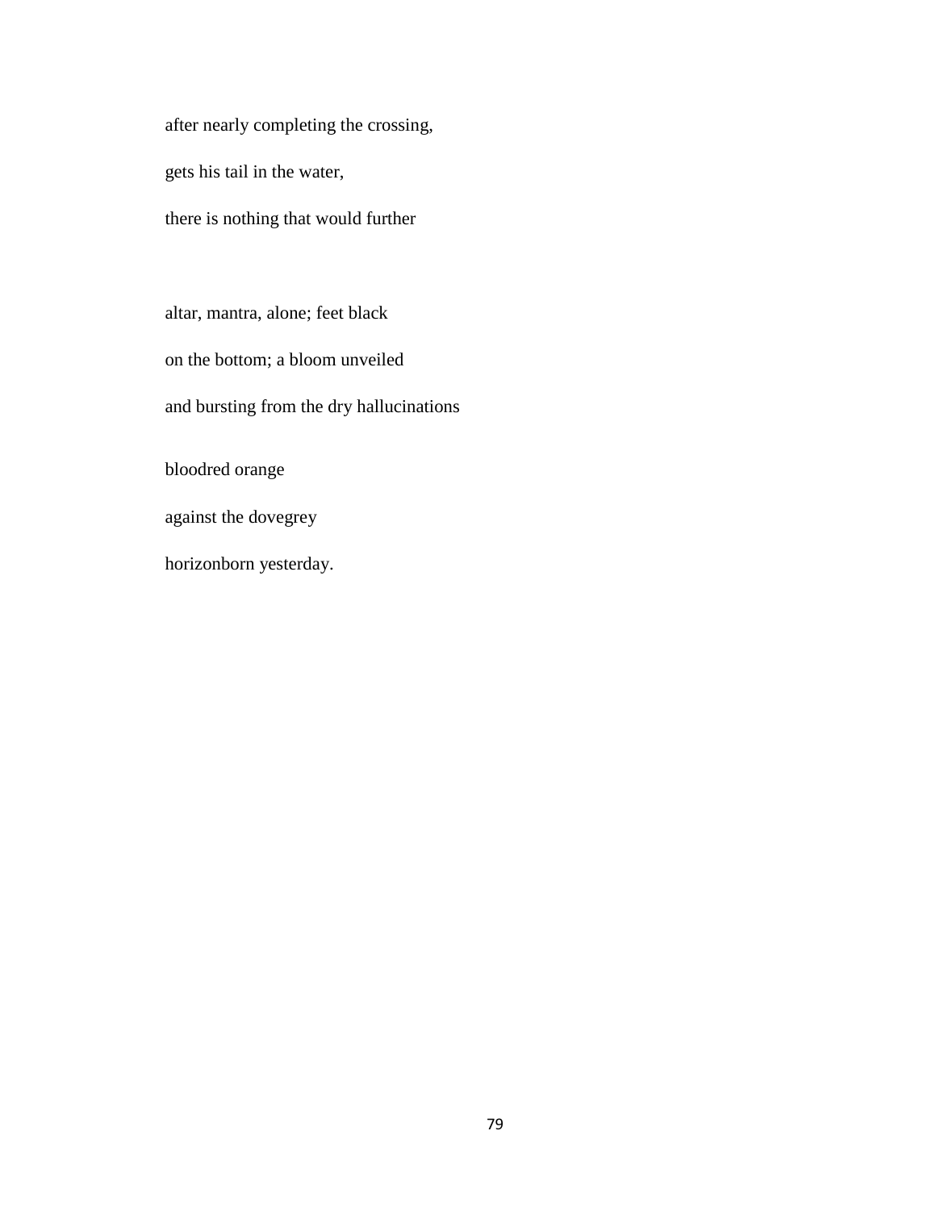after nearly completing the crossing,

gets his tail in the water,

there is nothing that would further

altar, mantra, alone; feet black

on the bottom; a bloom unveiled

and bursting from the dry hallucinations

bloodred orange

against the dovegrey

horizonborn yesterday.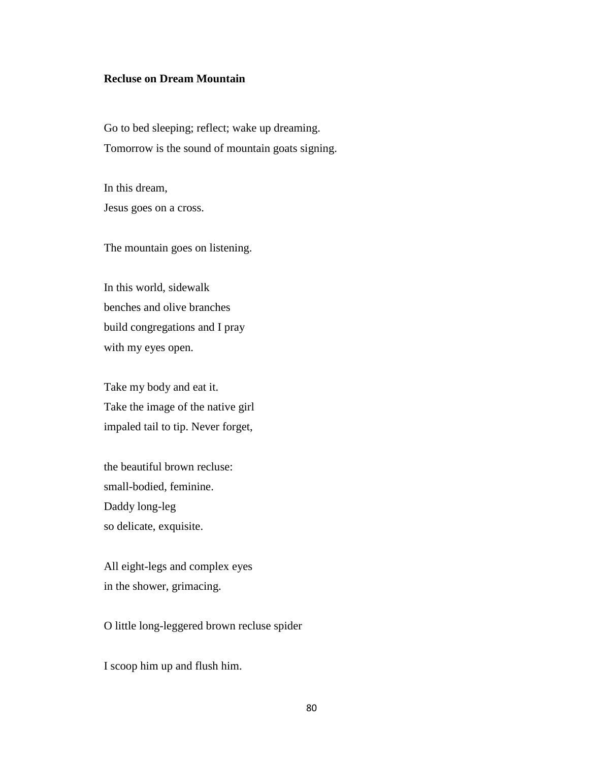**Recluse on Dream Mountain**

Go to bed sleeping; reflect; wake up dreaming.  
Tomorrow is the sound of mountain goats signing.

In this dream,  
Jesus goes on a cross.

The mountain goes on listening.

In this world, sidewalk  
benches and olive branches  
build congregations and I pray  
with my eyes open.

Take my body and eat it.  
Take the image of the native girl  
impaled tail to tip. Never forget,

the beautiful brown recluse:  
small-bodied, feminine.  
Daddy long-leg  
so delicate, exquisite.

All eight-legs and complex eyes  
in the shower, grimacing.

O little long-leggered brown recluse spider

I scoop him up and flush him.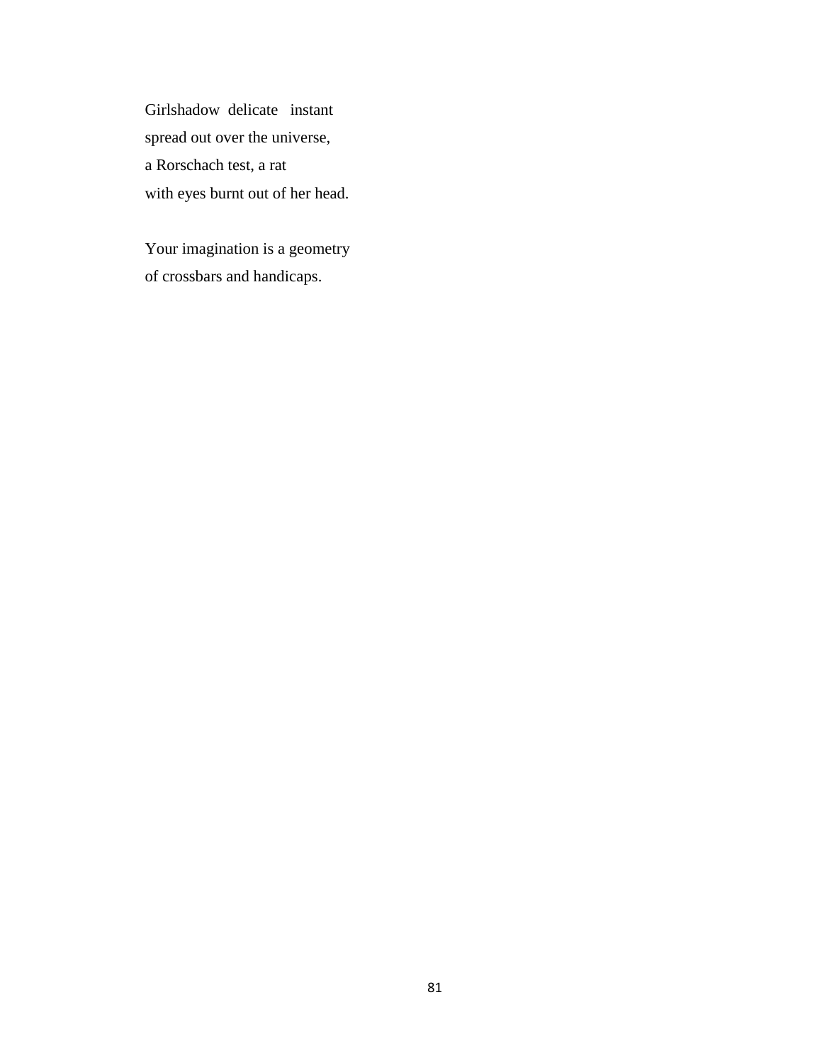Girlshadow  delicate   instant  
spread out over the universe,  
a Rorschach test, a rat  
with eyes burnt out of her head.

Your imagination is a geometry  
of crossbars and handicaps.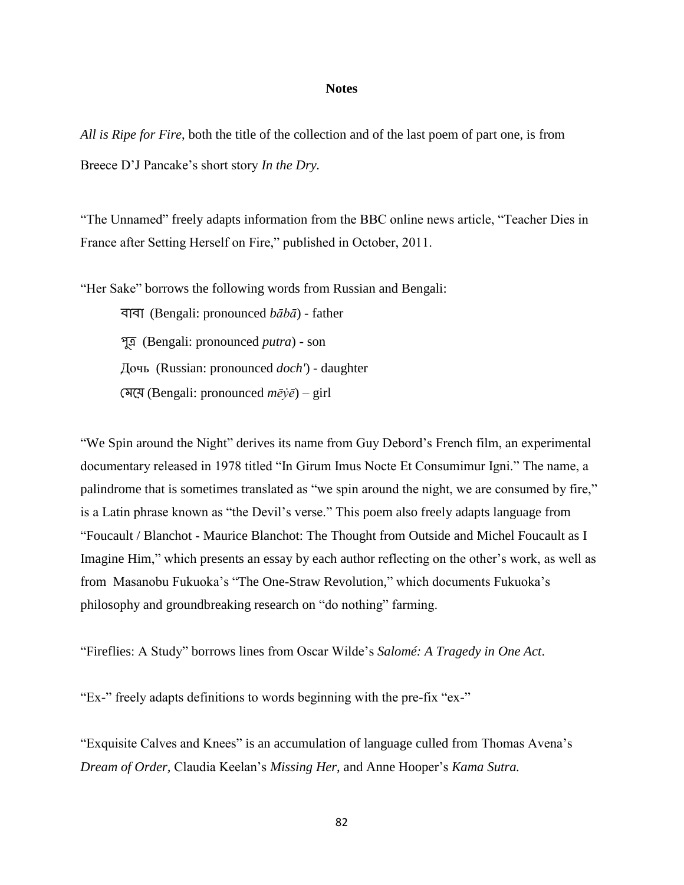## Notes

*All is Ripe for Fire*, both the title of the collection and of the last poem of part one, is from Breece D'J Pancake's short story *In the Dry.*

"The Unnamed" freely adapts information from the BBC online news article, "Teacher Dies in France after Setting Herself on Fire," published in October, 2011.

"Her Sake" borrows the following words from Russian and Bengali:

> বাবা (Bengali: pronounced *bābā*) - father
>
> পুত্র (Bengali: pronounced *putra*) - son
>
> Дочь (Russian: pronounced *doch'*) - daughter
>
> মেয়ে (Bengali: pronounced *mēẏē*) – girl

"We Spin around the Night" derives its name from Guy Debord's French film, an experimental documentary released in 1978 titled "In Girum Imus Nocte Et Consumimur Igni." The name, a palindrome that is sometimes translated as "we spin around the night, we are consumed by fire," is a Latin phrase known as "the Devil's verse." This poem also freely adapts language from "Foucault / Blanchot - Maurice Blanchot: The Thought from Outside and Michel Foucault as I Imagine Him," which presents an essay by each author reflecting on the other's work, as well as from Masanobu Fukuoka's "The One-Straw Revolution," which documents Fukuoka's philosophy and groundbreaking research on "do nothing" farming.

"Fireflies: A Study" borrows lines from Oscar Wilde's *Salomé: A Tragedy in One Act*.

"Ex-" freely adapts definitions to words beginning with the pre-fix "ex-"

"Exquisite Calves and Knees" is an accumulation of language culled from Thomas Avena's *Dream of Order,* Claudia Keelan's *Missing Her*, and Anne Hooper's *Kama Sutra.*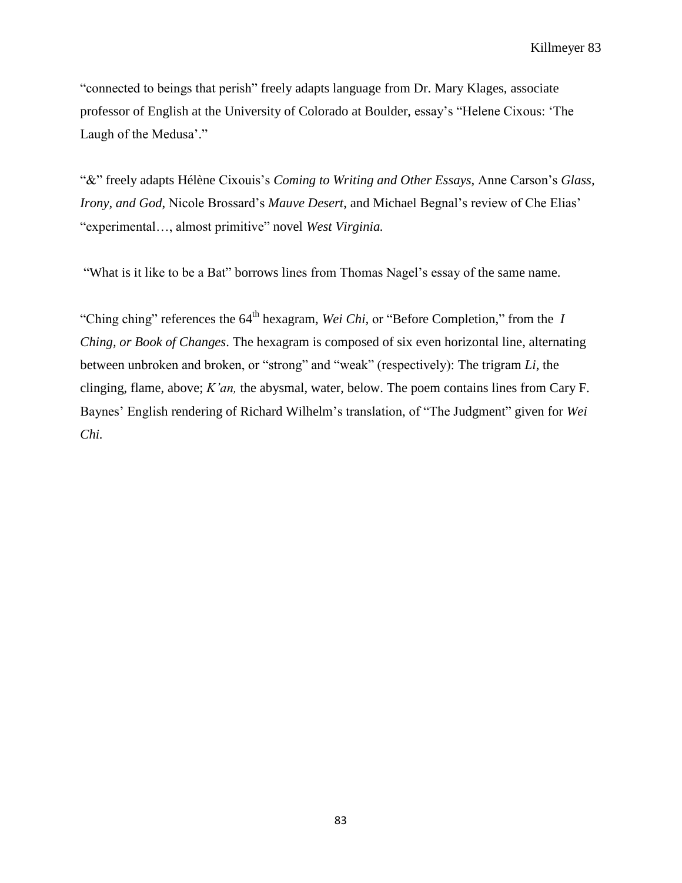"connected to beings that perish" freely adapts language from Dr. Mary Klages, associate professor of English at the University of Colorado at Boulder, essay's "Helene Cixous: 'The Laugh of the Medusa'."

"&" freely adapts Hélène Cixouis's *Coming to Writing and Other Essays*, Anne Carson's *Glass, Irony, and God*, Nicole Brossard's *Mauve Desert*, and Michael Begnal's review of Che Elias' "experimental…, almost primitive" novel *West Virginia.*

"What is it like to be a Bat" borrows lines from Thomas Nagel's essay of the same name.

"Ching ching" references the 64th hexagram, *Wei Chi*, or "Before Completion," from the *I Ching, or Book of Changes*. The hexagram is composed of six even horizontal line, alternating between unbroken and broken, or "strong" and "weak" (respectively): The trigram *Li*, the clinging, flame, above; *K'an,* the abysmal, water, below. The poem contains lines from Cary F. Baynes' English rendering of Richard Wilhelm's translation, of "The Judgment" given for *Wei Chi.*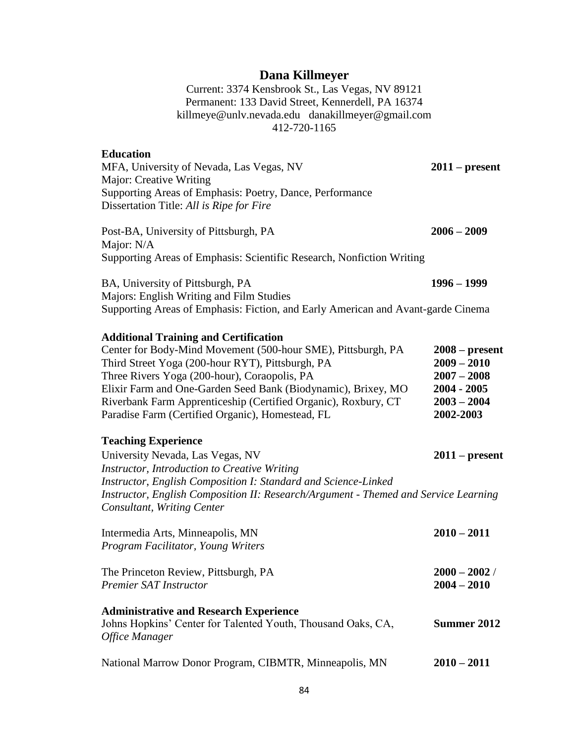# Dana Killmeyer

Current: 3374 Kensbrook St., Las Vegas, NV 89121
Permanent: 133 David Street, Kennerdell, PA 16374
killmeye@unlv.nevada.edu danakillmeyer@gmail.com
412-720-1165

## Education

MFA, University of Nevada, Las Vegas, NV **2011 – present**
Major: Creative Writing
Supporting Areas of Emphasis: Poetry, Dance, Performance
Dissertation Title: *All is Ripe for Fire*

Post-BA, University of Pittsburgh, PA **2006 – 2009**
Major: N/A
Supporting Areas of Emphasis: Scientific Research, Nonfiction Writing

BA, University of Pittsburgh, PA **1996 – 1999**
Majors: English Writing and Film Studies
Supporting Areas of Emphasis: Fiction, and Early American and Avant-garde Cinema

## Additional Training and Certification

Center for Body-Mind Movement (500-hour SME), Pittsburgh, PA **2008 – present**
Third Street Yoga (200-hour RYT), Pittsburgh, PA **2009 – 2010**
Three Rivers Yoga (200-hour), Coraopolis, PA **2007 – 2008**
Elixir Farm and One-Garden Seed Bank (Biodynamic), Brixey, MO **2004 - 2005**
Riverbank Farm Apprenticeship (Certified Organic), Roxbury, CT **2003 – 2004**
Paradise Farm (Certified Organic), Homestead, FL **2002-2003**

## Teaching Experience

University Nevada, Las Vegas, NV **2011 – present**
*Instructor, Introduction to Creative Writing*
*Instructor, English Composition I: Standard and Science-Linked*
*Instructor, English Composition II: Research/Argument - Themed and Service Learning*
*Consultant, Writing Center*

Intermedia Arts, Minneapolis, MN **2010 – 2011**
*Program Facilitator, Young Writers*

The Princeton Review, Pittsburgh, PA **2000 – 2002 /**
*Premier SAT Instructor* **2004 – 2010**

## Administrative and Research Experience

Johns Hopkins' Center for Talented Youth, Thousand Oaks, CA, **Summer 2012**
*Office Manager*

National Marrow Donor Program, CIBMTR, Minneapolis, MN **2010 – 2011**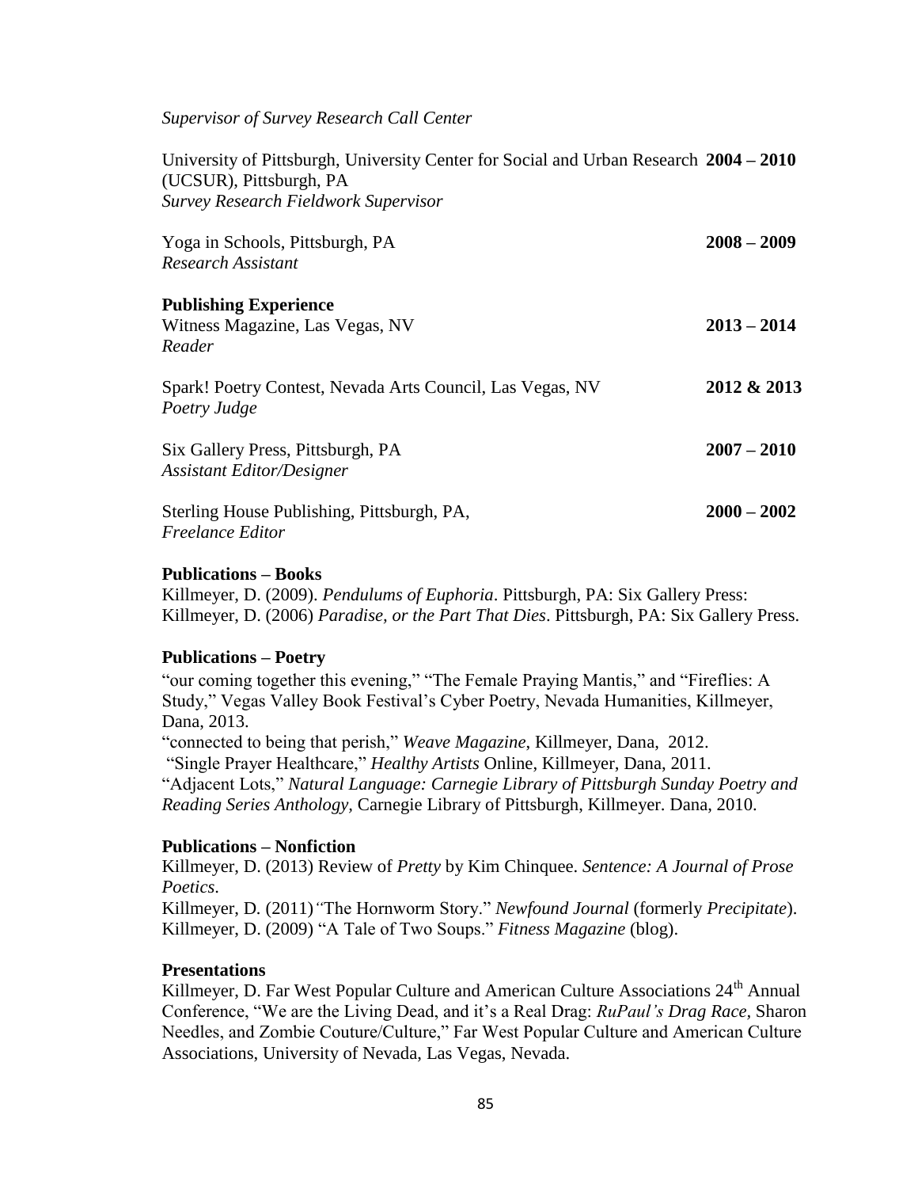*Supervisor of Survey Research Call Center*

University of Pittsburgh, University Center for Social and Urban Research (UCSUR), Pittsburgh, PA **2004 – 2010**
*Survey Research Fieldwork Supervisor*

Yoga in Schools, Pittsburgh, PA **2008 – 2009**
*Research Assistant*

**Publishing Experience**

Witness Magazine, Las Vegas, NV **2013 – 2014**
*Reader*

Spark! Poetry Contest, Nevada Arts Council, Las Vegas, NV **2012 & 2013**
*Poetry Judge*

Six Gallery Press, Pittsburgh, PA **2007 – 2010**
*Assistant Editor/Designer*

Sterling House Publishing, Pittsburgh, PA, **2000 – 2002**
*Freelance Editor*

**Publications – Books**

Killmeyer, D. (2009). *Pendulums of Euphoria*. Pittsburgh, PA: Six Gallery Press:
Killmeyer, D. (2006) *Paradise, or the Part That Dies*. Pittsburgh, PA: Six Gallery Press.

**Publications – Poetry**

"our coming together this evening," "The Female Praying Mantis," and "Fireflies: A Study," Vegas Valley Book Festival's Cyber Poetry, Nevada Humanities, Killmeyer, Dana, 2013.
"connected to being that perish," *Weave Magazine*, Killmeyer, Dana, 2012.
"Single Prayer Healthcare," *Healthy Artists* Online, Killmeyer, Dana, 2011.
"Adjacent Lots," *Natural Language: Carnegie Library of Pittsburgh Sunday Poetry and Reading Series Anthology*, Carnegie Library of Pittsburgh, Killmeyer. Dana, 2010.

**Publications – Nonfiction**

Killmeyer, D. (2013) Review of *Pretty* by Kim Chinquee. *Sentence: A Journal of Prose Poetics*.
Killmeyer, D. (2011) "The Hornworm Story." *Newfound Journal* (formerly *Precipitate*).
Killmeyer, D. (2009) "A Tale of Two Soups." *Fitness Magazine* (blog).

**Presentations**

Killmeyer, D. Far West Popular Culture and American Culture Associations 24th Annual Conference, "We are the Living Dead, and it's a Real Drag: *RuPaul's Drag Race*, Sharon Needles, and Zombie Couture/Culture," Far West Popular Culture and American Culture Associations, University of Nevada, Las Vegas, Nevada.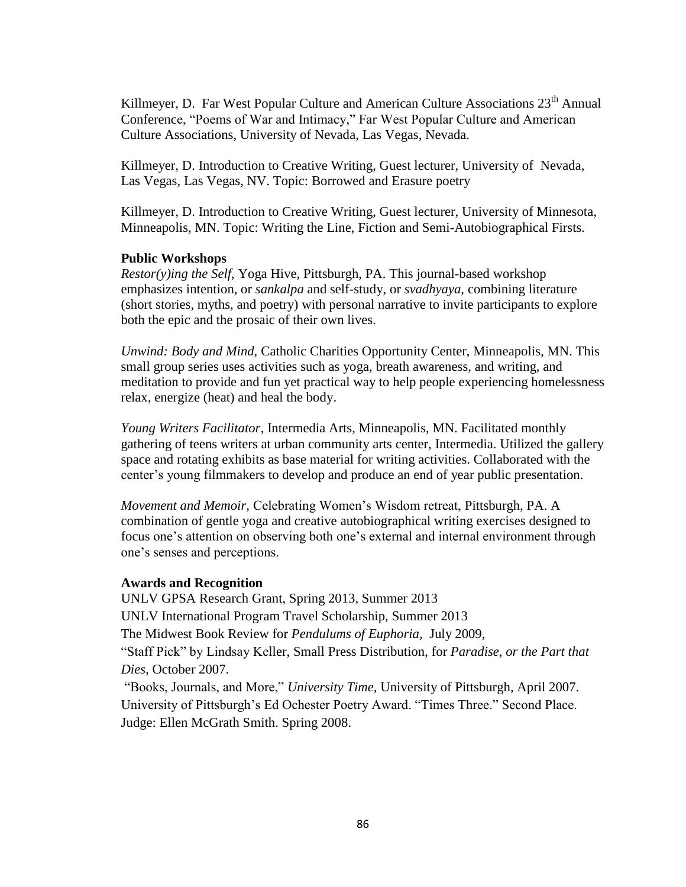Killmeyer, D. Far West Popular Culture and American Culture Associations 23[th] Annual Conference, "Poems of War and Intimacy," Far West Popular Culture and American Culture Associations, University of Nevada, Las Vegas, Nevada.

Killmeyer, D. Introduction to Creative Writing, Guest lecturer, University of Nevada, Las Vegas, Las Vegas, NV. Topic: Borrowed and Erasure poetry

Killmeyer, D. Introduction to Creative Writing, Guest lecturer, University of Minnesota, Minneapolis, MN. Topic: Writing the Line, Fiction and Semi-Autobiographical Firsts.

**Public Workshops**

*Restor(y)ing the Self*, Yoga Hive, Pittsburgh, PA. This journal-based workshop emphasizes intention, or *sankalpa* and self-study, or *svadhyaya,* combining literature (short stories, myths, and poetry) with personal narrative to invite participants to explore both the epic and the prosaic of their own lives.

*Unwind: Body and Mind*, Catholic Charities Opportunity Center, Minneapolis, MN. This small group series uses activities such as yoga, breath awareness, and writing, and meditation to provide and fun yet practical way to help people experiencing homelessness relax, energize (heat) and heal the body.

*Young Writers Facilitator*, Intermedia Arts, Minneapolis, MN. Facilitated monthly gathering of teens writers at urban community arts center, Intermedia. Utilized the gallery space and rotating exhibits as base material for writing activities. Collaborated with the center's young filmmakers to develop and produce an end of year public presentation.

*Movement and Memoir*, Celebrating Women's Wisdom retreat, Pittsburgh, PA. A combination of gentle yoga and creative autobiographical writing exercises designed to focus one's attention on observing both one's external and internal environment through one's senses and perceptions.

**Awards and Recognition**

UNLV GPSA Research Grant, Spring 2013, Summer 2013  
UNLV International Program Travel Scholarship, Summer 2013  
The Midwest Book Review for *Pendulums of Euphoria*, July 2009,  
"Staff Pick" by Lindsay Keller, Small Press Distribution, for *Paradise, or the Part that Dies,* October 2007.  
"Books, Journals, and More," *University Time,* University of Pittsburgh, April 2007.  
University of Pittsburgh's Ed Ochester Poetry Award. "Times Three." Second Place. Judge: Ellen McGrath Smith. Spring 2008.